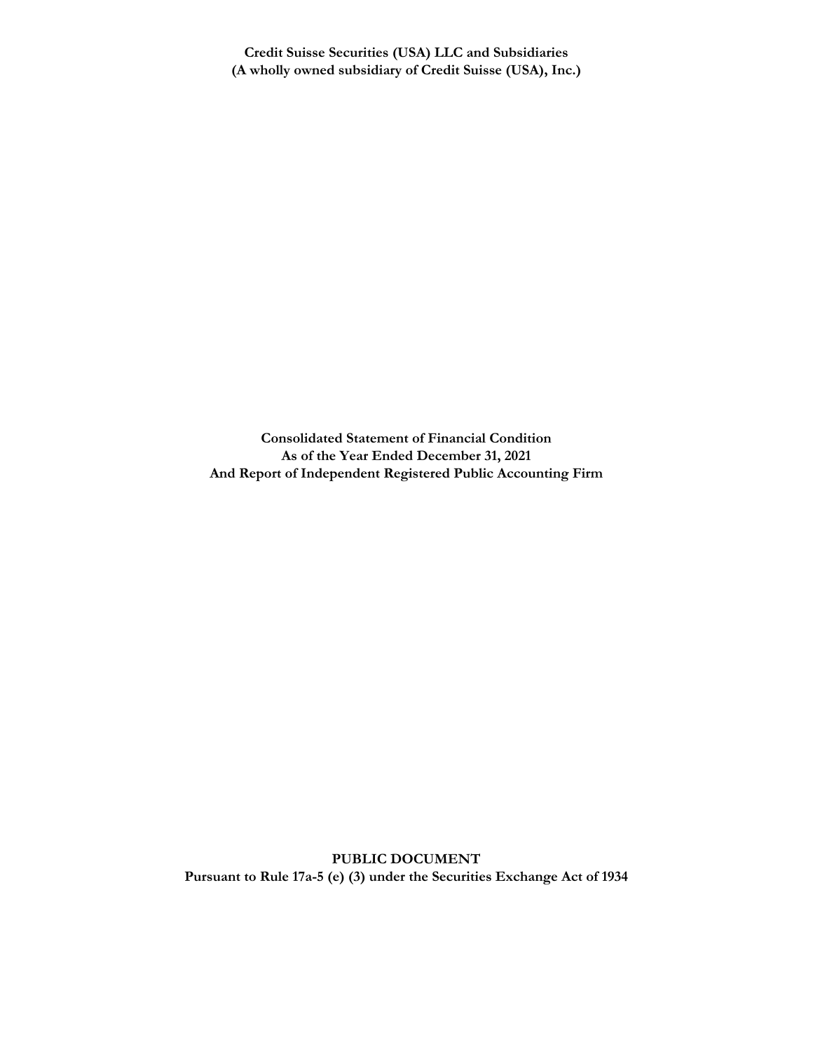**Credit Suisse Securities (USA) LLC and Subsidiaries**
**(A wholly owned subsidiary of Credit Suisse (USA), Inc.)**

# Consolidated Statement of Financial Condition
**As of the Year Ended December 31, 2021**
**And Report of Independent Registered Public Accounting Firm**

**PUBLIC DOCUMENT**
**Pursuant to Rule 17a-5 (e) (3) under the Securities Exchange Act of 1934**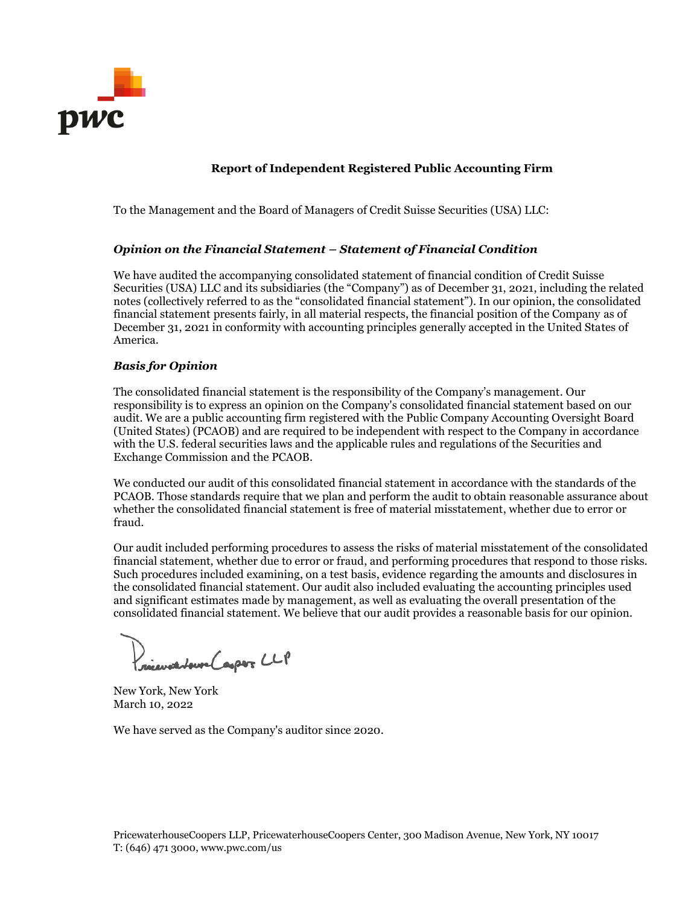## Report of Independent Registered Public Accounting Firm

To the Management and the Board of Managers of Credit Suisse Securities (USA) LLC:

### *Opinion on the Financial Statement – Statement of Financial Condition*

We have audited the accompanying consolidated statement of financial condition of Credit Suisse Securities (USA) LLC and its subsidiaries (the "Company") as of December 31, 2021, including the related notes (collectively referred to as the "consolidated financial statement"). In our opinion, the consolidated financial statement presents fairly, in all material respects, the financial position of the Company as of December 31, 2021 in conformity with accounting principles generally accepted in the United States of America.

### *Basis for Opinion*

The consolidated financial statement is the responsibility of the Company's management. Our responsibility is to express an opinion on the Company's consolidated financial statement based on our audit. We are a public accounting firm registered with the Public Company Accounting Oversight Board (United States) (PCAOB) and are required to be independent with respect to the Company in accordance with the U.S. federal securities laws and the applicable rules and regulations of the Securities and Exchange Commission and the PCAOB.

We conducted our audit of this consolidated financial statement in accordance with the standards of the PCAOB. Those standards require that we plan and perform the audit to obtain reasonable assurance about whether the consolidated financial statement is free of material misstatement, whether due to error or fraud.

Our audit included performing procedures to assess the risks of material misstatement of the consolidated financial statement, whether due to error or fraud, and performing procedures that respond to those risks. Such procedures included examining, on a test basis, evidence regarding the amounts and disclosures in the consolidated financial statement. Our audit also included evaluating the accounting principles used and significant estimates made by management, as well as evaluating the overall presentation of the consolidated financial statement. We believe that our audit provides a reasonable basis for our opinion.

PricewaterhouseCoopers LLP

New York, New York
March 10, 2022

We have served as the Company's auditor since 2020.

PricewaterhouseCoopers LLP, PricewaterhouseCoopers Center, 300 Madison Avenue, New York, NY 10017
T: (646) 471 3000, www.pwc.com/us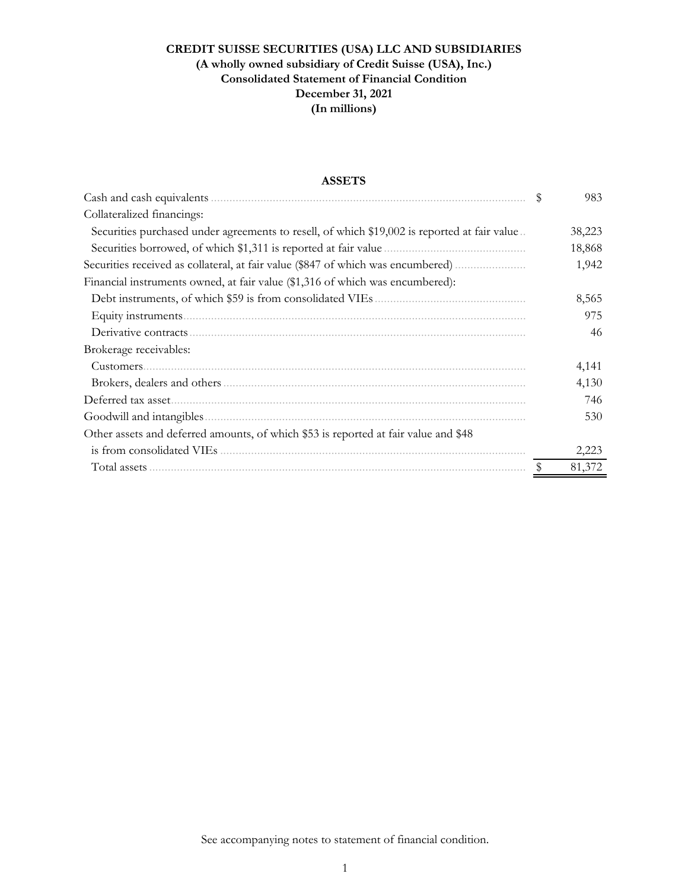**CREDIT SUISSE SECURITIES (USA) LLC AND SUBSIDIARIES**
**(A wholly owned subsidiary of Credit Suisse (USA), Inc.)**
**Consolidated Statement of Financial Condition**
**December 31, 2021**
**(In millions)**

**ASSETS**

| | | |
|---|---|---|
| Cash and cash equivalents | $ | 983 |
| Collateralized financings: | | |
| Securities purchased under agreements to resell, of which $19,002 is reported at fair value | | 38,223 |
| Securities borrowed, of which $1,311 is reported at fair value | | 18,868 |
| Securities received as collateral, at fair value ($847 of which was encumbered) | | 1,942 |
| Financial instruments owned, at fair value ($1,316 of which was encumbered): | | |
| Debt instruments, of which $59 is from consolidated VIEs | | 8,565 |
| Equity instruments | | 975 |
| Derivative contracts | | 46 |
| Brokerage receivables: | | |
| Customers | | 4,141 |
| Brokers, dealers and others | | 4,130 |
| Deferred tax asset | | 746 |
| Goodwill and intangibles | | 530 |
| Other assets and deferred amounts, of which $53 is reported at fair value and $48 is from consolidated VIEs | | 2,223 |
| Total assets | $ | 81,372 |

See accompanying notes to statement of financial condition.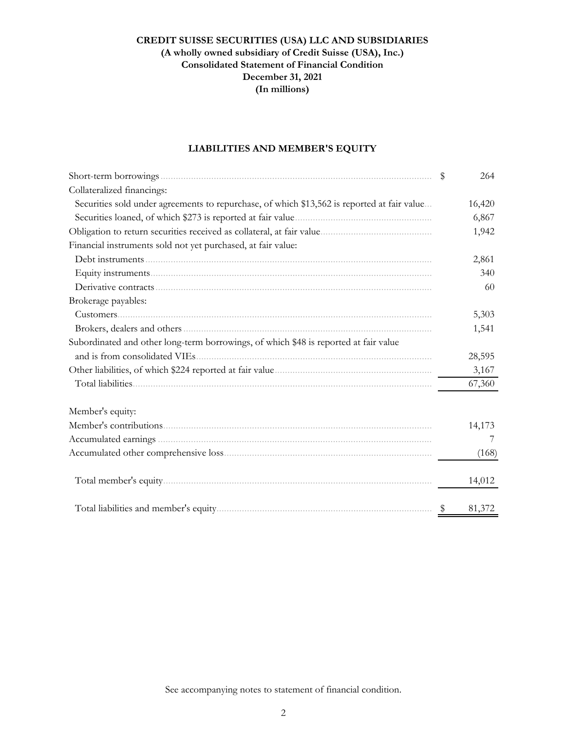**CREDIT SUISSE SECURITIES (USA) LLC AND SUBSIDIARIES**
**(A wholly owned subsidiary of Credit Suisse (USA), Inc.)**
**Consolidated Statement of Financial Condition**
**December 31, 2021**
**(In millions)**

## LIABILITIES AND MEMBER'S EQUITY

| | | |
|---|---|---|
| Short-term borrowings | $ | 264 |
| Collateralized financings: | | |
| Securities sold under agreements to repurchase, of which $13,562 is reported at fair value | | 16,420 |
| Securities loaned, of which $273 is reported at fair value | | 6,867 |
| Obligation to return securities received as collateral, at fair value | | 1,942 |
| Financial instruments sold not yet purchased, at fair value: | | |
| Debt instruments | | 2,861 |
| Equity instruments | | 340 |
| Derivative contracts | | 60 |
| Brokerage payables: | | |
| Customers | | 5,303 |
| Brokers, dealers and others | | 1,541 |
| Subordinated and other long-term borrowings, of which $48 is reported at fair value and is from consolidated VIEs | | 28,595 |
| Other liabilities, of which $224 reported at fair value | | 3,167 |
| Total liabilities | | 67,360 |
| | | |
| Member's equity: | | |
| Member's contributions | | 14,173 |
| Accumulated earnings | | 7 |
| Accumulated other comprehensive loss | | (168) |
| Total member's equity | | 14,012 |
| Total liabilities and member's equity | $ | 81,372 |

See accompanying notes to statement of financial condition.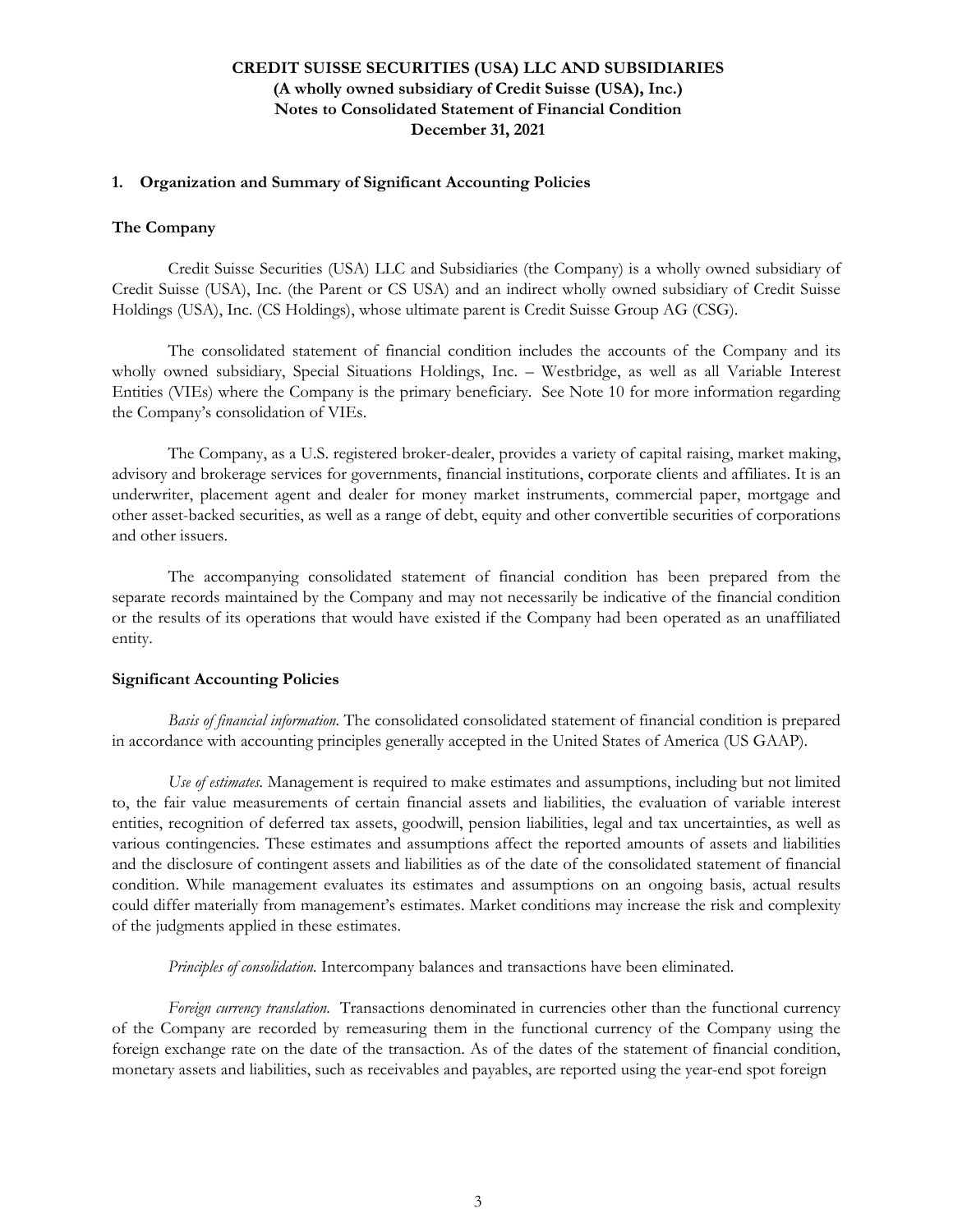**CREDIT SUISSE SECURITIES (USA) LLC AND SUBSIDIARIES**
**(A wholly owned subsidiary of Credit Suisse (USA), Inc.)**
**Notes to Consolidated Statement of Financial Condition**
**December 31, 2021**

## 1. Organization and Summary of Significant Accounting Policies

### The Company

Credit Suisse Securities (USA) LLC and Subsidiaries (the Company) is a wholly owned subsidiary of Credit Suisse (USA), Inc. (the Parent or CS USA) and an indirect wholly owned subsidiary of Credit Suisse Holdings (USA), Inc. (CS Holdings), whose ultimate parent is Credit Suisse Group AG (CSG).

The consolidated statement of financial condition includes the accounts of the Company and its wholly owned subsidiary, Special Situations Holdings, Inc. – Westbridge, as well as all Variable Interest Entities (VIEs) where the Company is the primary beneficiary. See Note 10 for more information regarding the Company's consolidation of VIEs.

The Company, as a U.S. registered broker-dealer, provides a variety of capital raising, market making, advisory and brokerage services for governments, financial institutions, corporate clients and affiliates. It is an underwriter, placement agent and dealer for money market instruments, commercial paper, mortgage and other asset-backed securities, as well as a range of debt, equity and other convertible securities of corporations and other issuers.

The accompanying consolidated statement of financial condition has been prepared from the separate records maintained by the Company and may not necessarily be indicative of the financial condition or the results of its operations that would have existed if the Company had been operated as an unaffiliated entity.

### Significant Accounting Policies

*Basis of financial information.* The consolidated consolidated statement of financial condition is prepared in accordance with accounting principles generally accepted in the United States of America (US GAAP).

*Use of estimates.* Management is required to make estimates and assumptions, including but not limited to, the fair value measurements of certain financial assets and liabilities, the evaluation of variable interest entities, recognition of deferred tax assets, goodwill, pension liabilities, legal and tax uncertainties, as well as various contingencies. These estimates and assumptions affect the reported amounts of assets and liabilities and the disclosure of contingent assets and liabilities as of the date of the consolidated statement of financial condition. While management evaluates its estimates and assumptions on an ongoing basis, actual results could differ materially from management's estimates. Market conditions may increase the risk and complexity of the judgments applied in these estimates.

*Principles of consolidation.* Intercompany balances and transactions have been eliminated.

*Foreign currency translation.* Transactions denominated in currencies other than the functional currency of the Company are recorded by remeasuring them in the functional currency of the Company using the foreign exchange rate on the date of the transaction. As of the dates of the statement of financial condition, monetary assets and liabilities, such as receivables and payables, are reported using the year-end spot foreign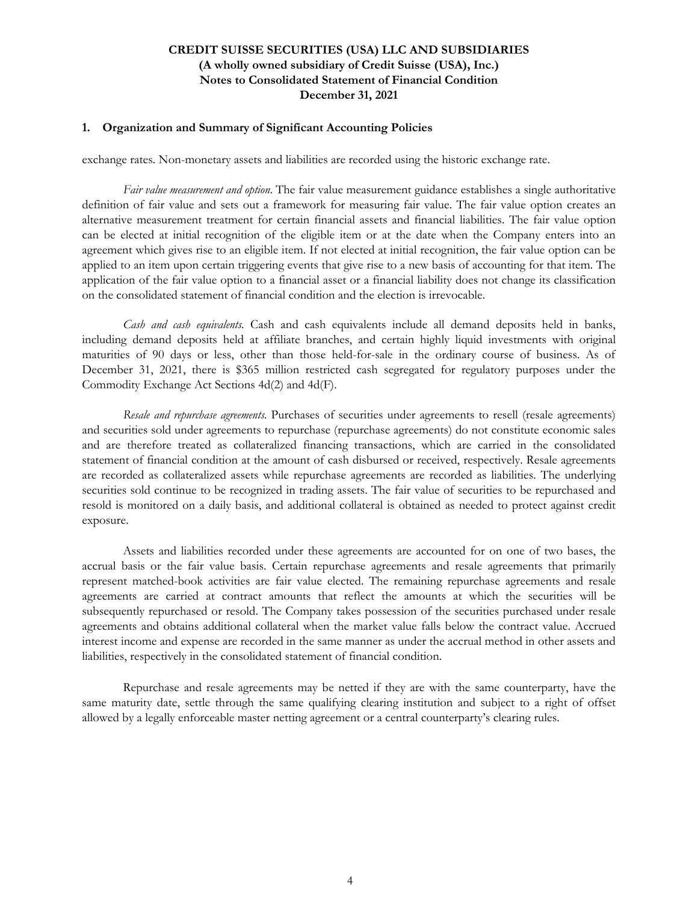## 1. Organization and Summary of Significant Accounting Policies

exchange rates. Non-monetary assets and liabilities are recorded using the historic exchange rate.

*Fair value measurement and option.* The fair value measurement guidance establishes a single authoritative definition of fair value and sets out a framework for measuring fair value. The fair value option creates an alternative measurement treatment for certain financial assets and financial liabilities. The fair value option can be elected at initial recognition of the eligible item or at the date when the Company enters into an agreement which gives rise to an eligible item. If not elected at initial recognition, the fair value option can be applied to an item upon certain triggering events that give rise to a new basis of accounting for that item. The application of the fair value option to a financial asset or a financial liability does not change its classification on the consolidated statement of financial condition and the election is irrevocable.

*Cash and cash equivalents.* Cash and cash equivalents include all demand deposits held in banks, including demand deposits held at affiliate branches, and certain highly liquid investments with original maturities of 90 days or less, other than those held-for-sale in the ordinary course of business. As of December 31, 2021, there is $365 million restricted cash segregated for regulatory purposes under the Commodity Exchange Act Sections 4d(2) and 4d(F).

*Resale and repurchase agreements.* Purchases of securities under agreements to resell (resale agreements) and securities sold under agreements to repurchase (repurchase agreements) do not constitute economic sales and are therefore treated as collateralized financing transactions, which are carried in the consolidated statement of financial condition at the amount of cash disbursed or received, respectively. Resale agreements are recorded as collateralized assets while repurchase agreements are recorded as liabilities. The underlying securities sold continue to be recognized in trading assets. The fair value of securities to be repurchased and resold is monitored on a daily basis, and additional collateral is obtained as needed to protect against credit exposure.

Assets and liabilities recorded under these agreements are accounted for on one of two bases, the accrual basis or the fair value basis. Certain repurchase agreements and resale agreements that primarily represent matched-book activities are fair value elected. The remaining repurchase agreements and resale agreements are carried at contract amounts that reflect the amounts at which the securities will be subsequently repurchased or resold. The Company takes possession of the securities purchased under resale agreements and obtains additional collateral when the market value falls below the contract value. Accrued interest income and expense are recorded in the same manner as under the accrual method in other assets and liabilities, respectively in the consolidated statement of financial condition.

Repurchase and resale agreements may be netted if they are with the same counterparty, have the same maturity date, settle through the same qualifying clearing institution and subject to a right of offset allowed by a legally enforceable master netting agreement or a central counterparty's clearing rules.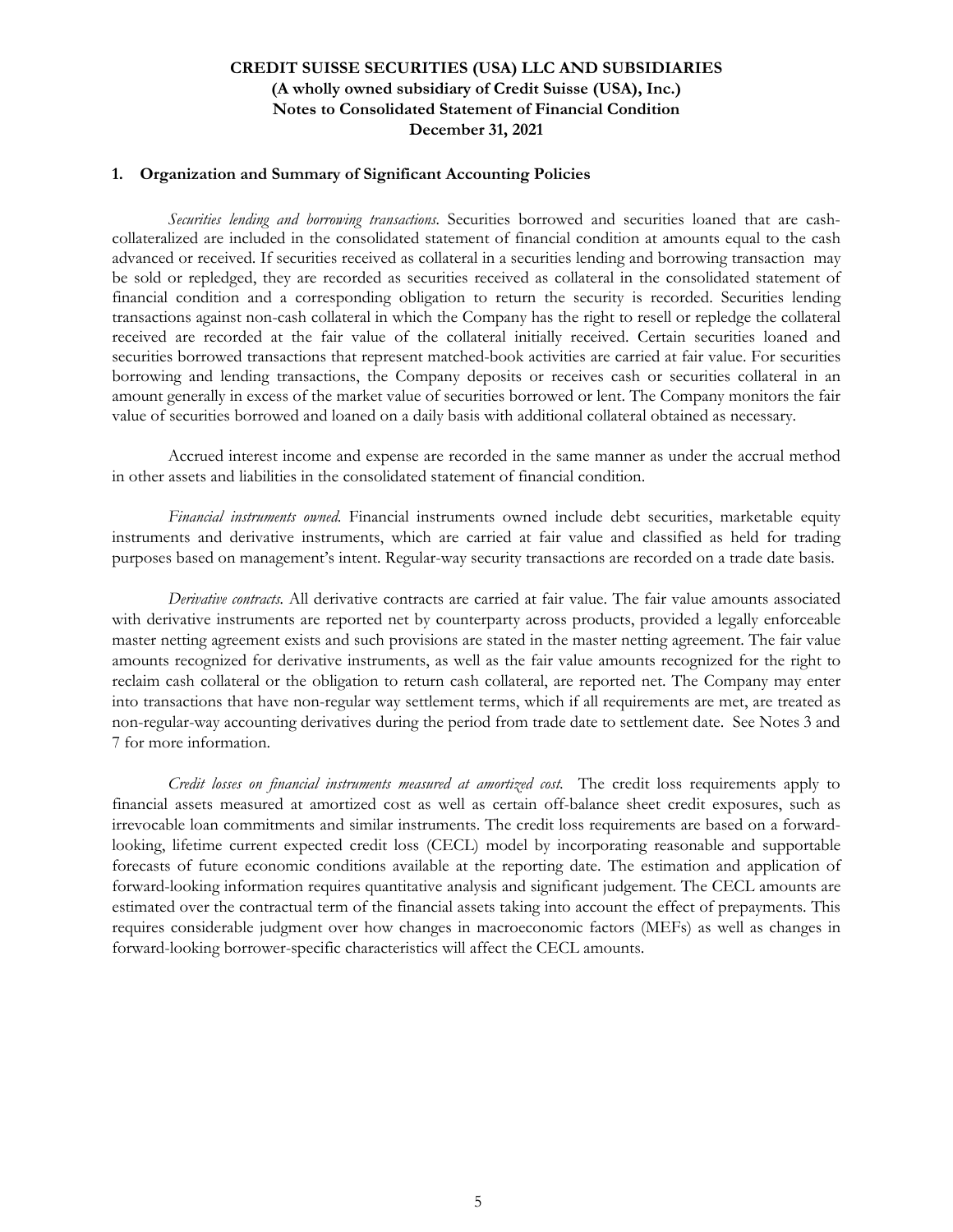## 1. Organization and Summary of Significant Accounting Policies

*Securities lending and borrowing transactions.* Securities borrowed and securities loaned that are cash-collateralized are included in the consolidated statement of financial condition at amounts equal to the cash advanced or received. If securities received as collateral in a securities lending and borrowing transaction may be sold or repledged, they are recorded as securities received as collateral in the consolidated statement of financial condition and a corresponding obligation to return the security is recorded. Securities lending transactions against non-cash collateral in which the Company has the right to resell or repledge the collateral received are recorded at the fair value of the collateral initially received. Certain securities loaned and securities borrowed transactions that represent matched-book activities are carried at fair value. For securities borrowing and lending transactions, the Company deposits or receives cash or securities collateral in an amount generally in excess of the market value of securities borrowed or lent. The Company monitors the fair value of securities borrowed and loaned on a daily basis with additional collateral obtained as necessary.

Accrued interest income and expense are recorded in the same manner as under the accrual method in other assets and liabilities in the consolidated statement of financial condition.

*Financial instruments owned.* Financial instruments owned include debt securities, marketable equity instruments and derivative instruments, which are carried at fair value and classified as held for trading purposes based on management's intent. Regular-way security transactions are recorded on a trade date basis.

*Derivative contracts.* All derivative contracts are carried at fair value. The fair value amounts associated with derivative instruments are reported net by counterparty across products, provided a legally enforceable master netting agreement exists and such provisions are stated in the master netting agreement. The fair value amounts recognized for derivative instruments, as well as the fair value amounts recognized for the right to reclaim cash collateral or the obligation to return cash collateral, are reported net. The Company may enter into transactions that have non-regular way settlement terms, which if all requirements are met, are treated as non-regular-way accounting derivatives during the period from trade date to settlement date. See Notes 3 and 7 for more information.

*Credit losses on financial instruments measured at amortized cost.* The credit loss requirements apply to financial assets measured at amortized cost as well as certain off-balance sheet credit exposures, such as irrevocable loan commitments and similar instruments. The credit loss requirements are based on a forward-looking, lifetime current expected credit loss (CECL) model by incorporating reasonable and supportable forecasts of future economic conditions available at the reporting date. The estimation and application of forward-looking information requires quantitative analysis and significant judgement. The CECL amounts are estimated over the contractual term of the financial assets taking into account the effect of prepayments. This requires considerable judgment over how changes in macroeconomic factors (MEFs) as well as changes in forward-looking borrower-specific characteristics will affect the CECL amounts.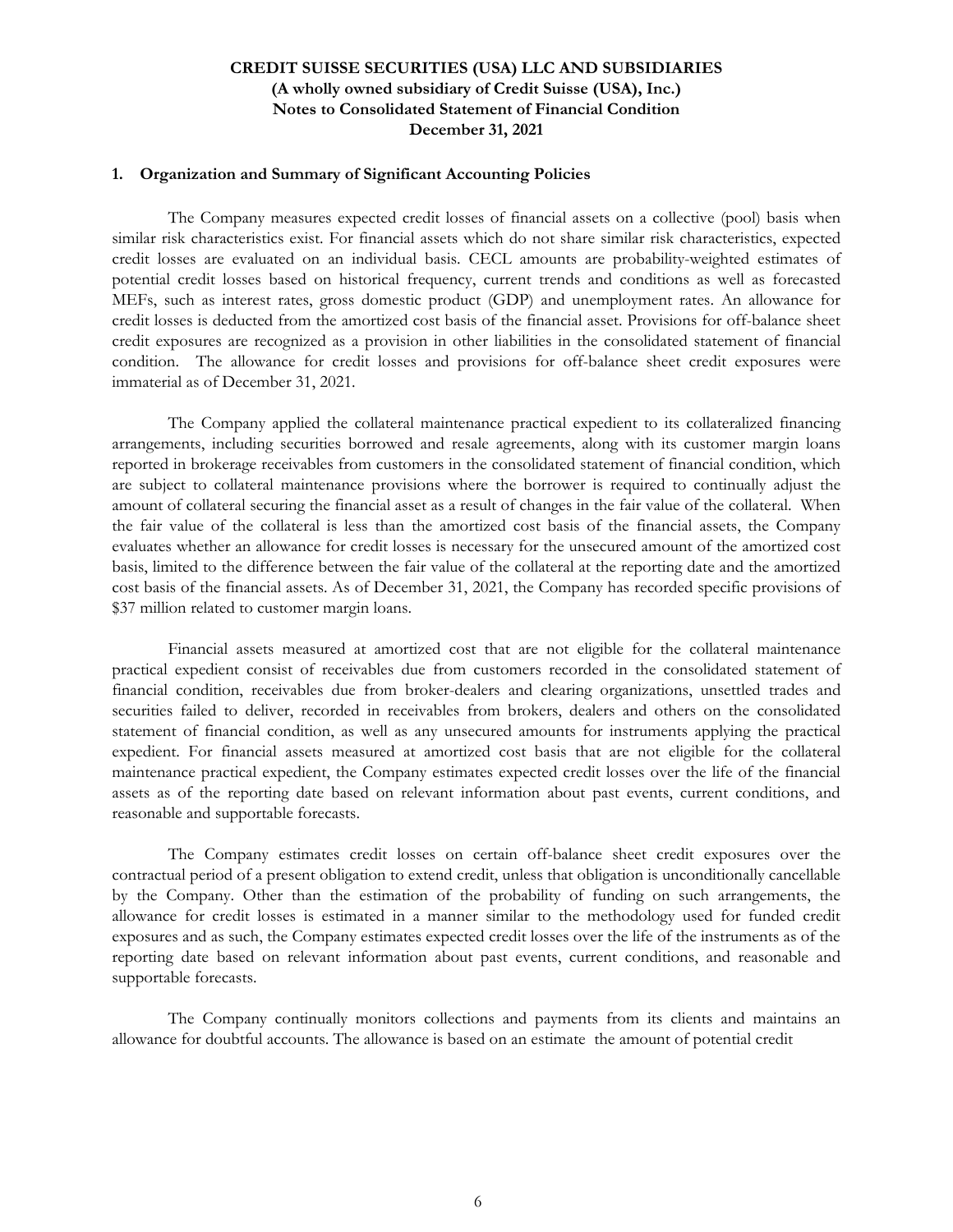## 1. Organization and Summary of Significant Accounting Policies

The Company measures expected credit losses of financial assets on a collective (pool) basis when similar risk characteristics exist. For financial assets which do not share similar risk characteristics, expected credit losses are evaluated on an individual basis. CECL amounts are probability-weighted estimates of potential credit losses based on historical frequency, current trends and conditions as well as forecasted MEFs, such as interest rates, gross domestic product (GDP) and unemployment rates. An allowance for credit losses is deducted from the amortized cost basis of the financial asset. Provisions for off-balance sheet credit exposures are recognized as a provision in other liabilities in the consolidated statement of financial condition. The allowance for credit losses and provisions for off-balance sheet credit exposures were immaterial as of December 31, 2021.

The Company applied the collateral maintenance practical expedient to its collateralized financing arrangements, including securities borrowed and resale agreements, along with its customer margin loans reported in brokerage receivables from customers in the consolidated statement of financial condition, which are subject to collateral maintenance provisions where the borrower is required to continually adjust the amount of collateral securing the financial asset as a result of changes in the fair value of the collateral. When the fair value of the collateral is less than the amortized cost basis of the financial assets, the Company evaluates whether an allowance for credit losses is necessary for the unsecured amount of the amortized cost basis, limited to the difference between the fair value of the collateral at the reporting date and the amortized cost basis of the financial assets. As of December 31, 2021, the Company has recorded specific provisions of $37 million related to customer margin loans.

Financial assets measured at amortized cost that are not eligible for the collateral maintenance practical expedient consist of receivables due from customers recorded in the consolidated statement of financial condition, receivables due from broker-dealers and clearing organizations, unsettled trades and securities failed to deliver, recorded in receivables from brokers, dealers and others on the consolidated statement of financial condition, as well as any unsecured amounts for instruments applying the practical expedient. For financial assets measured at amortized cost basis that are not eligible for the collateral maintenance practical expedient, the Company estimates expected credit losses over the life of the financial assets as of the reporting date based on relevant information about past events, current conditions, and reasonable and supportable forecasts.

The Company estimates credit losses on certain off-balance sheet credit exposures over the contractual period of a present obligation to extend credit, unless that obligation is unconditionally cancellable by the Company. Other than the estimation of the probability of funding on such arrangements, the allowance for credit losses is estimated in a manner similar to the methodology used for funded credit exposures and as such, the Company estimates expected credit losses over the life of the instruments as of the reporting date based on relevant information about past events, current conditions, and reasonable and supportable forecasts.

The Company continually monitors collections and payments from its clients and maintains an allowance for doubtful accounts. The allowance is based on an estimate the amount of potential credit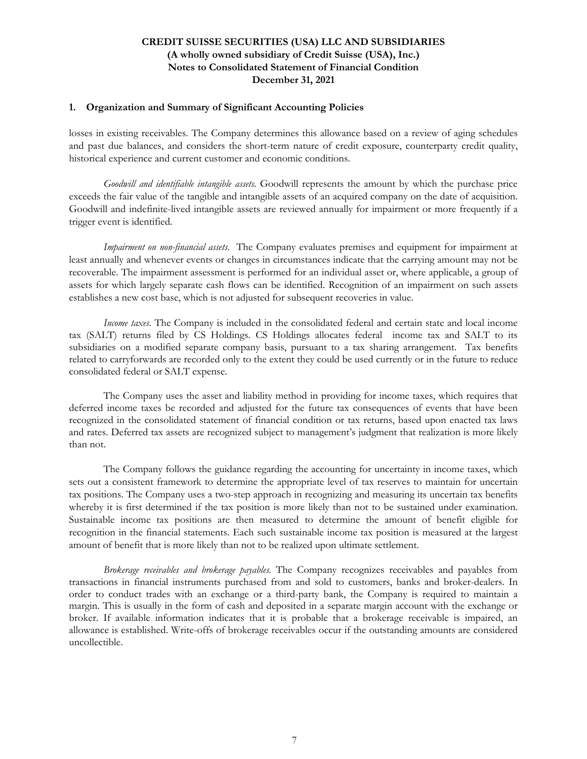## 1. Organization and Summary of Significant Accounting Policies

losses in existing receivables. The Company determines this allowance based on a review of aging schedules and past due balances, and considers the short-term nature of credit exposure, counterparty credit quality, historical experience and current customer and economic conditions.

*Goodwill and identifiable intangible assets.* Goodwill represents the amount by which the purchase price exceeds the fair value of the tangible and intangible assets of an acquired company on the date of acquisition. Goodwill and indefinite-lived intangible assets are reviewed annually for impairment or more frequently if a trigger event is identified.

*Impairment on non-financial assets.* The Company evaluates premises and equipment for impairment at least annually and whenever events or changes in circumstances indicate that the carrying amount may not be recoverable. The impairment assessment is performed for an individual asset or, where applicable, a group of assets for which largely separate cash flows can be identified. Recognition of an impairment on such assets establishes a new cost base, which is not adjusted for subsequent recoveries in value.

*Income taxes.* The Company is included in the consolidated federal and certain state and local income tax (SALT) returns filed by CS Holdings. CS Holdings allocates federal income tax and SALT to its subsidiaries on a modified separate company basis, pursuant to a tax sharing arrangement. Tax benefits related to carryforwards are recorded only to the extent they could be used currently or in the future to reduce consolidated federal or SALT expense.

The Company uses the asset and liability method in providing for income taxes, which requires that deferred income taxes be recorded and adjusted for the future tax consequences of events that have been recognized in the consolidated statement of financial condition or tax returns, based upon enacted tax laws and rates. Deferred tax assets are recognized subject to management's judgment that realization is more likely than not.

The Company follows the guidance regarding the accounting for uncertainty in income taxes, which sets out a consistent framework to determine the appropriate level of tax reserves to maintain for uncertain tax positions. The Company uses a two-step approach in recognizing and measuring its uncertain tax benefits whereby it is first determined if the tax position is more likely than not to be sustained under examination. Sustainable income tax positions are then measured to determine the amount of benefit eligible for recognition in the financial statements. Each such sustainable income tax position is measured at the largest amount of benefit that is more likely than not to be realized upon ultimate settlement.

*Brokerage receivables and brokerage payables.* The Company recognizes receivables and payables from transactions in financial instruments purchased from and sold to customers, banks and broker-dealers. In order to conduct trades with an exchange or a third-party bank, the Company is required to maintain a margin. This is usually in the form of cash and deposited in a separate margin account with the exchange or broker. If available information indicates that it is probable that a brokerage receivable is impaired, an allowance is established. Write-offs of brokerage receivables occur if the outstanding amounts are considered uncollectible.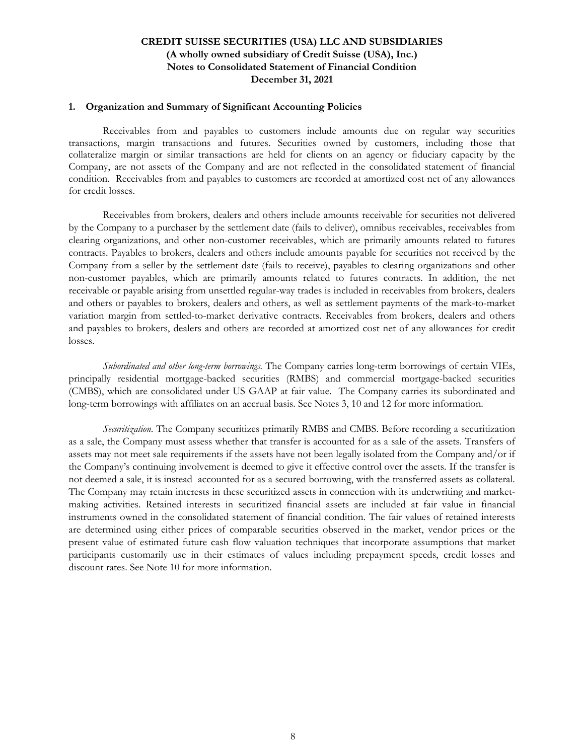**CREDIT SUISSE SECURITIES (USA) LLC AND SUBSIDIARIES**
**(A wholly owned subsidiary of Credit Suisse (USA), Inc.)**
**Notes to Consolidated Statement of Financial Condition**
**December 31, 2021**

## 1. Organization and Summary of Significant Accounting Policies

Receivables from and payables to customers include amounts due on regular way securities transactions, margin transactions and futures. Securities owned by customers, including those that collateralize margin or similar transactions are held for clients on an agency or fiduciary capacity by the Company, are not assets of the Company and are not reflected in the consolidated statement of financial condition. Receivables from and payables to customers are recorded at amortized cost net of any allowances for credit losses.

Receivables from brokers, dealers and others include amounts receivable for securities not delivered by the Company to a purchaser by the settlement date (fails to deliver), omnibus receivables, receivables from clearing organizations, and other non-customer receivables, which are primarily amounts related to futures contracts. Payables to brokers, dealers and others include amounts payable for securities not received by the Company from a seller by the settlement date (fails to receive), payables to clearing organizations and other non-customer payables, which are primarily amounts related to futures contracts. In addition, the net receivable or payable arising from unsettled regular-way trades is included in receivables from brokers, dealers and others or payables to brokers, dealers and others, as well as settlement payments of the mark-to-market variation margin from settled-to-market derivative contracts. Receivables from brokers, dealers and others and payables to brokers, dealers and others are recorded at amortized cost net of any allowances for credit losses.

*Subordinated and other long-term borrowings.* The Company carries long-term borrowings of certain VIEs, principally residential mortgage-backed securities (RMBS) and commercial mortgage-backed securities (CMBS), which are consolidated under US GAAP at fair value. The Company carries its subordinated and long-term borrowings with affiliates on an accrual basis. See Notes 3, 10 and 12 for more information.

*Securitization.* The Company securitizes primarily RMBS and CMBS. Before recording a securitization as a sale, the Company must assess whether that transfer is accounted for as a sale of the assets. Transfers of assets may not meet sale requirements if the assets have not been legally isolated from the Company and/or if the Company's continuing involvement is deemed to give it effective control over the assets. If the transfer is not deemed a sale, it is instead accounted for as a secured borrowing, with the transferred assets as collateral. The Company may retain interests in these securitized assets in connection with its underwriting and market-making activities. Retained interests in securitized financial assets are included at fair value in financial instruments owned in the consolidated statement of financial condition. The fair values of retained interests are determined using either prices of comparable securities observed in the market, vendor prices or the present value of estimated future cash flow valuation techniques that incorporate assumptions that market participants customarily use in their estimates of values including prepayment speeds, credit losses and discount rates. See Note 10 for more information.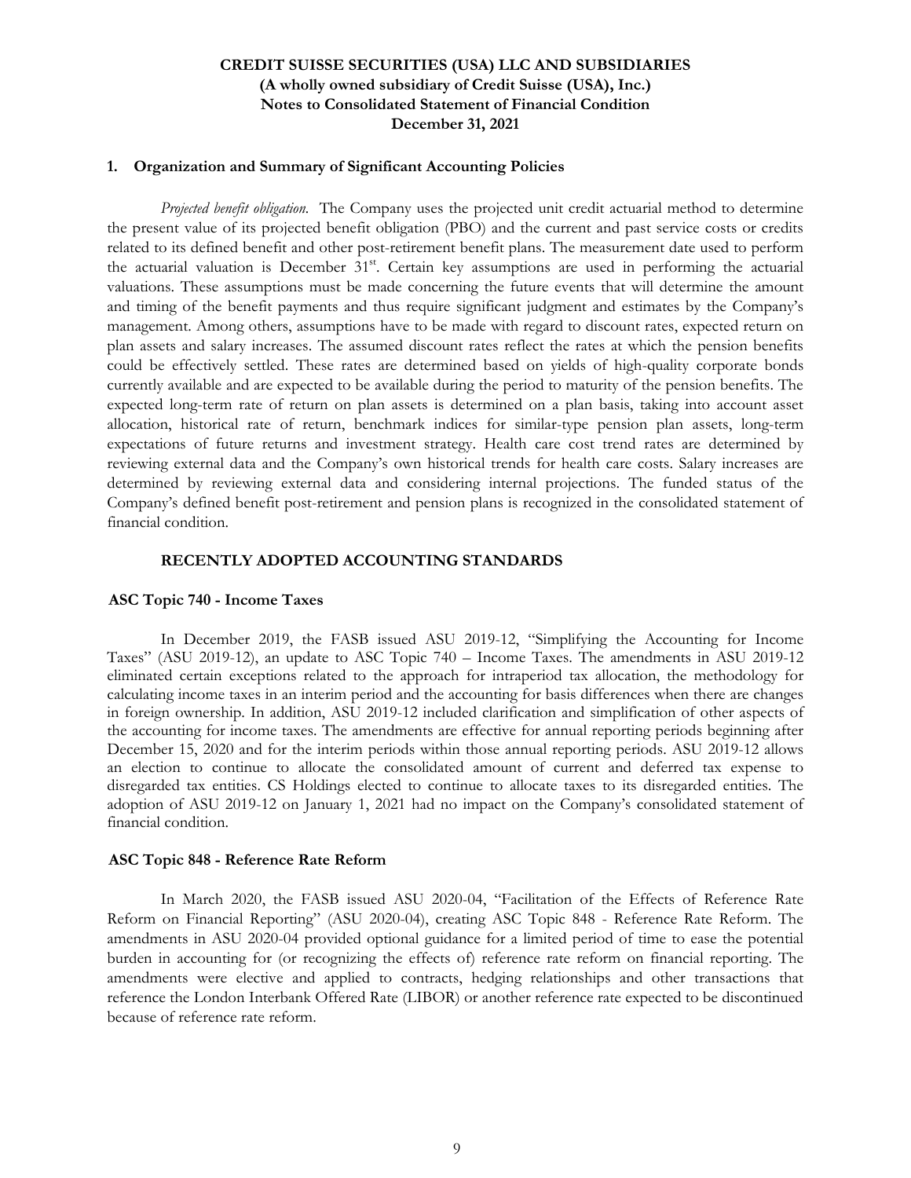## 1. Organization and Summary of Significant Accounting Policies

*Projected benefit obligation.* The Company uses the projected unit credit actuarial method to determine the present value of its projected benefit obligation (PBO) and the current and past service costs or credits related to its defined benefit and other post-retirement benefit plans. The measurement date used to perform the actuarial valuation is December 31st. Certain key assumptions are used in performing the actuarial valuations. These assumptions must be made concerning the future events that will determine the amount and timing of the benefit payments and thus require significant judgment and estimates by the Company's management. Among others, assumptions have to be made with regard to discount rates, expected return on plan assets and salary increases. The assumed discount rates reflect the rates at which the pension benefits could be effectively settled. These rates are determined based on yields of high-quality corporate bonds currently available and are expected to be available during the period to maturity of the pension benefits. The expected long-term rate of return on plan assets is determined on a plan basis, taking into account asset allocation, historical rate of return, benchmark indices for similar-type pension plan assets, long-term expectations of future returns and investment strategy. Health care cost trend rates are determined by reviewing external data and the Company's own historical trends for health care costs. Salary increases are determined by reviewing external data and considering internal projections. The funded status of the Company's defined benefit post-retirement and pension plans is recognized in the consolidated statement of financial condition.

## RECENTLY ADOPTED ACCOUNTING STANDARDS

### ASC Topic 740 - Income Taxes

In December 2019, the FASB issued ASU 2019-12, "Simplifying the Accounting for Income Taxes" (ASU 2019-12), an update to ASC Topic 740 – Income Taxes. The amendments in ASU 2019-12 eliminated certain exceptions related to the approach for intraperiod tax allocation, the methodology for calculating income taxes in an interim period and the accounting for basis differences when there are changes in foreign ownership. In addition, ASU 2019-12 included clarification and simplification of other aspects of the accounting for income taxes. The amendments are effective for annual reporting periods beginning after December 15, 2020 and for the interim periods within those annual reporting periods. ASU 2019-12 allows an election to continue to allocate the consolidated amount of current and deferred tax expense to disregarded tax entities. CS Holdings elected to continue to allocate taxes to its disregarded entities. The adoption of ASU 2019-12 on January 1, 2021 had no impact on the Company's consolidated statement of financial condition.

### ASC Topic 848 - Reference Rate Reform

In March 2020, the FASB issued ASU 2020-04, "Facilitation of the Effects of Reference Rate Reform on Financial Reporting" (ASU 2020-04), creating ASC Topic 848 - Reference Rate Reform. The amendments in ASU 2020-04 provided optional guidance for a limited period of time to ease the potential burden in accounting for (or recognizing the effects of) reference rate reform on financial reporting. The amendments were elective and applied to contracts, hedging relationships and other transactions that reference the London Interbank Offered Rate (LIBOR) or another reference rate expected to be discontinued because of reference rate reform.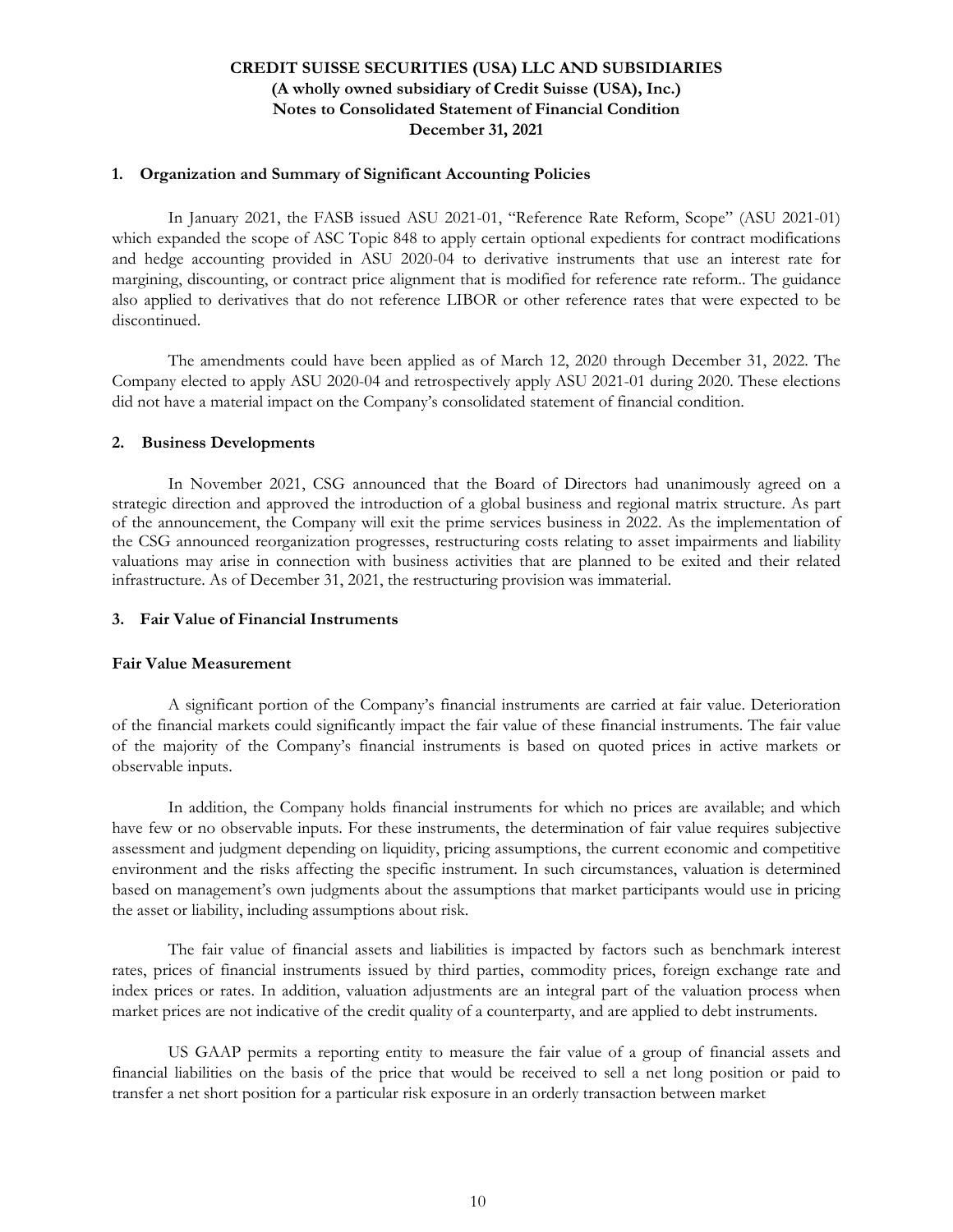**CREDIT SUISSE SECURITIES (USA) LLC AND SUBSIDIARIES**
**(A wholly owned subsidiary of Credit Suisse (USA), Inc.)**
**Notes to Consolidated Statement of Financial Condition**
**December 31, 2021**

## 1. Organization and Summary of Significant Accounting Policies

In January 2021, the FASB issued ASU 2021-01, "Reference Rate Reform, Scope" (ASU 2021-01) which expanded the scope of ASC Topic 848 to apply certain optional expedients for contract modifications and hedge accounting provided in ASU 2020-04 to derivative instruments that use an interest rate for margining, discounting, or contract price alignment that is modified for reference rate reform.. The guidance also applied to derivatives that do not reference LIBOR or other reference rates that were expected to be discontinued.

The amendments could have been applied as of March 12, 2020 through December 31, 2022. The Company elected to apply ASU 2020-04 and retrospectively apply ASU 2021-01 during 2020. These elections did not have a material impact on the Company's consolidated statement of financial condition.

## 2. Business Developments

In November 2021, CSG announced that the Board of Directors had unanimously agreed on a strategic direction and approved the introduction of a global business and regional matrix structure. As part of the announcement, the Company will exit the prime services business in 2022. As the implementation of the CSG announced reorganization progresses, restructuring costs relating to asset impairments and liability valuations may arise in connection with business activities that are planned to be exited and their related infrastructure. As of December 31, 2021, the restructuring provision was immaterial.

## 3. Fair Value of Financial Instruments

### Fair Value Measurement

A significant portion of the Company's financial instruments are carried at fair value. Deterioration of the financial markets could significantly impact the fair value of these financial instruments. The fair value of the majority of the Company's financial instruments is based on quoted prices in active markets or observable inputs.

In addition, the Company holds financial instruments for which no prices are available; and which have few or no observable inputs. For these instruments, the determination of fair value requires subjective assessment and judgment depending on liquidity, pricing assumptions, the current economic and competitive environment and the risks affecting the specific instrument. In such circumstances, valuation is determined based on management's own judgments about the assumptions that market participants would use in pricing the asset or liability, including assumptions about risk.

The fair value of financial assets and liabilities is impacted by factors such as benchmark interest rates, prices of financial instruments issued by third parties, commodity prices, foreign exchange rate and index prices or rates. In addition, valuation adjustments are an integral part of the valuation process when market prices are not indicative of the credit quality of a counterparty, and are applied to debt instruments.

US GAAP permits a reporting entity to measure the fair value of a group of financial assets and financial liabilities on the basis of the price that would be received to sell a net long position or paid to transfer a net short position for a particular risk exposure in an orderly transaction between market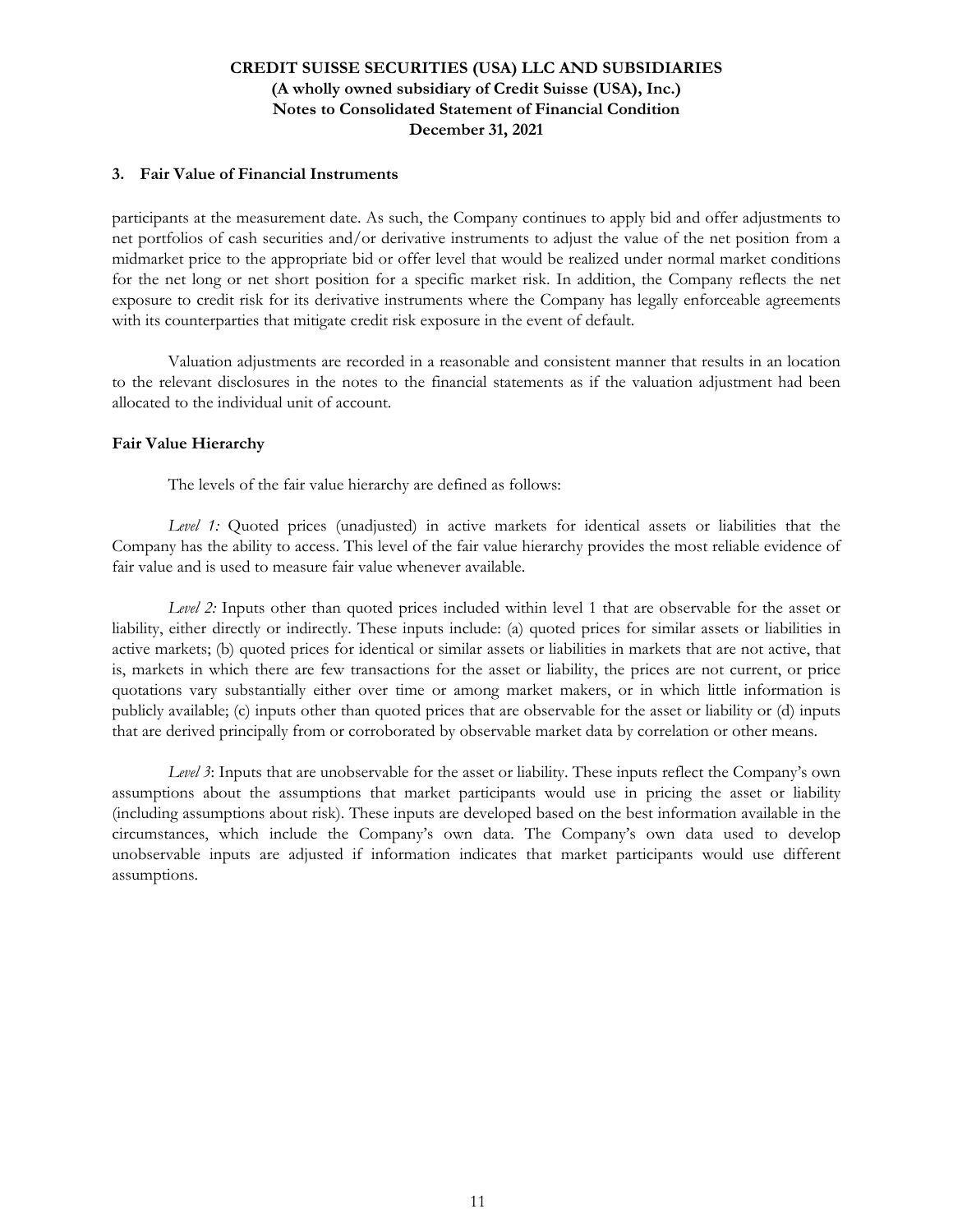### 3. Fair Value of Financial Instruments

participants at the measurement date. As such, the Company continues to apply bid and offer adjustments to net portfolios of cash securities and/or derivative instruments to adjust the value of the net position from a midmarket price to the appropriate bid or offer level that would be realized under normal market conditions for the net long or net short position for a specific market risk. In addition, the Company reflects the net exposure to credit risk for its derivative instruments where the Company has legally enforceable agreements with its counterparties that mitigate credit risk exposure in the event of default.

Valuation adjustments are recorded in a reasonable and consistent manner that results in an location to the relevant disclosures in the notes to the financial statements as if the valuation adjustment had been allocated to the individual unit of account.

#### Fair Value Hierarchy

The levels of the fair value hierarchy are defined as follows:

*Level 1:* Quoted prices (unadjusted) in active markets for identical assets or liabilities that the Company has the ability to access. This level of the fair value hierarchy provides the most reliable evidence of fair value and is used to measure fair value whenever available.

*Level 2:* Inputs other than quoted prices included within level 1 that are observable for the asset or liability, either directly or indirectly. These inputs include: (a) quoted prices for similar assets or liabilities in active markets; (b) quoted prices for identical or similar assets or liabilities in markets that are not active, that is, markets in which there are few transactions for the asset or liability, the prices are not current, or price quotations vary substantially either over time or among market makers, or in which little information is publicly available; (c) inputs other than quoted prices that are observable for the asset or liability or (d) inputs that are derived principally from or corroborated by observable market data by correlation or other means.

*Level 3*: Inputs that are unobservable for the asset or liability. These inputs reflect the Company's own assumptions about the assumptions that market participants would use in pricing the asset or liability (including assumptions about risk). These inputs are developed based on the best information available in the circumstances, which include the Company's own data. The Company's own data used to develop unobservable inputs are adjusted if information indicates that market participants would use different assumptions.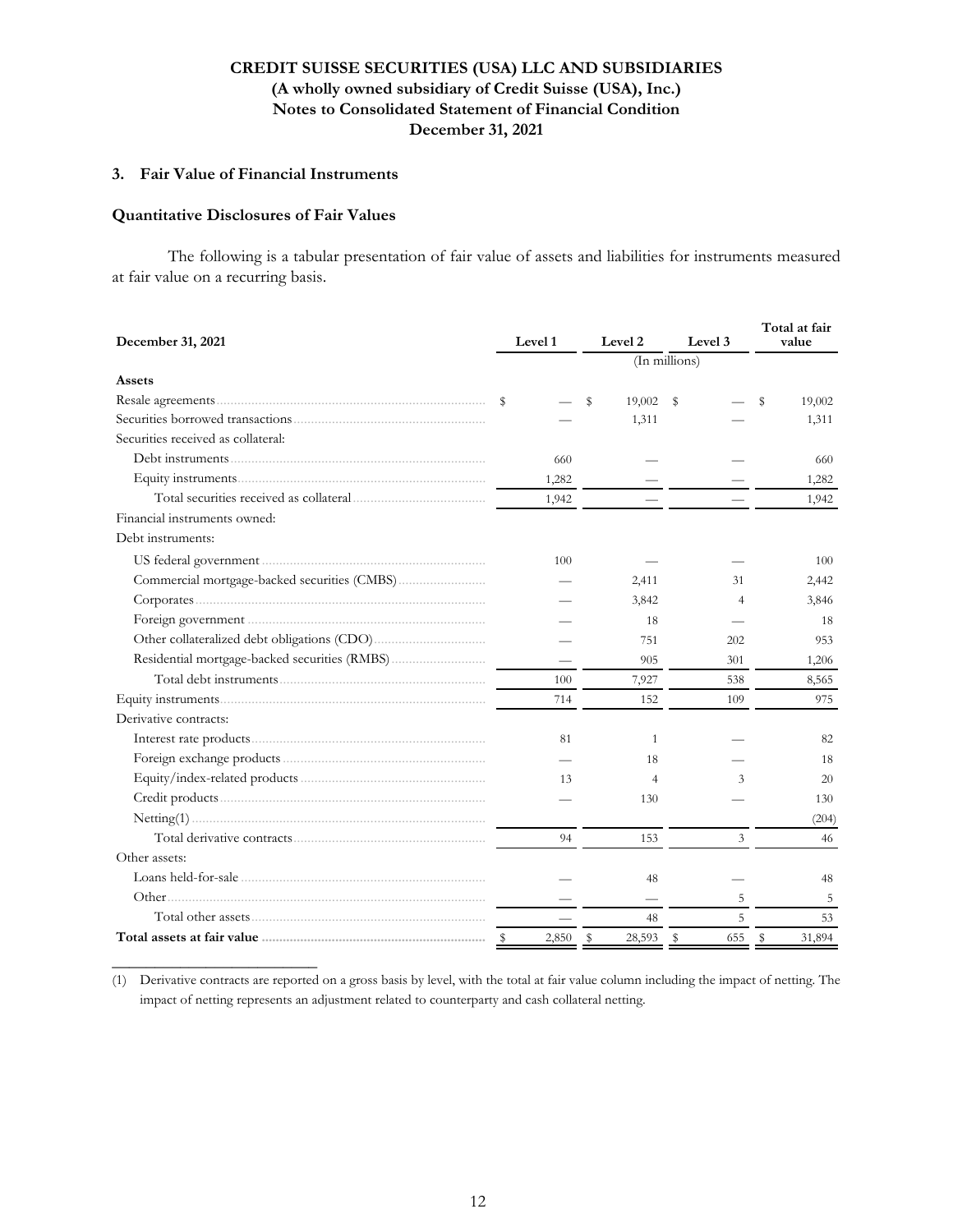**CREDIT SUISSE SECURITIES (USA) LLC AND SUBSIDIARIES**
**(A wholly owned subsidiary of Credit Suisse (USA), Inc.)**
**Notes to Consolidated Statement of Financial Condition**
**December 31, 2021**

### 3. Fair Value of Financial Instruments

#### Quantitative Disclosures of Fair Values

The following is a tabular presentation of fair value of assets and liabilities for instruments measured at fair value on a recurring basis.

| December 31, 2021 | Level 1 | Level 2 | Level 3 | Total at fair value |
|---|---|---|---|---|
| | | (In millions) | | |
| **Assets** | | | | |
| Resale agreements | $ — | $ 19,002 | $ — | $ 19,002 |
| Securities borrowed transactions | — | 1,311 | — | 1,311 |
| Securities received as collateral: | | | | |
| Debt instruments | 660 | — | — | 660 |
| Equity instruments | 1,282 | — | — | 1,282 |
| Total securities received as collateral | 1,942 | — | — | 1,942 |
| Financial instruments owned: | | | | |
| Debt instruments: | | | | |
| US federal government | 100 | — | — | 100 |
| Commercial mortgage-backed securities (CMBS) | — | 2,411 | 31 | 2,442 |
| Corporates | — | 3,842 | 4 | 3,846 |
| Foreign government | — | 18 | — | 18 |
| Other collateralized debt obligations (CDO) | — | 751 | 202 | 953 |
| Residential mortgage-backed securities (RMBS) | — | 905 | 301 | 1,206 |
| Total debt instruments | 100 | 7,927 | 538 | 8,565 |
| Equity instruments | 714 | 152 | 109 | 975 |
| Derivative contracts: | | | | |
| Interest rate products | 81 | 1 | — | 82 |
| Foreign exchange products | — | 18 | — | 18 |
| Equity/index-related products | 13 | 4 | 3 | 20 |
| Credit products | — | 130 | — | 130 |
| Netting(1) | | | | (204) |
| Total derivative contracts | 94 | 153 | 3 | 46 |
| Other assets: | | | | |
| Loans held-for-sale | — | 48 | — | 48 |
| Other | — | — | 5 | 5 |
| Total other assets | — | 48 | 5 | 53 |
| **Total assets at fair value** | $ 2,850 | $ 28,593 | $ 655 | $ 31,894 |

(1) Derivative contracts are reported on a gross basis by level, with the total at fair value column including the impact of netting. The impact of netting represents an adjustment related to counterparty and cash collateral netting.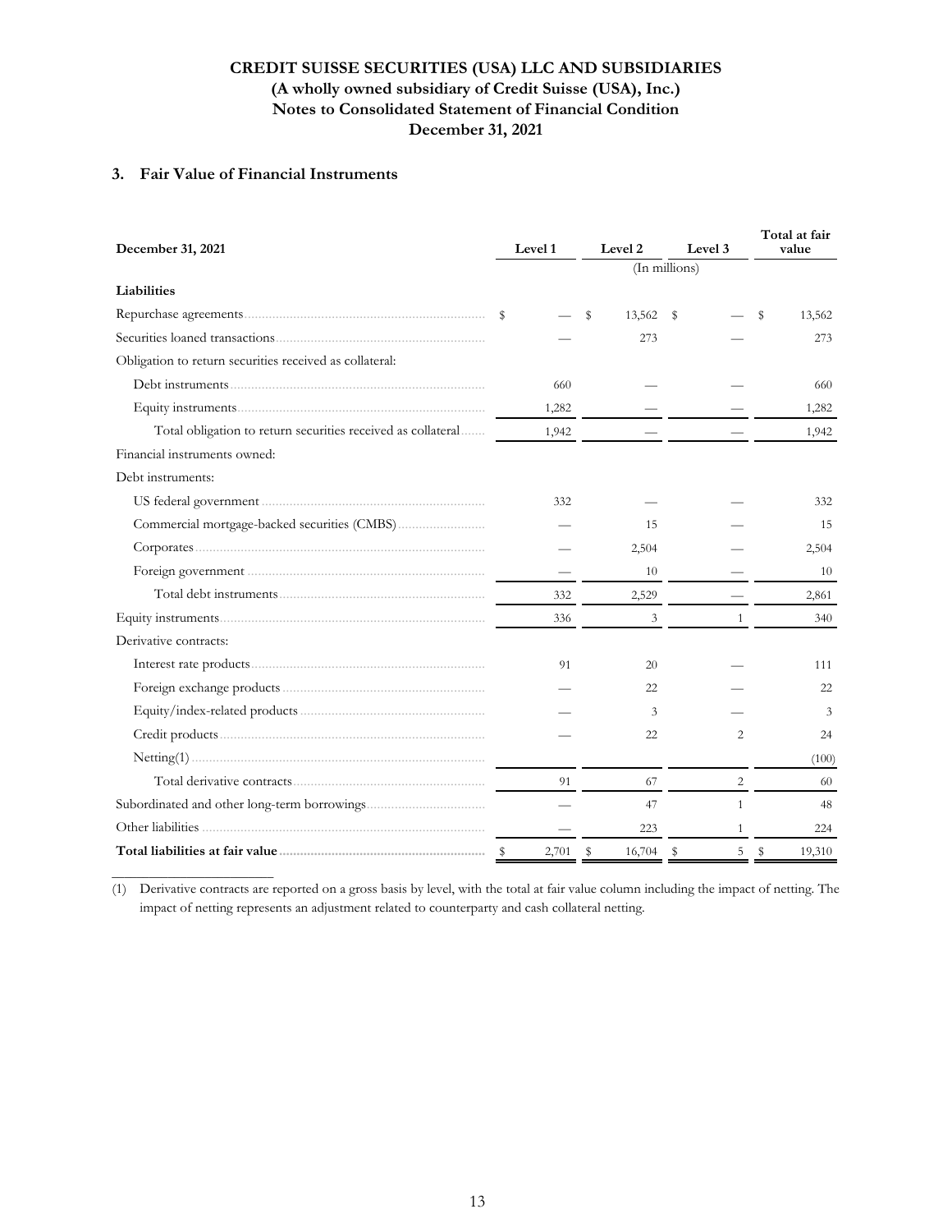**CREDIT SUISSE SECURITIES (USA) LLC AND SUBSIDIARIES**
**(A wholly owned subsidiary of Credit Suisse (USA), Inc.)**
**Notes to Consolidated Statement of Financial Condition**
**December 31, 2021**

### 3. Fair Value of Financial Instruments

| December 31, 2021 | Level 1 | Level 2 | Level 3 | Total at fair value |
|---|---|---|---|---|
| | | (In millions) | | |
| **Liabilities** | | | | |
| Repurchase agreements | $ — | $ 13,562 | $ — | $ 13,562 |
| Securities loaned transactions | — | 273 | — | 273 |
| Obligation to return securities received as collateral: | | | | |
| Debt instruments | 660 | — | — | 660 |
| Equity instruments | 1,282 | — | — | 1,282 |
| Total obligation to return securities received as collateral | 1,942 | — | — | 1,942 |
| Financial instruments owned: | | | | |
| Debt instruments: | | | | |
| US federal government | 332 | — | — | 332 |
| Commercial mortgage-backed securities (CMBS) | — | 15 | — | 15 |
| Corporates | — | 2,504 | — | 2,504 |
| Foreign government | — | 10 | — | 10 |
| Total debt instruments | 332 | 2,529 | — | 2,861 |
| Equity instruments | 336 | 3 | 1 | 340 |
| Derivative contracts: | | | | |
| Interest rate products | 91 | 20 | — | 111 |
| Foreign exchange products | — | 22 | — | 22 |
| Equity/index-related products | — | 3 | — | 3 |
| Credit products | — | 22 | 2 | 24 |
| Netting(1) | | | | (100) |
| Total derivative contracts | 91 | 67 | 2 | 60 |
| Subordinated and other long-term borrowings | — | 47 | 1 | 48 |
| Other liabilities | — | 223 | 1 | 224 |
| **Total liabilities at fair value** | $ 2,701 | $ 16,704 | $ 5 | $ 19,310 |

(1) Derivative contracts are reported on a gross basis by level, with the total at fair value column including the impact of netting. The impact of netting represents an adjustment related to counterparty and cash collateral netting.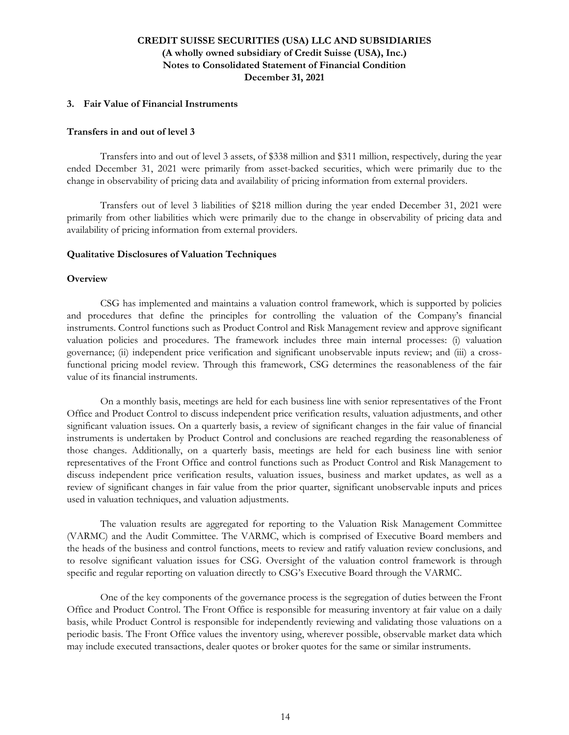## 3. Fair Value of Financial Instruments

### Transfers in and out of level 3

Transfers into and out of level 3 assets, of $338 million and $311 million, respectively, during the year ended December 31, 2021 were primarily from asset-backed securities, which were primarily due to the change in observability of pricing data and availability of pricing information from external providers.

Transfers out of level 3 liabilities of $218 million during the year ended December 31, 2021 were primarily from other liabilities which were primarily due to the change in observability of pricing data and availability of pricing information from external providers.

### Qualitative Disclosures of Valuation Techniques

#### Overview

CSG has implemented and maintains a valuation control framework, which is supported by policies and procedures that define the principles for controlling the valuation of the Company's financial instruments. Control functions such as Product Control and Risk Management review and approve significant valuation policies and procedures. The framework includes three main internal processes: (i) valuation governance; (ii) independent price verification and significant unobservable inputs review; and (iii) a cross-functional pricing model review. Through this framework, CSG determines the reasonableness of the fair value of its financial instruments.

On a monthly basis, meetings are held for each business line with senior representatives of the Front Office and Product Control to discuss independent price verification results, valuation adjustments, and other significant valuation issues. On a quarterly basis, a review of significant changes in the fair value of financial instruments is undertaken by Product Control and conclusions are reached regarding the reasonableness of those changes. Additionally, on a quarterly basis, meetings are held for each business line with senior representatives of the Front Office and control functions such as Product Control and Risk Management to discuss independent price verification results, valuation issues, business and market updates, as well as a review of significant changes in fair value from the prior quarter, significant unobservable inputs and prices used in valuation techniques, and valuation adjustments.

The valuation results are aggregated for reporting to the Valuation Risk Management Committee (VARMC) and the Audit Committee. The VARMC, which is comprised of Executive Board members and the heads of the business and control functions, meets to review and ratify valuation review conclusions, and to resolve significant valuation issues for CSG. Oversight of the valuation control framework is through specific and regular reporting on valuation directly to CSG's Executive Board through the VARMC.

One of the key components of the governance process is the segregation of duties between the Front Office and Product Control. The Front Office is responsible for measuring inventory at fair value on a daily basis, while Product Control is responsible for independently reviewing and validating those valuations on a periodic basis. The Front Office values the inventory using, wherever possible, observable market data which may include executed transactions, dealer quotes or broker quotes for the same or similar instruments.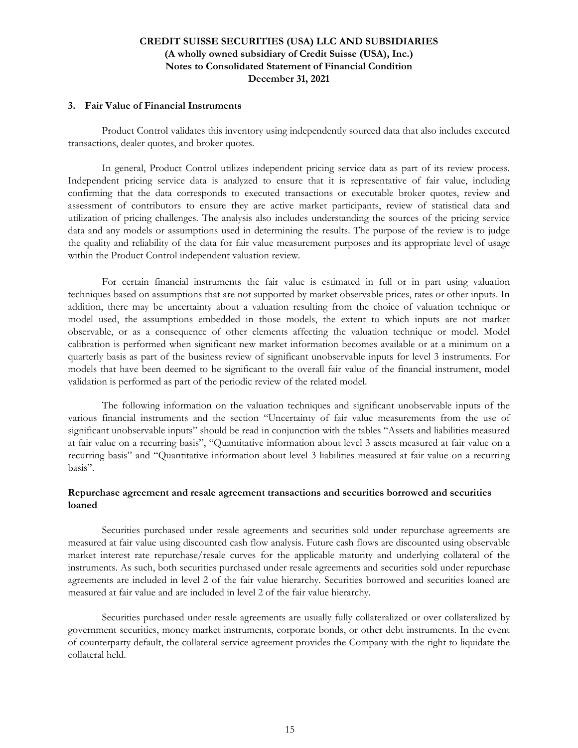### 3. Fair Value of Financial Instruments

Product Control validates this inventory using independently sourced data that also includes executed transactions, dealer quotes, and broker quotes.

In general, Product Control utilizes independent pricing service data as part of its review process. Independent pricing service data is analyzed to ensure that it is representative of fair value, including confirming that the data corresponds to executed transactions or executable broker quotes, review and assessment of contributors to ensure they are active market participants, review of statistical data and utilization of pricing challenges. The analysis also includes understanding the sources of the pricing service data and any models or assumptions used in determining the results. The purpose of the review is to judge the quality and reliability of the data for fair value measurement purposes and its appropriate level of usage within the Product Control independent valuation review.

For certain financial instruments the fair value is estimated in full or in part using valuation techniques based on assumptions that are not supported by market observable prices, rates or other inputs. In addition, there may be uncertainty about a valuation resulting from the choice of valuation technique or model used, the assumptions embedded in those models, the extent to which inputs are not market observable, or as a consequence of other elements affecting the valuation technique or model. Model calibration is performed when significant new market information becomes available or at a minimum on a quarterly basis as part of the business review of significant unobservable inputs for level 3 instruments. For models that have been deemed to be significant to the overall fair value of the financial instrument, model validation is performed as part of the periodic review of the related model.

The following information on the valuation techniques and significant unobservable inputs of the various financial instruments and the section "Uncertainty of fair value measurements from the use of significant unobservable inputs" should be read in conjunction with the tables "Assets and liabilities measured at fair value on a recurring basis", "Quantitative information about level 3 assets measured at fair value on a recurring basis" and "Quantitative information about level 3 liabilities measured at fair value on a recurring basis".

#### Repurchase agreement and resale agreement transactions and securities borrowed and securities loaned

Securities purchased under resale agreements and securities sold under repurchase agreements are measured at fair value using discounted cash flow analysis. Future cash flows are discounted using observable market interest rate repurchase/resale curves for the applicable maturity and underlying collateral of the instruments. As such, both securities purchased under resale agreements and securities sold under repurchase agreements are included in level 2 of the fair value hierarchy. Securities borrowed and securities loaned are measured at fair value and are included in level 2 of the fair value hierarchy.

Securities purchased under resale agreements are usually fully collateralized or over collateralized by government securities, money market instruments, corporate bonds, or other debt instruments. In the event of counterparty default, the collateral service agreement provides the Company with the right to liquidate the collateral held.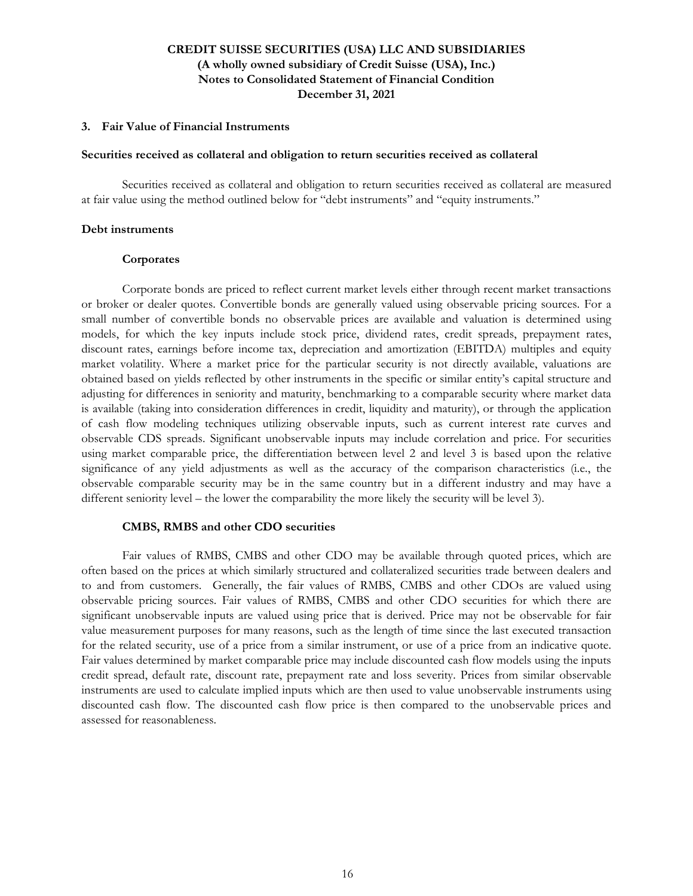## 3. Fair Value of Financial Instruments

**Securities received as collateral and obligation to return securities received as collateral**

Securities received as collateral and obligation to return securities received as collateral are measured at fair value using the method outlined below for "debt instruments" and "equity instruments."

**Debt instruments**

**Corporates**

Corporate bonds are priced to reflect current market levels either through recent market transactions or broker or dealer quotes. Convertible bonds are generally valued using observable pricing sources. For a small number of convertible bonds no observable prices are available and valuation is determined using models, for which the key inputs include stock price, dividend rates, credit spreads, prepayment rates, discount rates, earnings before income tax, depreciation and amortization (EBITDA) multiples and equity market volatility. Where a market price for the particular security is not directly available, valuations are obtained based on yields reflected by other instruments in the specific or similar entity's capital structure and adjusting for differences in seniority and maturity, benchmarking to a comparable security where market data is available (taking into consideration differences in credit, liquidity and maturity), or through the application of cash flow modeling techniques utilizing observable inputs, such as current interest rate curves and observable CDS spreads. Significant unobservable inputs may include correlation and price. For securities using market comparable price, the differentiation between level 2 and level 3 is based upon the relative significance of any yield adjustments as well as the accuracy of the comparison characteristics (i.e., the observable comparable security may be in the same country but in a different industry and may have a different seniority level – the lower the comparability the more likely the security will be level 3).

**CMBS, RMBS and other CDO securities**

Fair values of RMBS, CMBS and other CDO may be available through quoted prices, which are often based on the prices at which similarly structured and collateralized securities trade between dealers and to and from customers. Generally, the fair values of RMBS, CMBS and other CDOs are valued using observable pricing sources. Fair values of RMBS, CMBS and other CDO securities for which there are significant unobservable inputs are valued using price that is derived. Price may not be observable for fair value measurement purposes for many reasons, such as the length of time since the last executed transaction for the related security, use of a price from a similar instrument, or use of a price from an indicative quote. Fair values determined by market comparable price may include discounted cash flow models using the inputs credit spread, default rate, discount rate, prepayment rate and loss severity. Prices from similar observable instruments are used to calculate implied inputs which are then used to value unobservable instruments using discounted cash flow. The discounted cash flow price is then compared to the unobservable prices and assessed for reasonableness.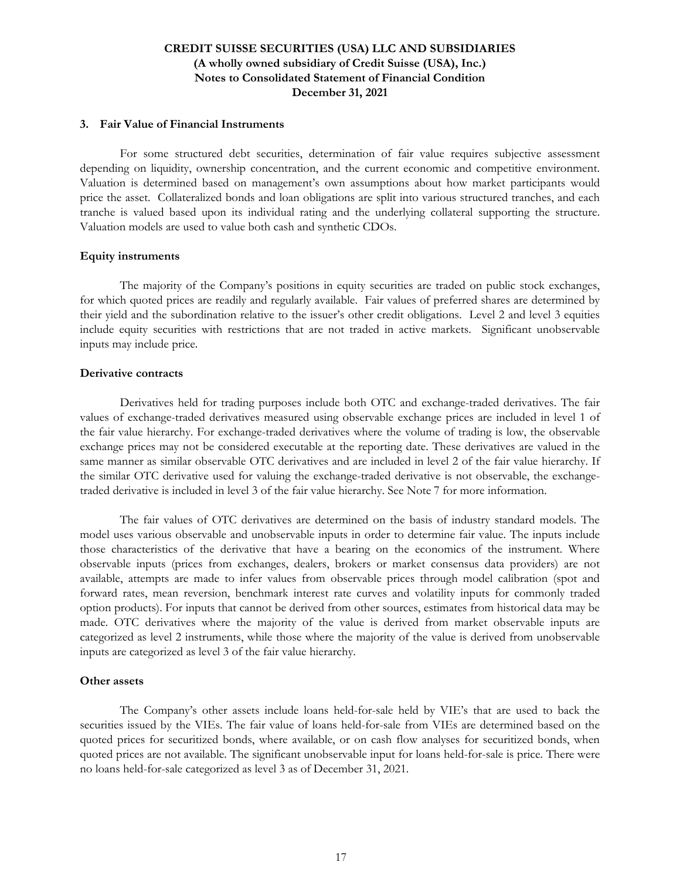### 3. Fair Value of Financial Instruments

For some structured debt securities, determination of fair value requires subjective assessment depending on liquidity, ownership concentration, and the current economic and competitive environment. Valuation is determined based on management's own assumptions about how market participants would price the asset. Collateralized bonds and loan obligations are split into various structured tranches, and each tranche is valued based upon its individual rating and the underlying collateral supporting the structure. Valuation models are used to value both cash and synthetic CDOs.

#### Equity instruments

The majority of the Company's positions in equity securities are traded on public stock exchanges, for which quoted prices are readily and regularly available. Fair values of preferred shares are determined by their yield and the subordination relative to the issuer's other credit obligations. Level 2 and level 3 equities include equity securities with restrictions that are not traded in active markets. Significant unobservable inputs may include price.

#### Derivative contracts

Derivatives held for trading purposes include both OTC and exchange-traded derivatives. The fair values of exchange-traded derivatives measured using observable exchange prices are included in level 1 of the fair value hierarchy. For exchange-traded derivatives where the volume of trading is low, the observable exchange prices may not be considered executable at the reporting date. These derivatives are valued in the same manner as similar observable OTC derivatives and are included in level 2 of the fair value hierarchy. If the similar OTC derivative used for valuing the exchange-traded derivative is not observable, the exchange-traded derivative is included in level 3 of the fair value hierarchy. See Note 7 for more information.

The fair values of OTC derivatives are determined on the basis of industry standard models. The model uses various observable and unobservable inputs in order to determine fair value. The inputs include those characteristics of the derivative that have a bearing on the economics of the instrument. Where observable inputs (prices from exchanges, dealers, brokers or market consensus data providers) are not available, attempts are made to infer values from observable prices through model calibration (spot and forward rates, mean reversion, benchmark interest rate curves and volatility inputs for commonly traded option products). For inputs that cannot be derived from other sources, estimates from historical data may be made. OTC derivatives where the majority of the value is derived from market observable inputs are categorized as level 2 instruments, while those where the majority of the value is derived from unobservable inputs are categorized as level 3 of the fair value hierarchy.

#### Other assets

The Company's other assets include loans held-for-sale held by VIE's that are used to back the securities issued by the VIEs. The fair value of loans held-for-sale from VIEs are determined based on the quoted prices for securitized bonds, where available, or on cash flow analyses for securitized bonds, when quoted prices are not available. The significant unobservable input for loans held-for-sale is price. There were no loans held-for-sale categorized as level 3 as of December 31, 2021.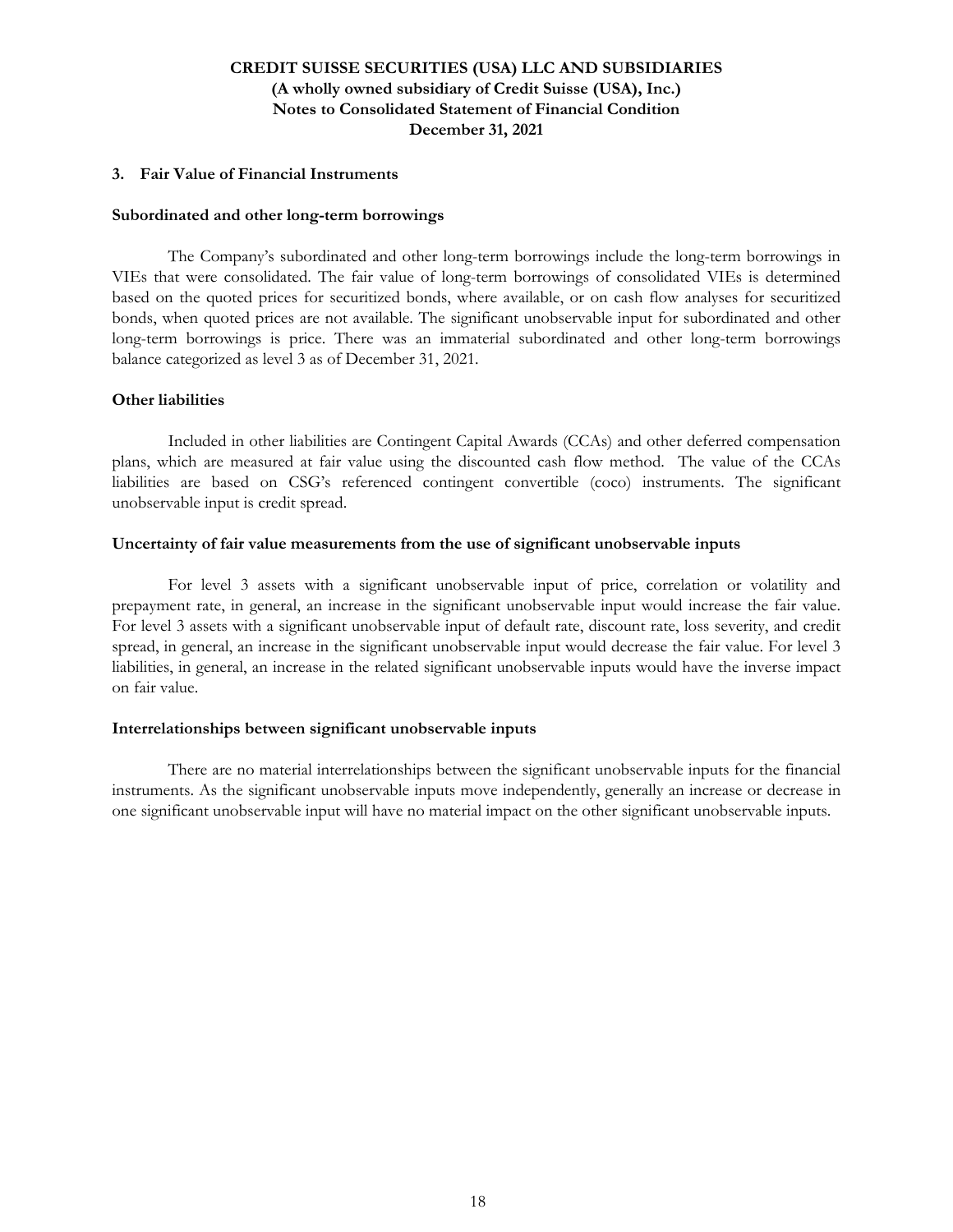## 3. Fair Value of Financial Instruments

### Subordinated and other long-term borrowings

The Company's subordinated and other long-term borrowings include the long-term borrowings in VIEs that were consolidated. The fair value of long-term borrowings of consolidated VIEs is determined based on the quoted prices for securitized bonds, where available, or on cash flow analyses for securitized bonds, when quoted prices are not available. The significant unobservable input for subordinated and other long-term borrowings is price. There was an immaterial subordinated and other long-term borrowings balance categorized as level 3 as of December 31, 2021.

### Other liabilities

Included in other liabilities are Contingent Capital Awards (CCAs) and other deferred compensation plans, which are measured at fair value using the discounted cash flow method. The value of the CCAs liabilities are based on CSG's referenced contingent convertible (coco) instruments. The significant unobservable input is credit spread.

### Uncertainty of fair value measurements from the use of significant unobservable inputs

For level 3 assets with a significant unobservable input of price, correlation or volatility and prepayment rate, in general, an increase in the significant unobservable input would increase the fair value. For level 3 assets with a significant unobservable input of default rate, discount rate, loss severity, and credit spread, in general, an increase in the significant unobservable input would decrease the fair value. For level 3 liabilities, in general, an increase in the related significant unobservable inputs would have the inverse impact on fair value.

### Interrelationships between significant unobservable inputs

There are no material interrelationships between the significant unobservable inputs for the financial instruments. As the significant unobservable inputs move independently, generally an increase or decrease in one significant unobservable input will have no material impact on the other significant unobservable inputs.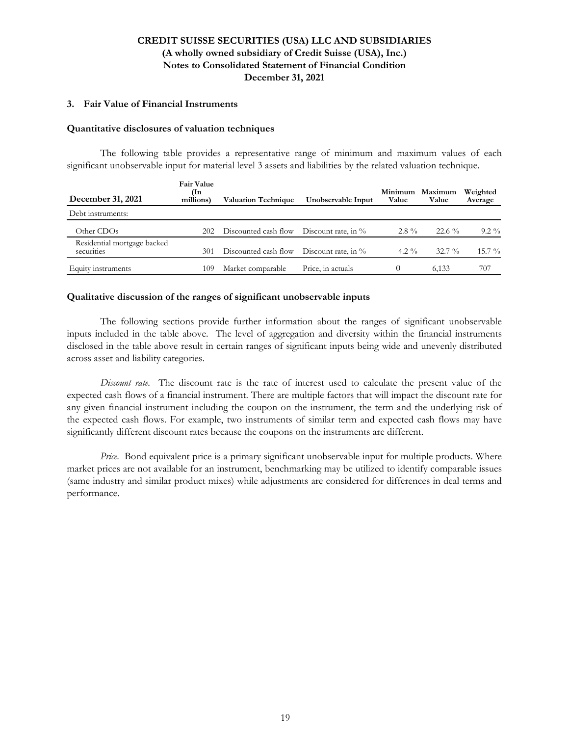# CREDIT SUISSE SECURITIES (USA) LLC AND SUBSIDIARIES
## (A wholly owned subsidiary of Credit Suisse (USA), Inc.)
## Notes to Consolidated Statement of Financial Condition
## December 31, 2021

### 3. Fair Value of Financial Instruments

**Quantitative disclosures of valuation techniques**

The following table provides a representative range of minimum and maximum values of each significant unobservable input for material level 3 assets and liabilities by the related valuation technique.

| December 31, 2021 | Fair Value (In millions) | Valuation Technique | Unobservable Input | Minimum Value | Maximum Value | Weighted Average |
|---|---|---|---|---|---|---|
| Debt instruments: | | | | | | |
| Other CDOs | 202 | Discounted cash flow | Discount rate, in % | 2.8 % | 22.6 % | 9.2 % |
| Residential mortgage backed securities | 301 | Discounted cash flow | Discount rate, in % | 4.2 % | 32.7 % | 15.7 % |
| Equity instruments | 109 | Market comparable | Price, in actuals | 0 | 6,133 | 707 |

**Qualitative discussion of the ranges of significant unobservable inputs**

The following sections provide further information about the ranges of significant unobservable inputs included in the table above. The level of aggregation and diversity within the financial instruments disclosed in the table above result in certain ranges of significant inputs being wide and unevenly distributed across asset and liability categories.

*Discount rate.* The discount rate is the rate of interest used to calculate the present value of the expected cash flows of a financial instrument. There are multiple factors that will impact the discount rate for any given financial instrument including the coupon on the instrument, the term and the underlying risk of the expected cash flows. For example, two instruments of similar term and expected cash flows may have significantly different discount rates because the coupons on the instruments are different.

*Price.* Bond equivalent price is a primary significant unobservable input for multiple products. Where market prices are not available for an instrument, benchmarking may be utilized to identify comparable issues (same industry and similar product mixes) while adjustments are considered for differences in deal terms and performance.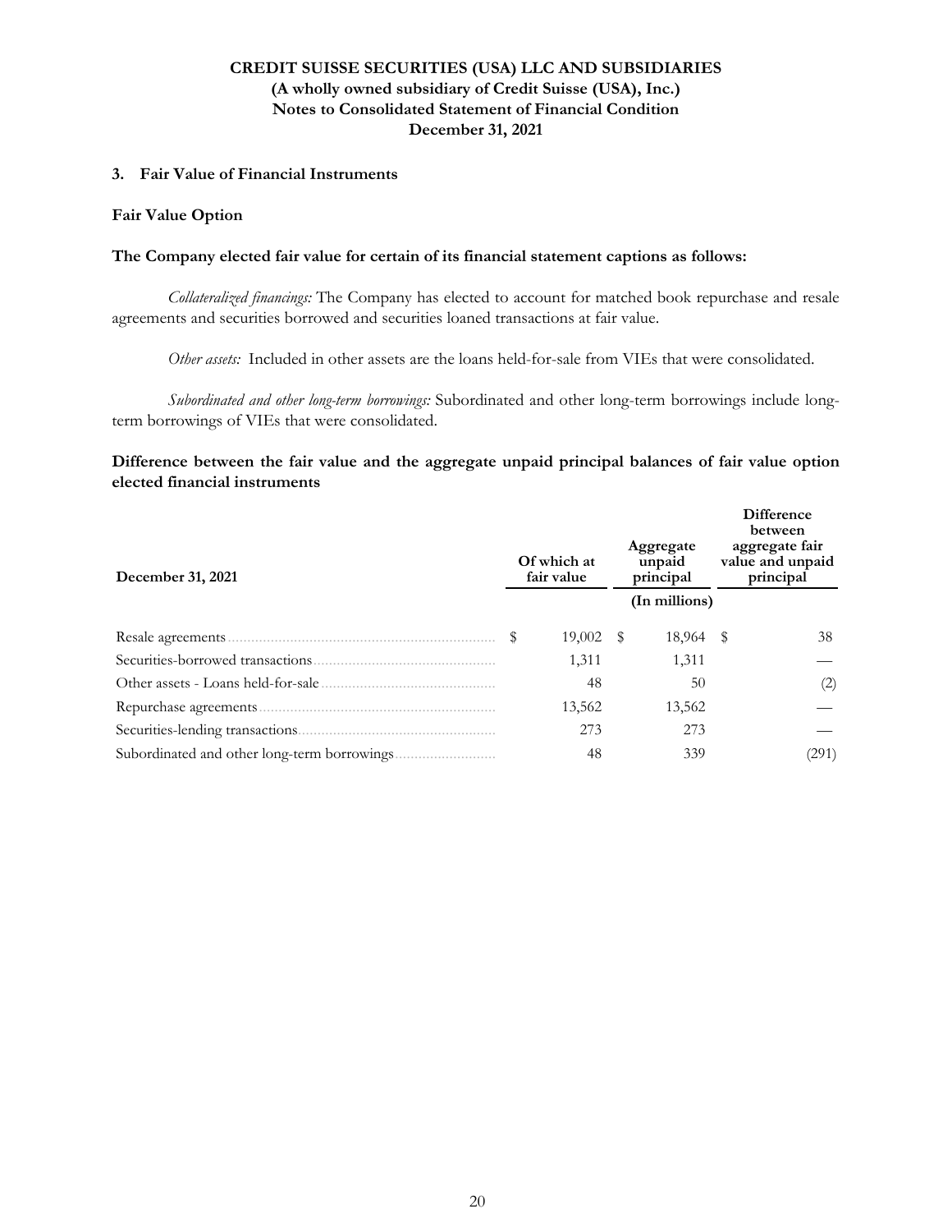## 3. Fair Value of Financial Instruments

### Fair Value Option

**The Company elected fair value for certain of its financial statement captions as follows:**

*Collateralized financings:* The Company has elected to account for matched book repurchase and resale agreements and securities borrowed and securities loaned transactions at fair value.

*Other assets:* Included in other assets are the loans held-for-sale from VIEs that were consolidated.

*Subordinated and other long-term borrowings:* Subordinated and other long-term borrowings include long-term borrowings of VIEs that were consolidated.

**Difference between the fair value and the aggregate unpaid principal balances of fair value option elected financial instruments**

| December 31, 2021 | Of which at fair value | Aggregate unpaid principal | Difference between aggregate fair value and unpaid principal |
|---|---|---|---|
| | | (In millions) | |
| Resale agreements | $ 19,002 | $ 18,964 | $ 38 |
| Securities-borrowed transactions | 1,311 | 1,311 | — |
| Other assets - Loans held-for-sale | 48 | 50 | (2) |
| Repurchase agreements | 13,562 | 13,562 | — |
| Securities-lending transactions | 273 | 273 | — |
| Subordinated and other long-term borrowings | 48 | 339 | (291) |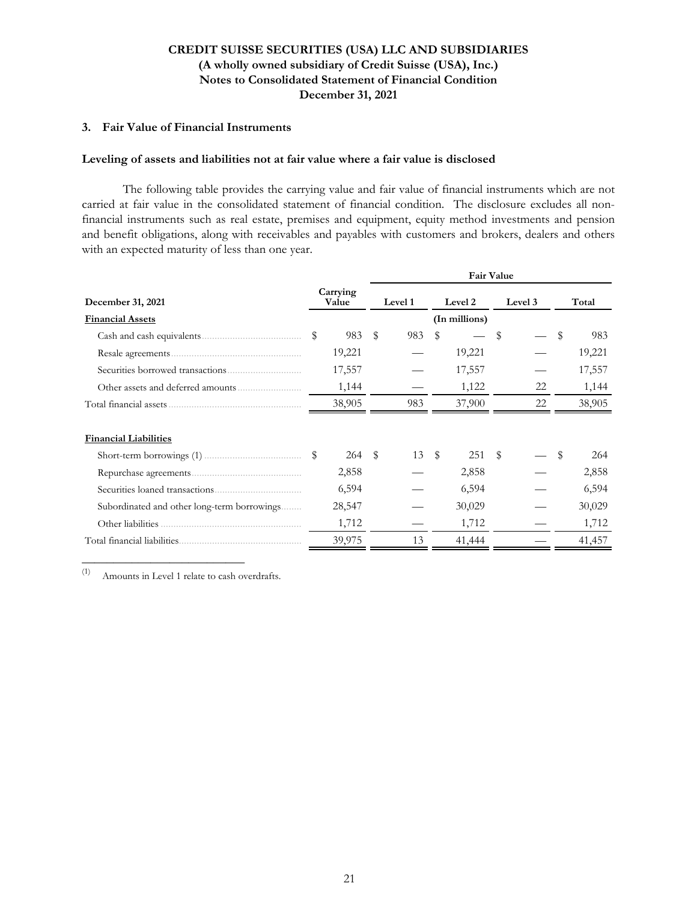**CREDIT SUISSE SECURITIES (USA) LLC AND SUBSIDIARIES**
**(A wholly owned subsidiary of Credit Suisse (USA), Inc.)**
**Notes to Consolidated Statement of Financial Condition**
**December 31, 2021**

### 3. Fair Value of Financial Instruments

#### Leveling of assets and liabilities not at fair value where a fair value is disclosed

The following table provides the carrying value and fair value of financial instruments which are not carried at fair value in the consolidated statement of financial condition. The disclosure excludes all non-financial instruments such as real estate, premises and equipment, equity method investments and pension and benefit obligations, along with receivables and payables with customers and brokers, dealers and others with an expected maturity of less than one year.

| | | Fair Value | | | |
|---|---|---|---|---|---|
| **December 31, 2021** | **Carrying Value** | **Level 1** | **Level 2** | **Level 3** | **Total** |
| **Financial Assets** | | | (In millions) | | |
| Cash and cash equivalents | $ 983 | $ 983 | $ — | $ — | $ 983 |
| Resale agreements | 19,221 | — | 19,221 | — | 19,221 |
| Securities borrowed transactions | 17,557 | — | 17,557 | — | 17,557 |
| Other assets and deferred amounts | 1,144 | — | 1,122 | 22 | 1,144 |
| Total financial assets | 38,905 | 983 | 37,900 | 22 | 38,905 |
| | | | | | |
| **Financial Liabilities** | | | | | |
| Short-term borrowings (1) | $ 264 | $ 13 | $ 251 | $ — | $ 264 |
| Repurchase agreements | 2,858 | — | 2,858 | — | 2,858 |
| Securities loaned transactions | 6,594 | — | 6,594 | — | 6,594 |
| Subordinated and other long-term borrowings | 28,547 | — | 30,029 | — | 30,029 |
| Other liabilities | 1,712 | — | 1,712 | — | 1,712 |
| Total financial liabilities | 39,975 | 13 | 41,444 | — | 41,457 |

(1) Amounts in Level 1 relate to cash overdrafts.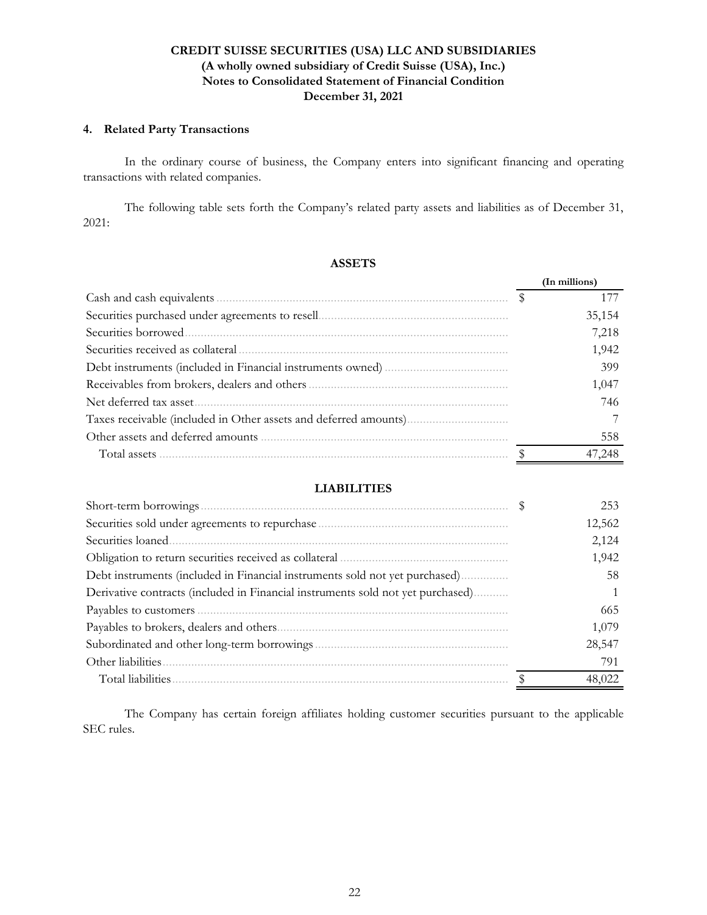**CREDIT SUISSE SECURITIES (USA) LLC AND SUBSIDIARIES**
**(A wholly owned subsidiary of Credit Suisse (USA), Inc.)**
**Notes to Consolidated Statement of Financial Condition**
**December 31, 2021**

## 4. Related Party Transactions

In the ordinary course of business, the Company enters into significant financing and operating transactions with related companies.

The following table sets forth the Company's related party assets and liabilities as of December 31, 2021:

**ASSETS**

| | | (In millions) |
|---|---|---|
| Cash and cash equivalents | $ | 177 |
| Securities purchased under agreements to resell | | 35,154 |
| Securities borrowed | | 7,218 |
| Securities received as collateral | | 1,942 |
| Debt instruments (included in Financial instruments owned) | | 399 |
| Receivables from brokers, dealers and others | | 1,047 |
| Net deferred tax asset | | 746 |
| Taxes receivable (included in Other assets and deferred amounts) | | 7 |
| Other assets and deferred amounts | | 558 |
| Total assets | $ | 47,248 |

**LIABILITIES**

| | | |
|---|---|---|
| Short-term borrowings | $ | 253 |
| Securities sold under agreements to repurchase | | 12,562 |
| Securities loaned | | 2,124 |
| Obligation to return securities received as collateral | | 1,942 |
| Debt instruments (included in Financial instruments sold not yet purchased) | | 58 |
| Derivative contracts (included in Financial instruments sold not yet purchased) | | 1 |
| Payables to customers | | 665 |
| Payables to brokers, dealers and others | | 1,079 |
| Subordinated and other long-term borrowings | | 28,547 |
| Other liabilities | | 791 |
| Total liabilities | $ | 48,022 |

The Company has certain foreign affiliates holding customer securities pursuant to the applicable SEC rules.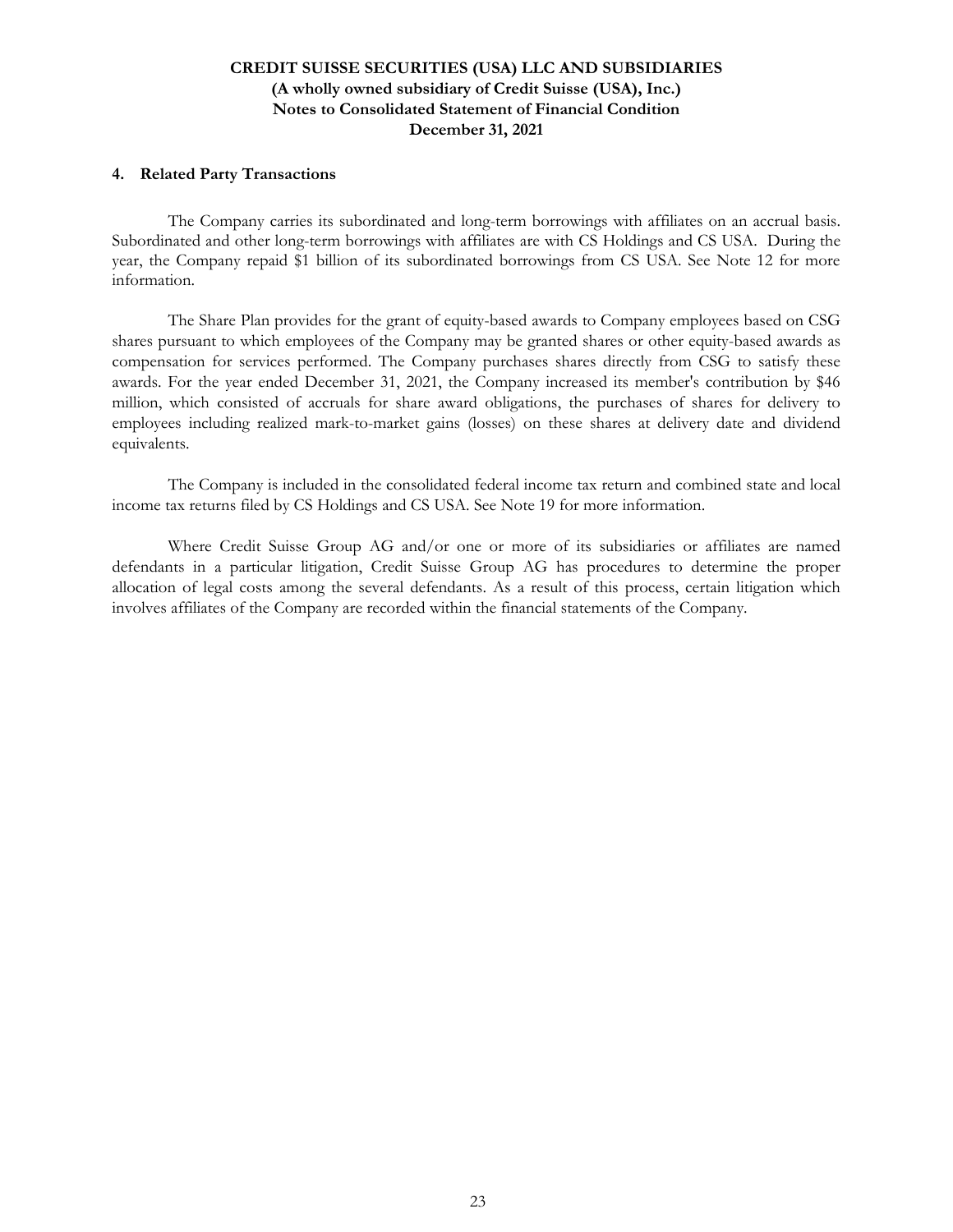## 4. Related Party Transactions

The Company carries its subordinated and long-term borrowings with affiliates on an accrual basis. Subordinated and other long-term borrowings with affiliates are with CS Holdings and CS USA. During the year, the Company repaid $1 billion of its subordinated borrowings from CS USA. See Note 12 for more information.

The Share Plan provides for the grant of equity-based awards to Company employees based on CSG shares pursuant to which employees of the Company may be granted shares or other equity-based awards as compensation for services performed. The Company purchases shares directly from CSG to satisfy these awards. For the year ended December 31, 2021, the Company increased its member's contribution by $46 million, which consisted of accruals for share award obligations, the purchases of shares for delivery to employees including realized mark-to-market gains (losses) on these shares at delivery date and dividend equivalents.

The Company is included in the consolidated federal income tax return and combined state and local income tax returns filed by CS Holdings and CS USA. See Note 19 for more information.

Where Credit Suisse Group AG and/or one or more of its subsidiaries or affiliates are named defendants in a particular litigation, Credit Suisse Group AG has procedures to determine the proper allocation of legal costs among the several defendants. As a result of this process, certain litigation which involves affiliates of the Company are recorded within the financial statements of the Company.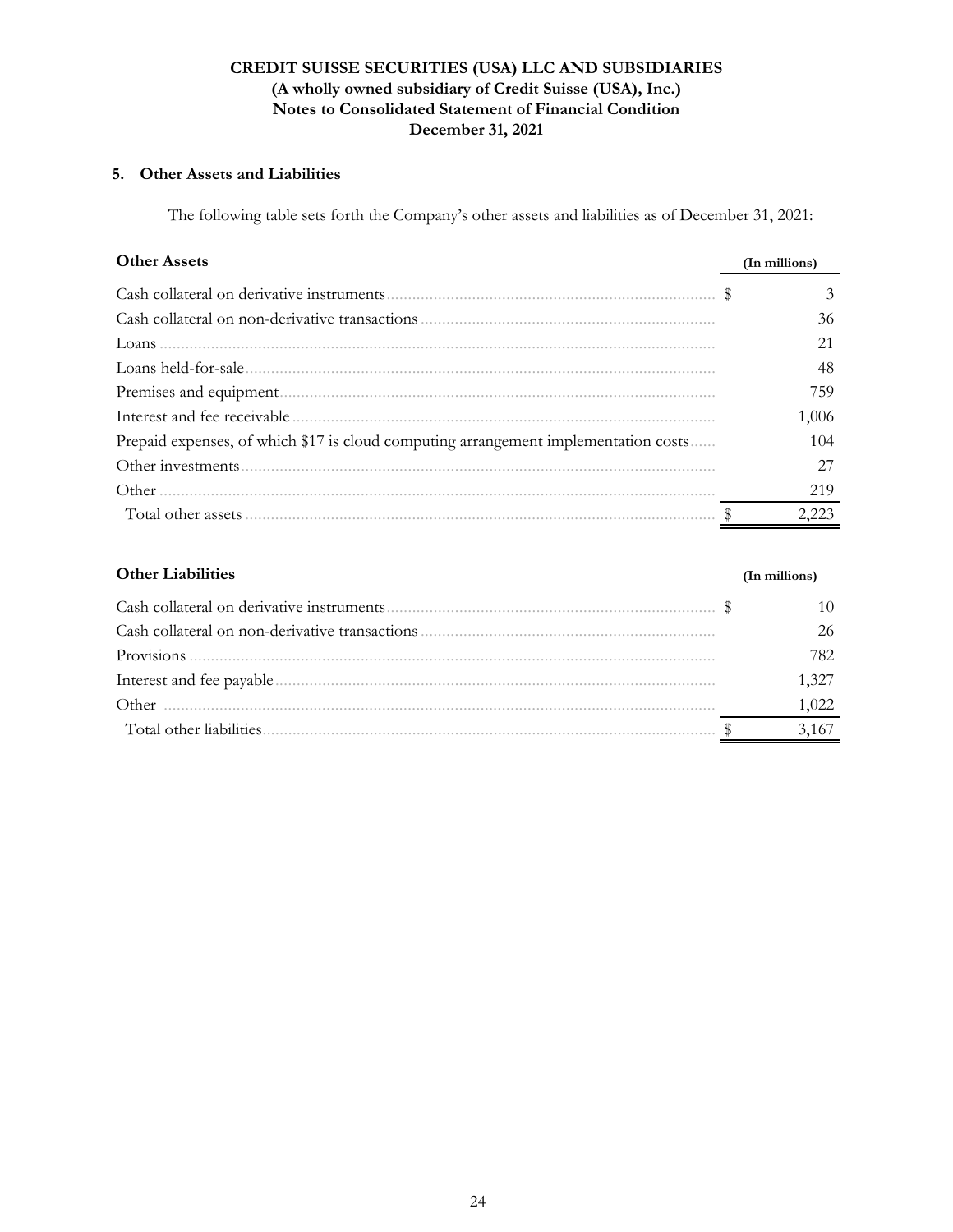**CREDIT SUISSE SECURITIES (USA) LLC AND SUBSIDIARIES**
**(A wholly owned subsidiary of Credit Suisse (USA), Inc.)**
**Notes to Consolidated Statement of Financial Condition**
**December 31, 2021**

## 5. Other Assets and Liabilities

The following table sets forth the Company's other assets and liabilities as of December 31, 2021:

| **Other Assets** | **(In millions)** |
|---|---|
| Cash collateral on derivative instruments | $ 3 |
| Cash collateral on non-derivative transactions | 36 |
| Loans | 21 |
| Loans held-for-sale | 48 |
| Premises and equipment | 759 |
| Interest and fee receivable | 1,006 |
| Prepaid expenses, of which $17 is cloud computing arrangement implementation costs | 104 |
| Other investments | 27 |
| Other | 219 |
| Total other assets | $ 2,223 |

| **Other Liabilities** | **(In millions)** |
|---|---|
| Cash collateral on derivative instruments | $ 10 |
| Cash collateral on non-derivative transactions | 26 |
| Provisions | 782 |
| Interest and fee payable | 1,327 |
| Other | 1,022 |
| Total other liabilities | $ 3,167 |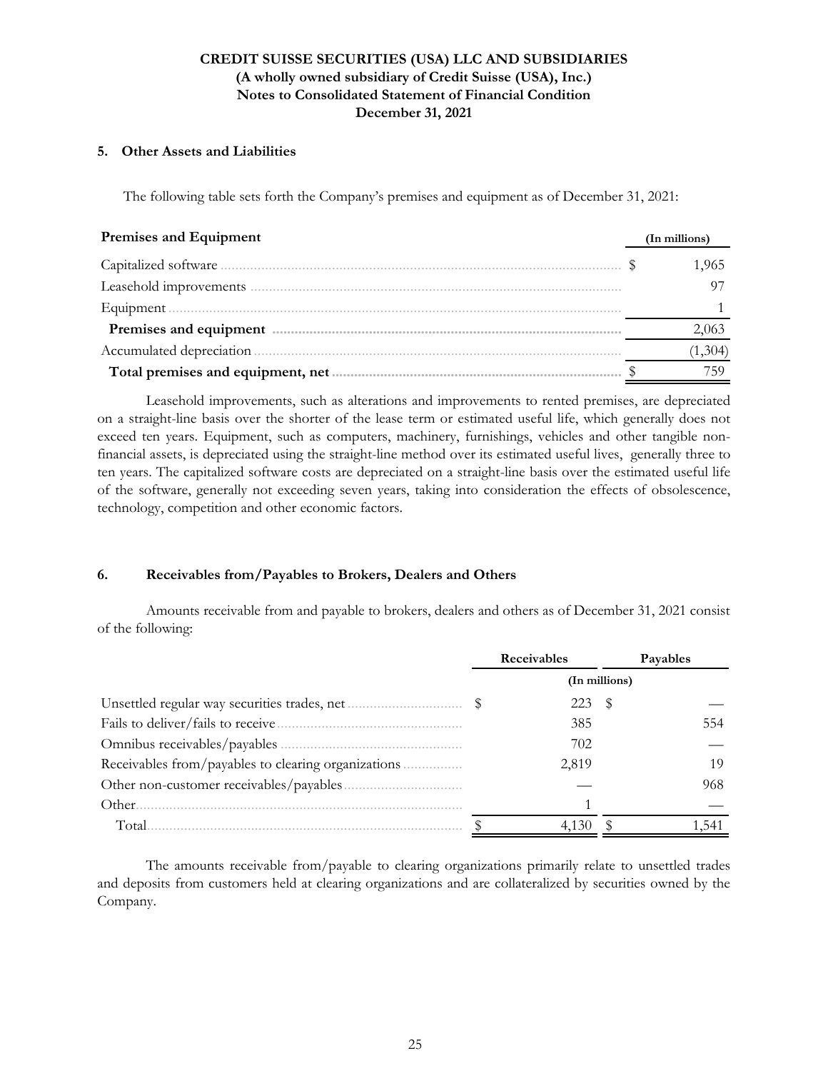**CREDIT SUISSE SECURITIES (USA) LLC AND SUBSIDIARIES**
**(A wholly owned subsidiary of Credit Suisse (USA), Inc.)**
**Notes to Consolidated Statement of Financial Condition**
**December 31, 2021**

## 5. Other Assets and Liabilities

The following table sets forth the Company's premises and equipment as of December 31, 2021:

| **Premises and Equipment** | **(In millions)** |
|---|---|
| Capitalized software | $ 1,965 |
| Leasehold improvements | 97 |
| Equipment | 1 |
| **Premises and equipment** | 2,063 |
| Accumulated depreciation | (1,304) |
| **Total premises and equipment, net** | $ 759 |

Leasehold improvements, such as alterations and improvements to rented premises, are depreciated on a straight-line basis over the shorter of the lease term or estimated useful life, which generally does not exceed ten years. Equipment, such as computers, machinery, furnishings, vehicles and other tangible non-financial assets, is depreciated using the straight-line method over its estimated useful lives, generally three to ten years. The capitalized software costs are depreciated on a straight-line basis over the estimated useful life of the software, generally not exceeding seven years, taking into consideration the effects of obsolescence, technology, competition and other economic factors.

## 6. Receivables from/Payables to Brokers, Dealers and Others

Amounts receivable from and payable to brokers, dealers and others as of December 31, 2021 consist of the following:

| | **Receivables** | **Payables** |
|---|---|---|
| | **(In millions)** | |
| Unsettled regular way securities trades, net | $ 223 | $ — |
| Fails to deliver/fails to receive | 385 | 554 |
| Omnibus receivables/payables | 702 | — |
| Receivables from/payables to clearing organizations | 2,819 | 19 |
| Other non-customer receivables/payables | — | 968 |
| Other | 1 | — |
| Total | $ 4,130 | $ 1,541 |

The amounts receivable from/payable to clearing organizations primarily relate to unsettled trades and deposits from customers held at clearing organizations and are collateralized by securities owned by the Company.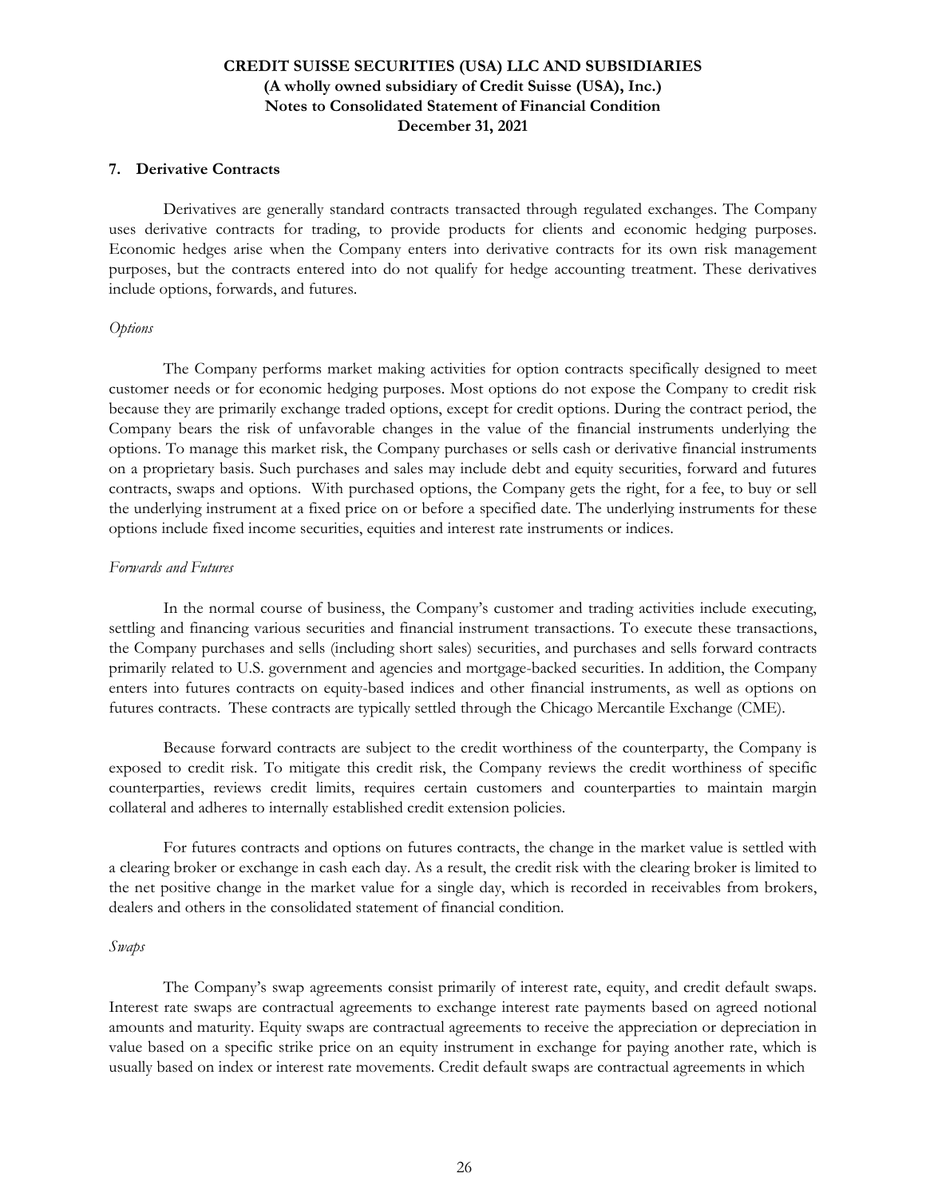## 7. Derivative Contracts

Derivatives are generally standard contracts transacted through regulated exchanges. The Company uses derivative contracts for trading, to provide products for clients and economic hedging purposes. Economic hedges arise when the Company enters into derivative contracts for its own risk management purposes, but the contracts entered into do not qualify for hedge accounting treatment. These derivatives include options, forwards, and futures.

*Options*

The Company performs market making activities for option contracts specifically designed to meet customer needs or for economic hedging purposes. Most options do not expose the Company to credit risk because they are primarily exchange traded options, except for credit options. During the contract period, the Company bears the risk of unfavorable changes in the value of the financial instruments underlying the options. To manage this market risk, the Company purchases or sells cash or derivative financial instruments on a proprietary basis. Such purchases and sales may include debt and equity securities, forward and futures contracts, swaps and options. With purchased options, the Company gets the right, for a fee, to buy or sell the underlying instrument at a fixed price on or before a specified date. The underlying instruments for these options include fixed income securities, equities and interest rate instruments or indices.

*Forwards and Futures*

In the normal course of business, the Company's customer and trading activities include executing, settling and financing various securities and financial instrument transactions. To execute these transactions, the Company purchases and sells (including short sales) securities, and purchases and sells forward contracts primarily related to U.S. government and agencies and mortgage-backed securities. In addition, the Company enters into futures contracts on equity-based indices and other financial instruments, as well as options on futures contracts. These contracts are typically settled through the Chicago Mercantile Exchange (CME).

Because forward contracts are subject to the credit worthiness of the counterparty, the Company is exposed to credit risk. To mitigate this credit risk, the Company reviews the credit worthiness of specific counterparties, reviews credit limits, requires certain customers and counterparties to maintain margin collateral and adheres to internally established credit extension policies.

For futures contracts and options on futures contracts, the change in the market value is settled with a clearing broker or exchange in cash each day. As a result, the credit risk with the clearing broker is limited to the net positive change in the market value for a single day, which is recorded in receivables from brokers, dealers and others in the consolidated statement of financial condition.

*Swaps*

The Company's swap agreements consist primarily of interest rate, equity, and credit default swaps. Interest rate swaps are contractual agreements to exchange interest rate payments based on agreed notional amounts and maturity. Equity swaps are contractual agreements to receive the appreciation or depreciation in value based on a specific strike price on an equity instrument in exchange for paying another rate, which is usually based on index or interest rate movements. Credit default swaps are contractual agreements in which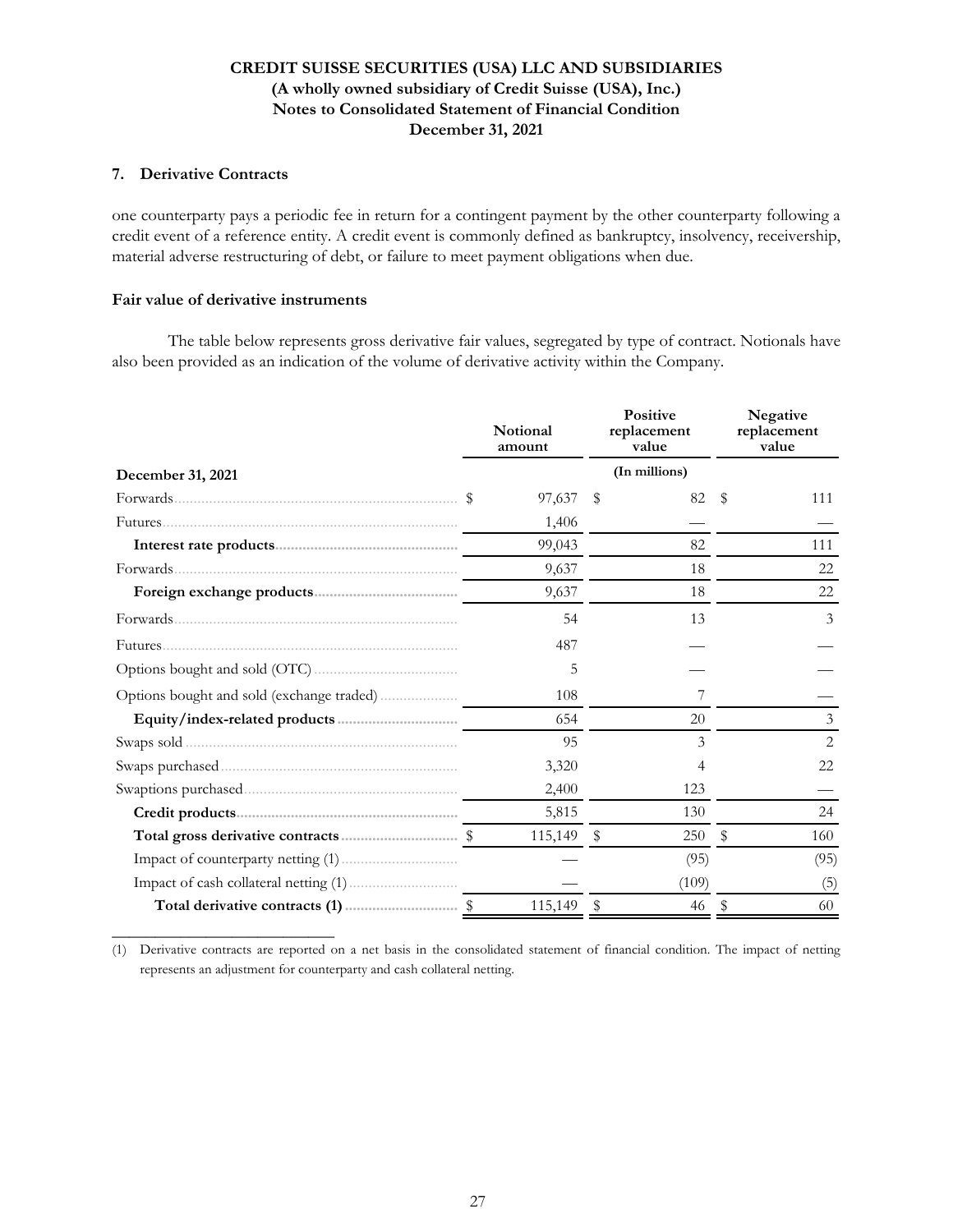## 7. Derivative Contracts

one counterparty pays a periodic fee in return for a contingent payment by the other counterparty following a credit event of a reference entity. A credit event is commonly defined as bankruptcy, insolvency, receivership, material adverse restructuring of debt, or failure to meet payment obligations when due.

### Fair value of derivative instruments

The table below represents gross derivative fair values, segregated by type of contract. Notionals have also been provided as an indication of the volume of derivative activity within the Company.

| | Notional amount | Positive replacement value | Negative replacement value |
|---|---|---|---|
| **December 31, 2021** | | (In millions) | |
| Forwards | $ 97,637 | $ 82 | $ 111 |
| Futures | 1,406 | — | — |
| **Interest rate products** | 99,043 | 82 | 111 |
| Forwards | 9,637 | 18 | 22 |
| **Foreign exchange products** | 9,637 | 18 | 22 |
| Forwards | 54 | 13 | 3 |
| Futures | 487 | — | — |
| Options bought and sold (OTC) | 5 | — | — |
| Options bought and sold (exchange traded) | 108 | 7 | — |
| **Equity/index-related products** | 654 | 20 | 3 |
| Swaps sold | 95 | 3 | 2 |
| Swaps purchased | 3,320 | 4 | 22 |
| Swaptions purchased | 2,400 | 123 | — |
| **Credit products** | 5,815 | 130 | 24 |
| **Total gross derivative contracts** | $ 115,149 | $ 250 | $ 160 |
| Impact of counterparty netting (1) | — | (95) | (95) |
| Impact of cash collateral netting (1) | — | (109) | (5) |
| **Total derivative contracts (1)** | $ 115,149 | $ 46 | $ 60 |

(1) Derivative contracts are reported on a net basis in the consolidated statement of financial condition. The impact of netting represents an adjustment for counterparty and cash collateral netting.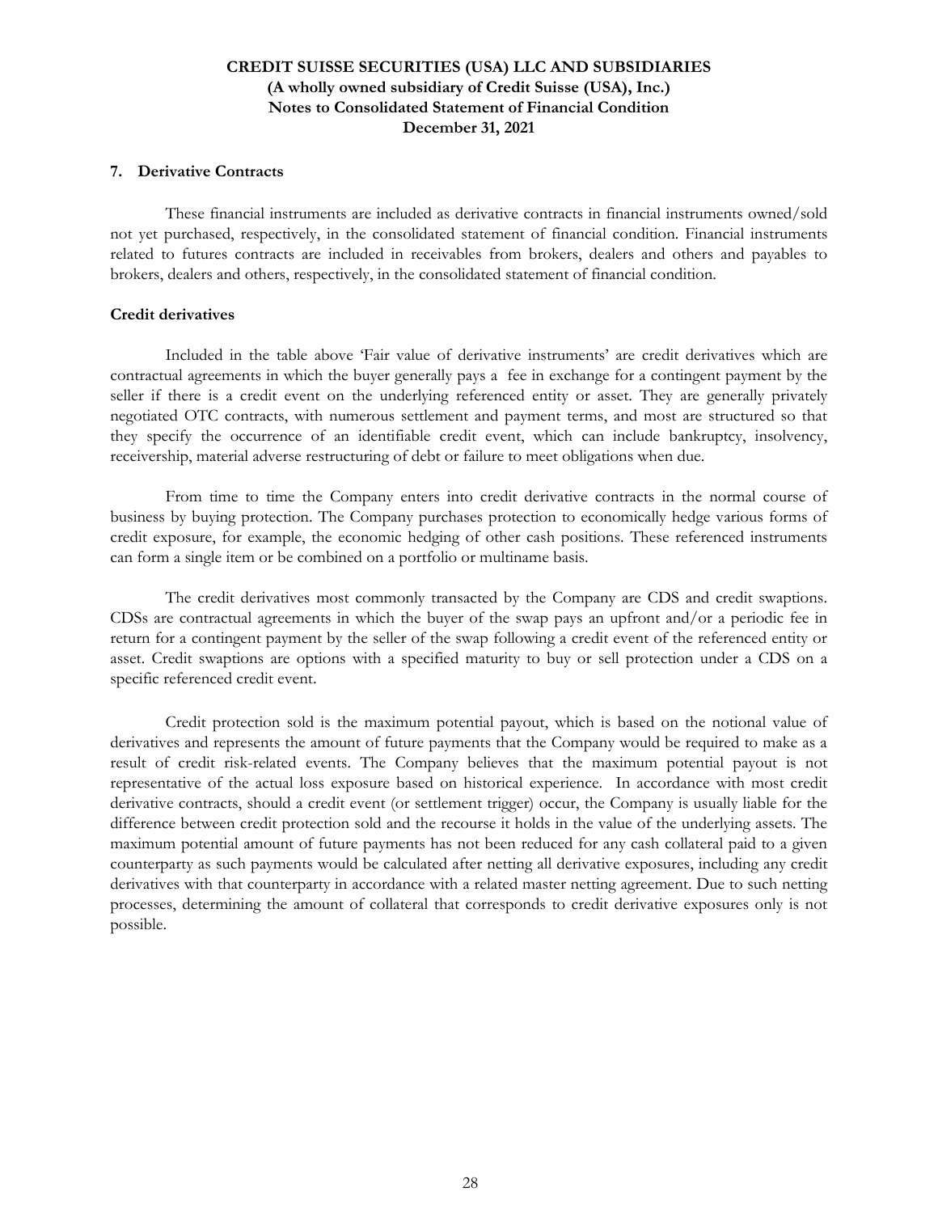## 7. Derivative Contracts

These financial instruments are included as derivative contracts in financial instruments owned/sold not yet purchased, respectively, in the consolidated statement of financial condition. Financial instruments related to futures contracts are included in receivables from brokers, dealers and others and payables to brokers, dealers and others, respectively, in the consolidated statement of financial condition.

### Credit derivatives

Included in the table above 'Fair value of derivative instruments' are credit derivatives which are contractual agreements in which the buyer generally pays a fee in exchange for a contingent payment by the seller if there is a credit event on the underlying referenced entity or asset. They are generally privately negotiated OTC contracts, with numerous settlement and payment terms, and most are structured so that they specify the occurrence of an identifiable credit event, which can include bankruptcy, insolvency, receivership, material adverse restructuring of debt or failure to meet obligations when due.

From time to time the Company enters into credit derivative contracts in the normal course of business by buying protection. The Company purchases protection to economically hedge various forms of credit exposure, for example, the economic hedging of other cash positions. These referenced instruments can form a single item or be combined on a portfolio or multiname basis.

The credit derivatives most commonly transacted by the Company are CDS and credit swaptions. CDSs are contractual agreements in which the buyer of the swap pays an upfront and/or a periodic fee in return for a contingent payment by the seller of the swap following a credit event of the referenced entity or asset. Credit swaptions are options with a specified maturity to buy or sell protection under a CDS on a specific referenced credit event.

Credit protection sold is the maximum potential payout, which is based on the notional value of derivatives and represents the amount of future payments that the Company would be required to make as a result of credit risk-related events. The Company believes that the maximum potential payout is not representative of the actual loss exposure based on historical experience. In accordance with most credit derivative contracts, should a credit event (or settlement trigger) occur, the Company is usually liable for the difference between credit protection sold and the recourse it holds in the value of the underlying assets. The maximum potential amount of future payments has not been reduced for any cash collateral paid to a given counterparty as such payments would be calculated after netting all derivative exposures, including any credit derivatives with that counterparty in accordance with a related master netting agreement. Due to such netting processes, determining the amount of collateral that corresponds to credit derivative exposures only is not possible.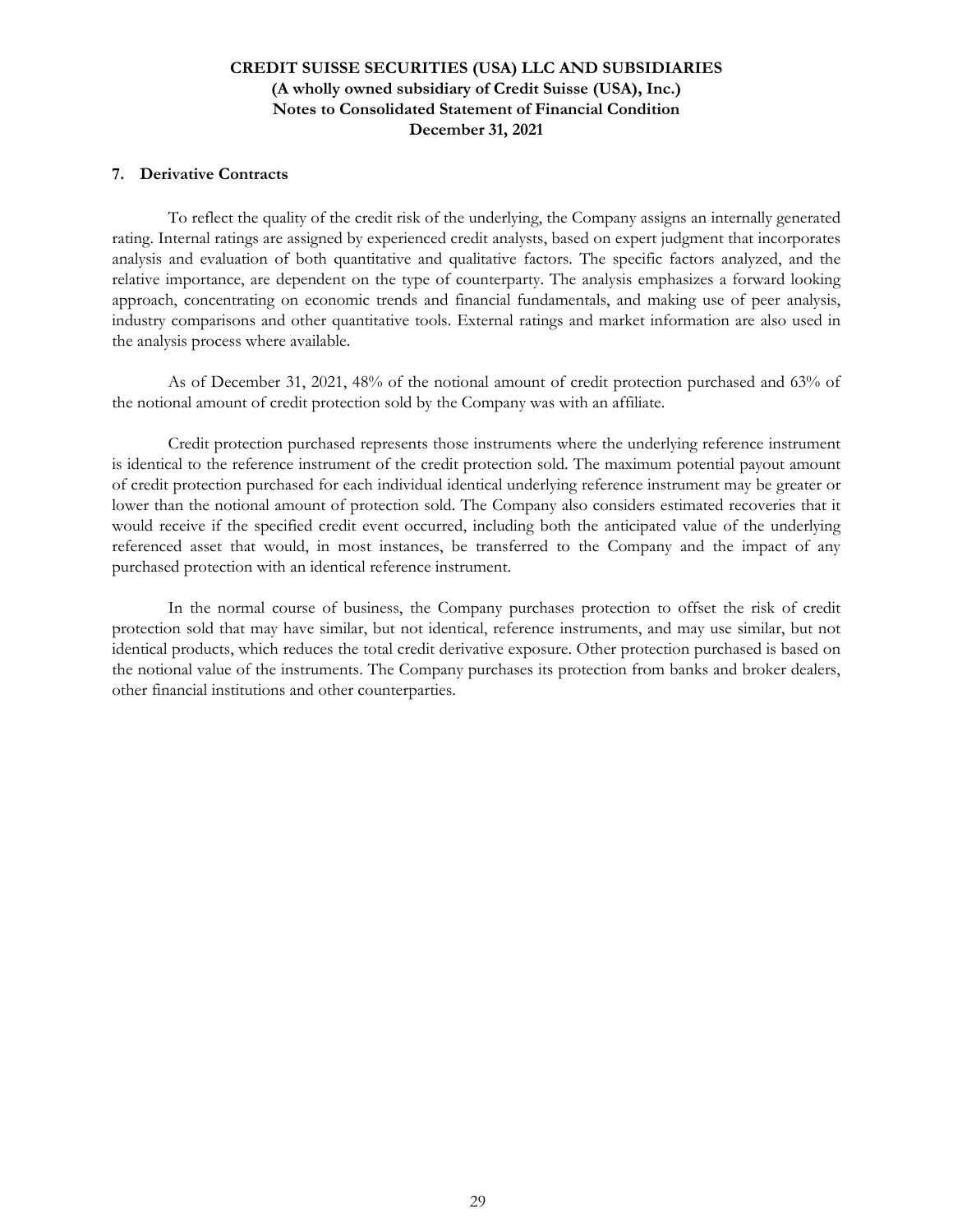## 7. Derivative Contracts

To reflect the quality of the credit risk of the underlying, the Company assigns an internally generated rating. Internal ratings are assigned by experienced credit analysts, based on expert judgment that incorporates analysis and evaluation of both quantitative and qualitative factors. The specific factors analyzed, and the relative importance, are dependent on the type of counterparty. The analysis emphasizes a forward looking approach, concentrating on economic trends and financial fundamentals, and making use of peer analysis, industry comparisons and other quantitative tools. External ratings and market information are also used in the analysis process where available.

As of December 31, 2021, 48% of the notional amount of credit protection purchased and 63% of the notional amount of credit protection sold by the Company was with an affiliate.

Credit protection purchased represents those instruments where the underlying reference instrument is identical to the reference instrument of the credit protection sold. The maximum potential payout amount of credit protection purchased for each individual identical underlying reference instrument may be greater or lower than the notional amount of protection sold. The Company also considers estimated recoveries that it would receive if the specified credit event occurred, including both the anticipated value of the underlying referenced asset that would, in most instances, be transferred to the Company and the impact of any purchased protection with an identical reference instrument.

In the normal course of business, the Company purchases protection to offset the risk of credit protection sold that may have similar, but not identical, reference instruments, and may use similar, but not identical products, which reduces the total credit derivative exposure. Other protection purchased is based on the notional value of the instruments. The Company purchases its protection from banks and broker dealers, other financial institutions and other counterparties.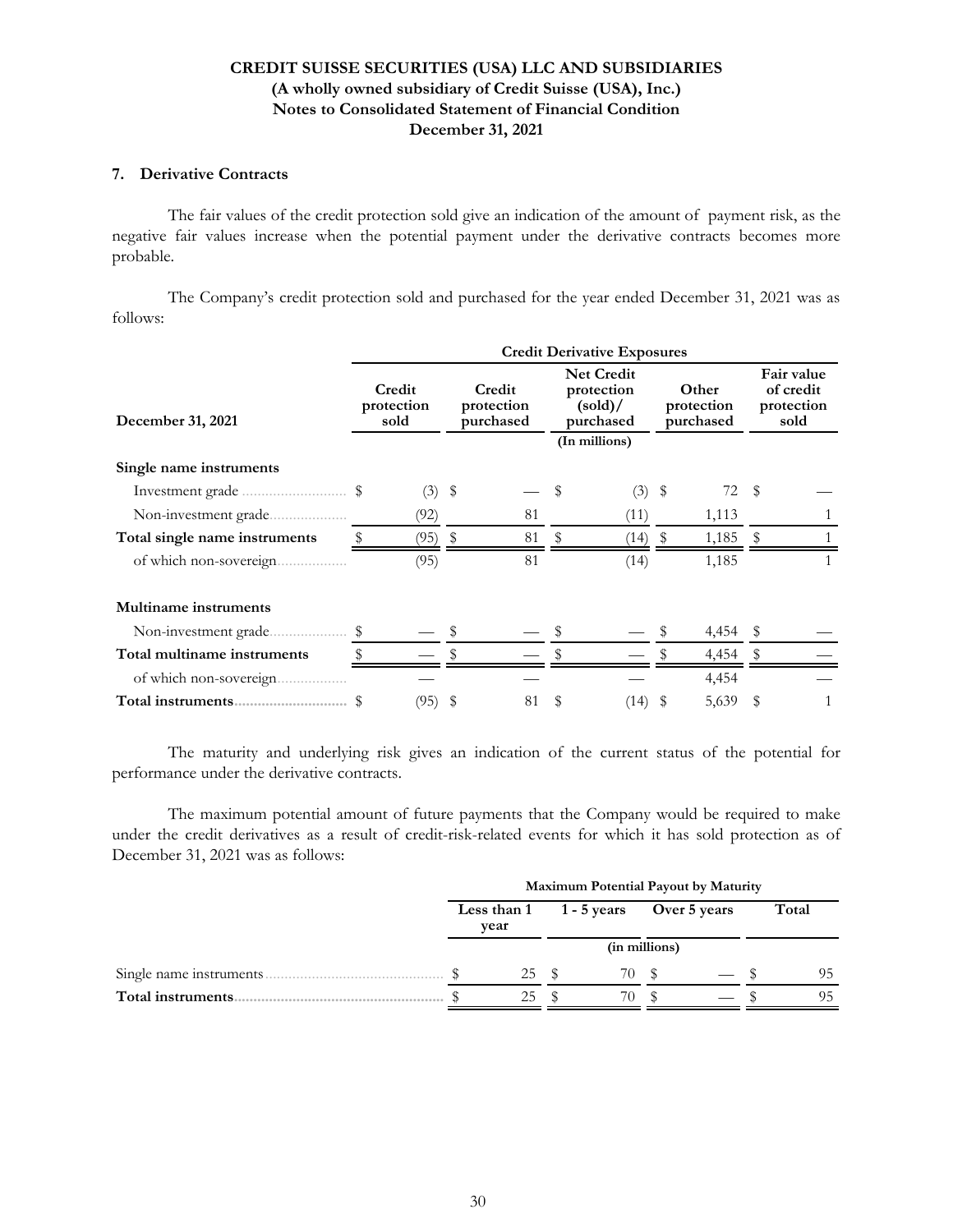**CREDIT SUISSE SECURITIES (USA) LLC AND SUBSIDIARIES**
**(A wholly owned subsidiary of Credit Suisse (USA), Inc.)**
**Notes to Consolidated Statement of Financial Condition**
**December 31, 2021**

### 7. Derivative Contracts

The fair values of the credit protection sold give an indication of the amount of payment risk, as the negative fair values increase when the potential payment under the derivative contracts becomes more probable.

The Company's credit protection sold and purchased for the year ended December 31, 2021 was as follows:

| | Credit Derivative Exposures | | | | |
|---|---|---|---|---|---|
| **December 31, 2021** | **Credit protection sold** | **Credit protection purchased** | **Net Credit protection (sold)/ purchased** | **Other protection purchased** | **Fair value of credit protection sold** |
| | | | (In millions) | | |
| **Single name instruments** | | | | | |
| Investment grade | $ (3) | $ — | $ (3) | $ 72 | $ — |
| Non-investment grade | (92) | 81 | (11) | 1,113 | 1 |
| **Total single name instruments** | $ (95) | $ 81 | $ (14) | $ 1,185 | $ 1 |
| of which non-sovereign | (95) | 81 | (14) | 1,185 | 1 |
| **Multiname instruments** | | | | | |
| Non-investment grade | $ — | $ — | $ — | $ 4,454 | $ — |
| **Total multiname instruments** | $ — | $ — | $ — | $ 4,454 | $ — |
| of which non-sovereign | — | — | — | 4,454 | — |
| **Total instruments** | $ (95) | $ 81 | $ (14) | $ 5,639 | $ 1 |

The maturity and underlying risk gives an indication of the current status of the potential for performance under the derivative contracts.

The maximum potential amount of future payments that the Company would be required to make under the credit derivatives as a result of credit-risk-related events for which it has sold protection as of December 31, 2021 was as follows:

| | Maximum Potential Payout by Maturity | | | |
|---|---|---|---|---|
| | **Less than 1 year** | **1 - 5 years** | **Over 5 years** | **Total** |
| | | (in millions) | | |
| Single name instruments | $ 25 | $ 70 | $ — | $ 95 |
| **Total instruments** | $ 25 | $ 70 | $ — | $ 95 |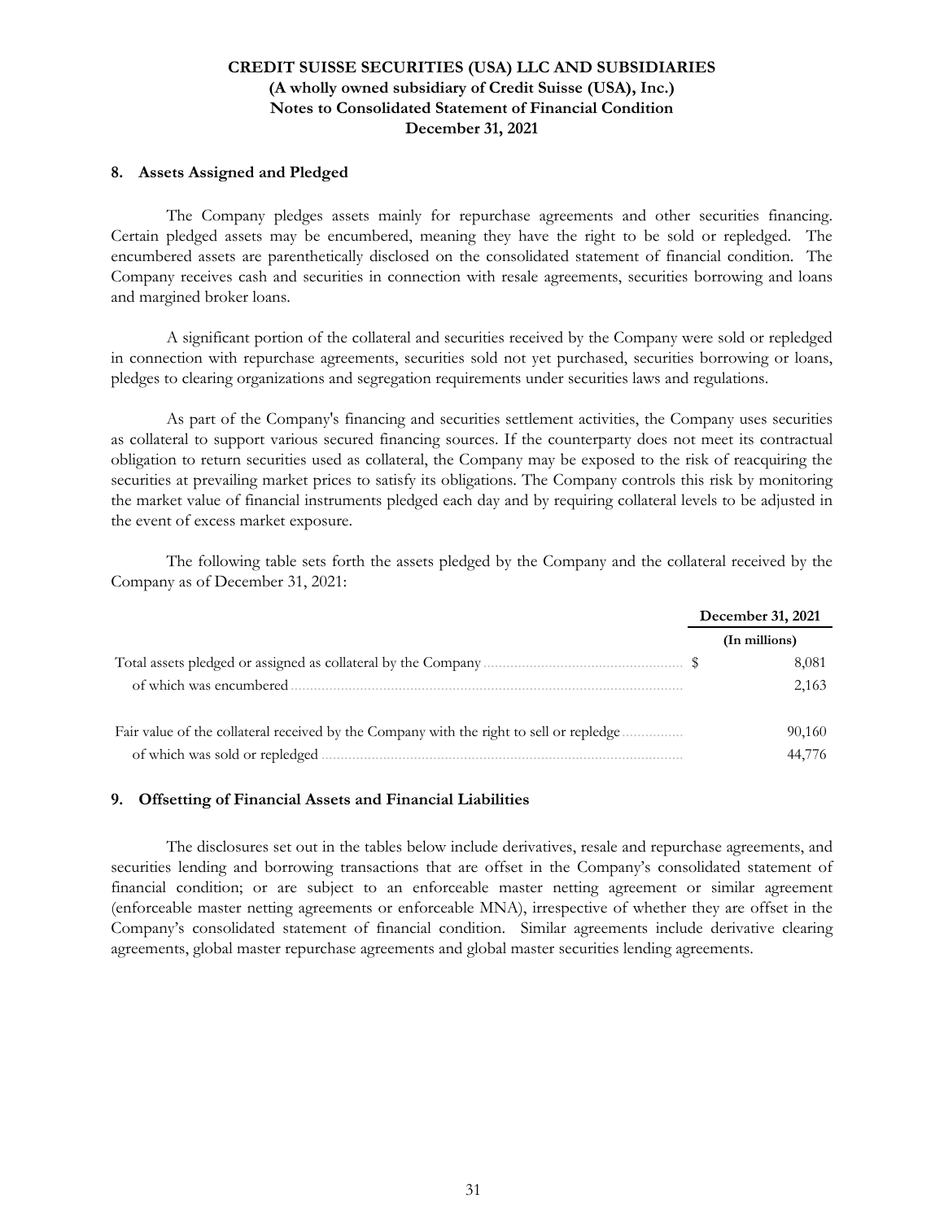## 8. Assets Assigned and Pledged

The Company pledges assets mainly for repurchase agreements and other securities financing. Certain pledged assets may be encumbered, meaning they have the right to be sold or repledged. The encumbered assets are parenthetically disclosed on the consolidated statement of financial condition. The Company receives cash and securities in connection with resale agreements, securities borrowing and loans and margined broker loans.

A significant portion of the collateral and securities received by the Company were sold or repledged in connection with repurchase agreements, securities sold not yet purchased, securities borrowing or loans, pledges to clearing organizations and segregation requirements under securities laws and regulations.

As part of the Company's financing and securities settlement activities, the Company uses securities as collateral to support various secured financing sources. If the counterparty does not meet its contractual obligation to return securities used as collateral, the Company may be exposed to the risk of reacquiring the securities at prevailing market prices to satisfy its obligations. The Company controls this risk by monitoring the market value of financial instruments pledged each day and by requiring collateral levels to be adjusted in the event of excess market exposure.

The following table sets forth the assets pledged by the Company and the collateral received by the Company as of December 31, 2021:

| | December 31, 2021 |
|---|---|
| | (In millions) |
| Total assets pledged or assigned as collateral by the Company | $ 8,081 |
| of which was encumbered | 2,163 |
| Fair value of the collateral received by the Company with the right to sell or repledge | 90,160 |
| of which was sold or repledged | 44,776 |

## 9. Offsetting of Financial Assets and Financial Liabilities

The disclosures set out in the tables below include derivatives, resale and repurchase agreements, and securities lending and borrowing transactions that are offset in the Company's consolidated statement of financial condition; or are subject to an enforceable master netting agreement or similar agreement (enforceable master netting agreements or enforceable MNA), irrespective of whether they are offset in the Company's consolidated statement of financial condition. Similar agreements include derivative clearing agreements, global master repurchase agreements and global master securities lending agreements.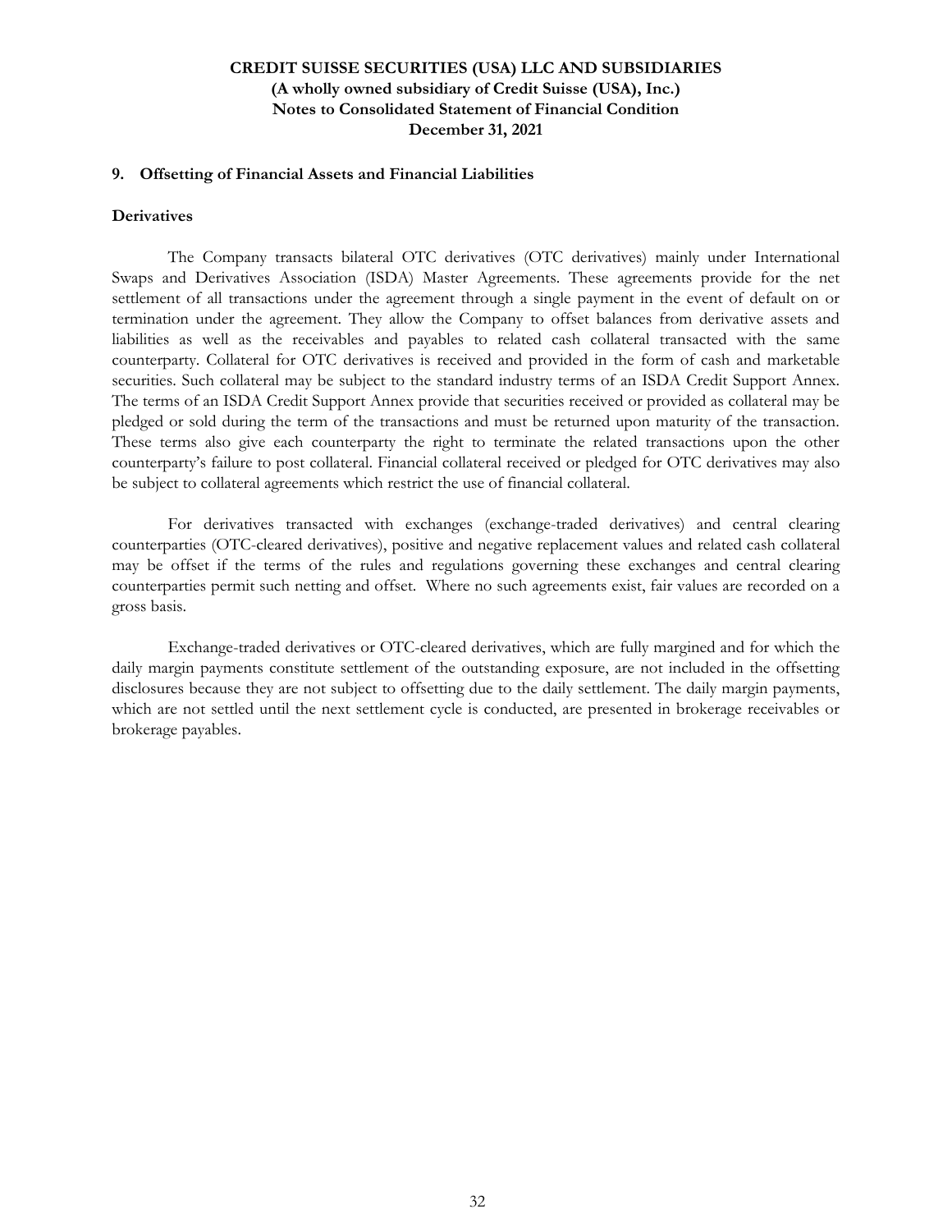## 9. Offsetting of Financial Assets and Financial Liabilities

### Derivatives

The Company transacts bilateral OTC derivatives (OTC derivatives) mainly under International Swaps and Derivatives Association (ISDA) Master Agreements. These agreements provide for the net settlement of all transactions under the agreement through a single payment in the event of default on or termination under the agreement. They allow the Company to offset balances from derivative assets and liabilities as well as the receivables and payables to related cash collateral transacted with the same counterparty. Collateral for OTC derivatives is received and provided in the form of cash and marketable securities. Such collateral may be subject to the standard industry terms of an ISDA Credit Support Annex. The terms of an ISDA Credit Support Annex provide that securities received or provided as collateral may be pledged or sold during the term of the transactions and must be returned upon maturity of the transaction. These terms also give each counterparty the right to terminate the related transactions upon the other counterparty's failure to post collateral. Financial collateral received or pledged for OTC derivatives may also be subject to collateral agreements which restrict the use of financial collateral.

For derivatives transacted with exchanges (exchange-traded derivatives) and central clearing counterparties (OTC-cleared derivatives), positive and negative replacement values and related cash collateral may be offset if the terms of the rules and regulations governing these exchanges and central clearing counterparties permit such netting and offset. Where no such agreements exist, fair values are recorded on a gross basis.

Exchange-traded derivatives or OTC-cleared derivatives, which are fully margined and for which the daily margin payments constitute settlement of the outstanding exposure, are not included in the offsetting disclosures because they are not subject to offsetting due to the daily settlement. The daily margin payments, which are not settled until the next settlement cycle is conducted, are presented in brokerage receivables or brokerage payables.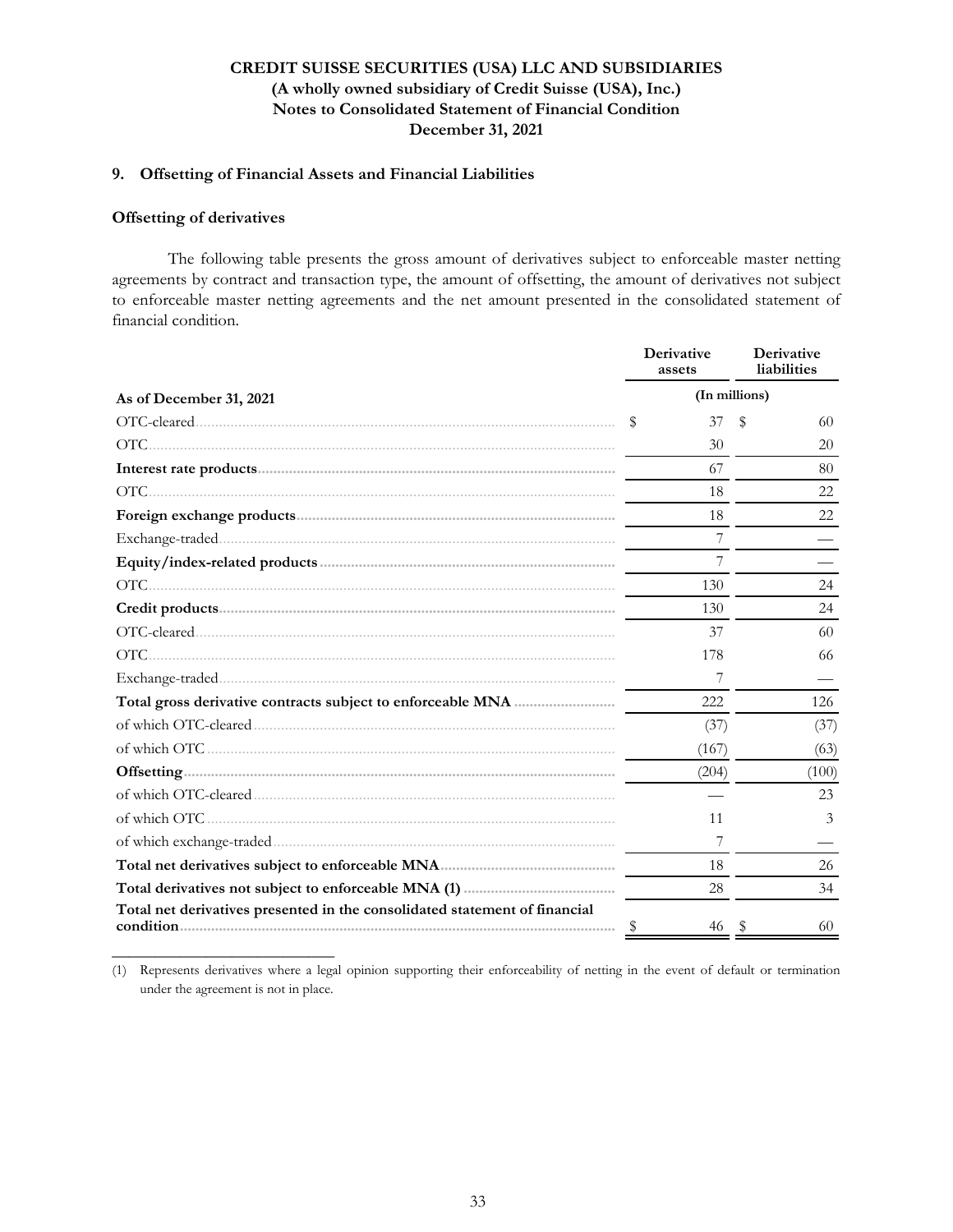## 9. Offsetting of Financial Assets and Financial Liabilities

### Offsetting of derivatives

The following table presents the gross amount of derivatives subject to enforceable master netting agreements by contract and transaction type, the amount of offsetting, the amount of derivatives not subject to enforceable master netting agreements and the net amount presented in the consolidated statement of financial condition.

| As of December 31, 2021 | Derivative assets | Derivative liabilities |
|---|---|---|
| | (In millions) | |
| OTC-cleared | $ 37 | $ 60 |
| OTC | 30 | 20 |
| **Interest rate products** | 67 | 80 |
| OTC | 18 | 22 |
| **Foreign exchange products** | 18 | 22 |
| Exchange-traded | 7 | — |
| **Equity/index-related products** | 7 | — |
| OTC | 130 | 24 |
| **Credit products** | 130 | 24 |
| OTC-cleared | 37 | 60 |
| OTC | 178 | 66 |
| Exchange-traded | 7 | — |
| **Total gross derivative contracts subject to enforceable MNA** | 222 | 126 |
| of which OTC-cleared | (37) | (37) |
| of which OTC | (167) | (63) |
| **Offsetting** | (204) | (100) |
| of which OTC-cleared | — | 23 |
| of which OTC | 11 | 3 |
| of which exchange-traded | 7 | — |
| **Total net derivatives subject to enforceable MNA** | 18 | 26 |
| **Total derivatives not subject to enforceable MNA (1)** | 28 | 34 |
| **Total net derivatives presented in the consolidated statement of financial condition** | $ 46 | $ 60 |

(1) Represents derivatives where a legal opinion supporting their enforceability of netting in the event of default or termination under the agreement is not in place.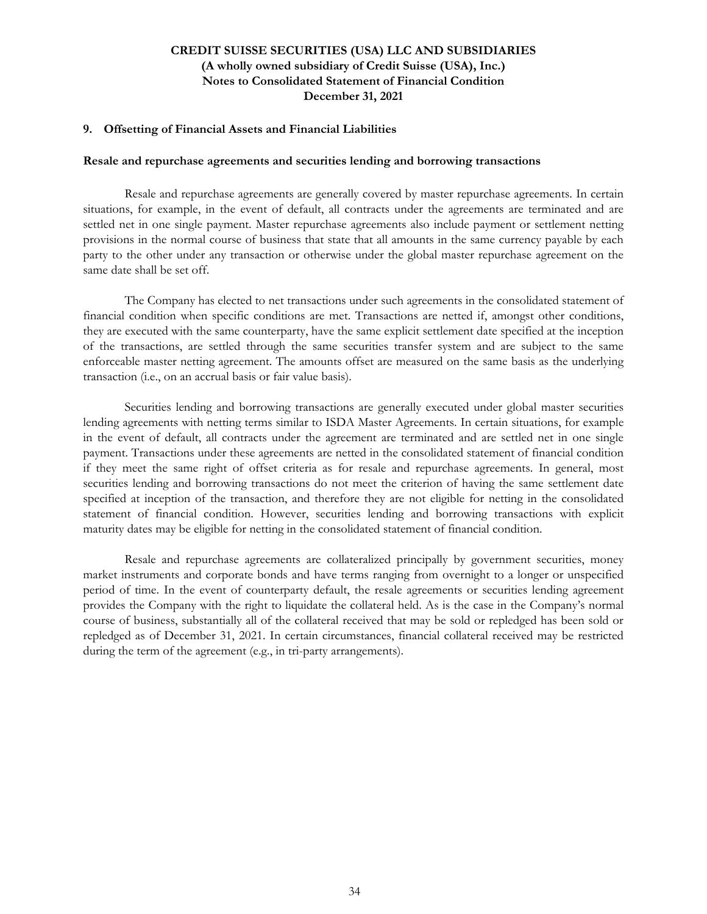## 9. Offsetting of Financial Assets and Financial Liabilities

**Resale and repurchase agreements and securities lending and borrowing transactions**

Resale and repurchase agreements are generally covered by master repurchase agreements. In certain situations, for example, in the event of default, all contracts under the agreements are terminated and are settled net in one single payment. Master repurchase agreements also include payment or settlement netting provisions in the normal course of business that state that all amounts in the same currency payable by each party to the other under any transaction or otherwise under the global master repurchase agreement on the same date shall be set off.

The Company has elected to net transactions under such agreements in the consolidated statement of financial condition when specific conditions are met. Transactions are netted if, amongst other conditions, they are executed with the same counterparty, have the same explicit settlement date specified at the inception of the transactions, are settled through the same securities transfer system and are subject to the same enforceable master netting agreement. The amounts offset are measured on the same basis as the underlying transaction (i.e., on an accrual basis or fair value basis).

Securities lending and borrowing transactions are generally executed under global master securities lending agreements with netting terms similar to ISDA Master Agreements. In certain situations, for example in the event of default, all contracts under the agreement are terminated and are settled net in one single payment. Transactions under these agreements are netted in the consolidated statement of financial condition if they meet the same right of offset criteria as for resale and repurchase agreements. In general, most securities lending and borrowing transactions do not meet the criterion of having the same settlement date specified at inception of the transaction, and therefore they are not eligible for netting in the consolidated statement of financial condition. However, securities lending and borrowing transactions with explicit maturity dates may be eligible for netting in the consolidated statement of financial condition.

Resale and repurchase agreements are collateralized principally by government securities, money market instruments and corporate bonds and have terms ranging from overnight to a longer or unspecified period of time. In the event of counterparty default, the resale agreements or securities lending agreement provides the Company with the right to liquidate the collateral held. As is the case in the Company's normal course of business, substantially all of the collateral received that may be sold or repledged has been sold or repledged as of December 31, 2021. In certain circumstances, financial collateral received may be restricted during the term of the agreement (e.g., in tri-party arrangements).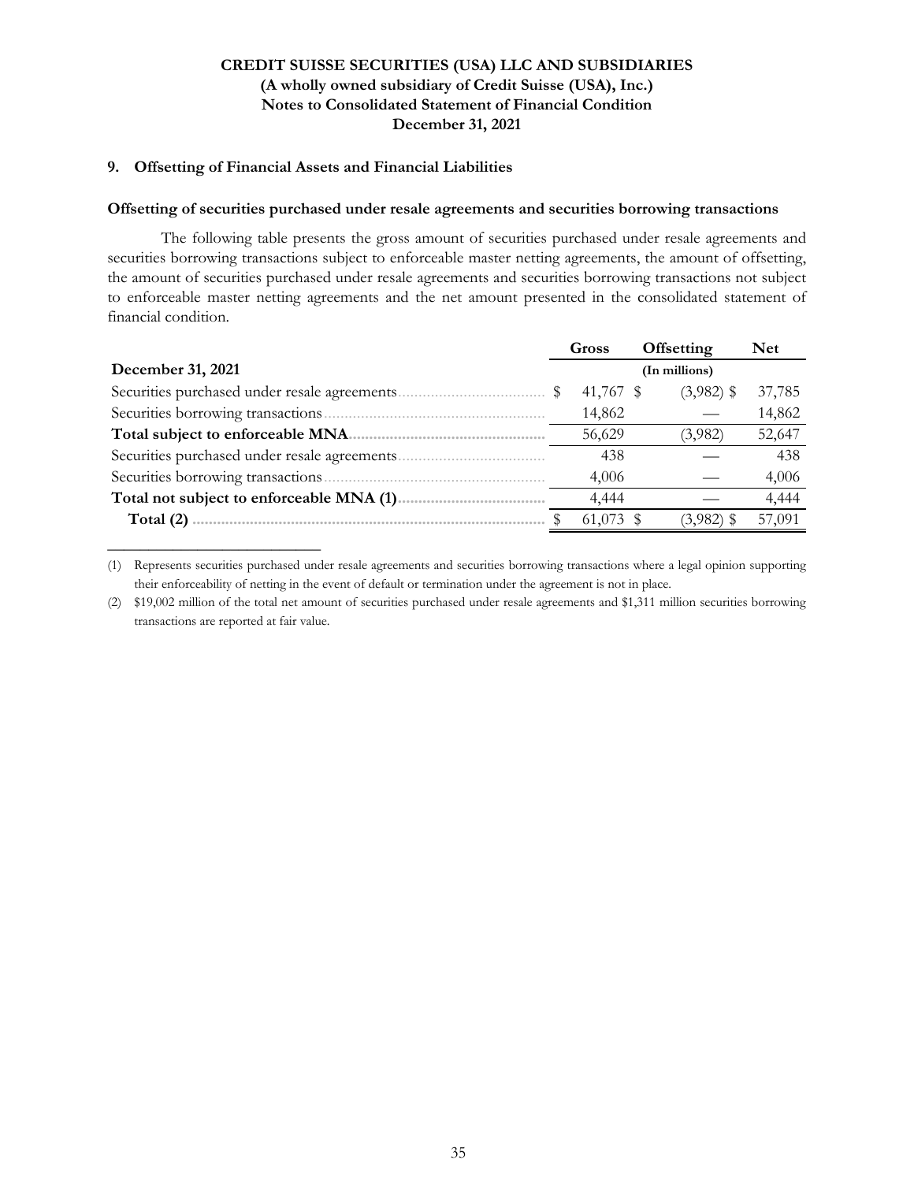**CREDIT SUISSE SECURITIES (USA) LLC AND SUBSIDIARIES**
**(A wholly owned subsidiary of Credit Suisse (USA), Inc.)**
**Notes to Consolidated Statement of Financial Condition**
**December 31, 2021**

## 9. Offsetting of Financial Assets and Financial Liabilities

### Offsetting of securities purchased under resale agreements and securities borrowing transactions

The following table presents the gross amount of securities purchased under resale agreements and securities borrowing transactions subject to enforceable master netting agreements, the amount of offsetting, the amount of securities purchased under resale agreements and securities borrowing transactions not subject to enforceable master netting agreements and the net amount presented in the consolidated statement of financial condition.

| December 31, 2021 | Gross | Offsetting | Net |
|---|---|---|---|
| | | (In millions) | |
| Securities purchased under resale agreements | $ 41,767 | $ (3,982) | $ 37,785 |
| Securities borrowing transactions | 14,862 | — | 14,862 |
| **Total subject to enforceable MNA** | 56,629 | (3,982) | 52,647 |
| Securities purchased under resale agreements | 438 | — | 438 |
| Securities borrowing transactions | 4,006 | — | 4,006 |
| **Total not subject to enforceable MNA (1)** | 4,444 | — | 4,444 |
| **Total (2)** | $ 61,073 | $ (3,982) | $ 57,091 |

---

(1) Represents securities purchased under resale agreements and securities borrowing transactions where a legal opinion supporting their enforceability of netting in the event of default or termination under the agreement is not in place.

(2) $19,002 million of the total net amount of securities purchased under resale agreements and $1,311 million securities borrowing transactions are reported at fair value.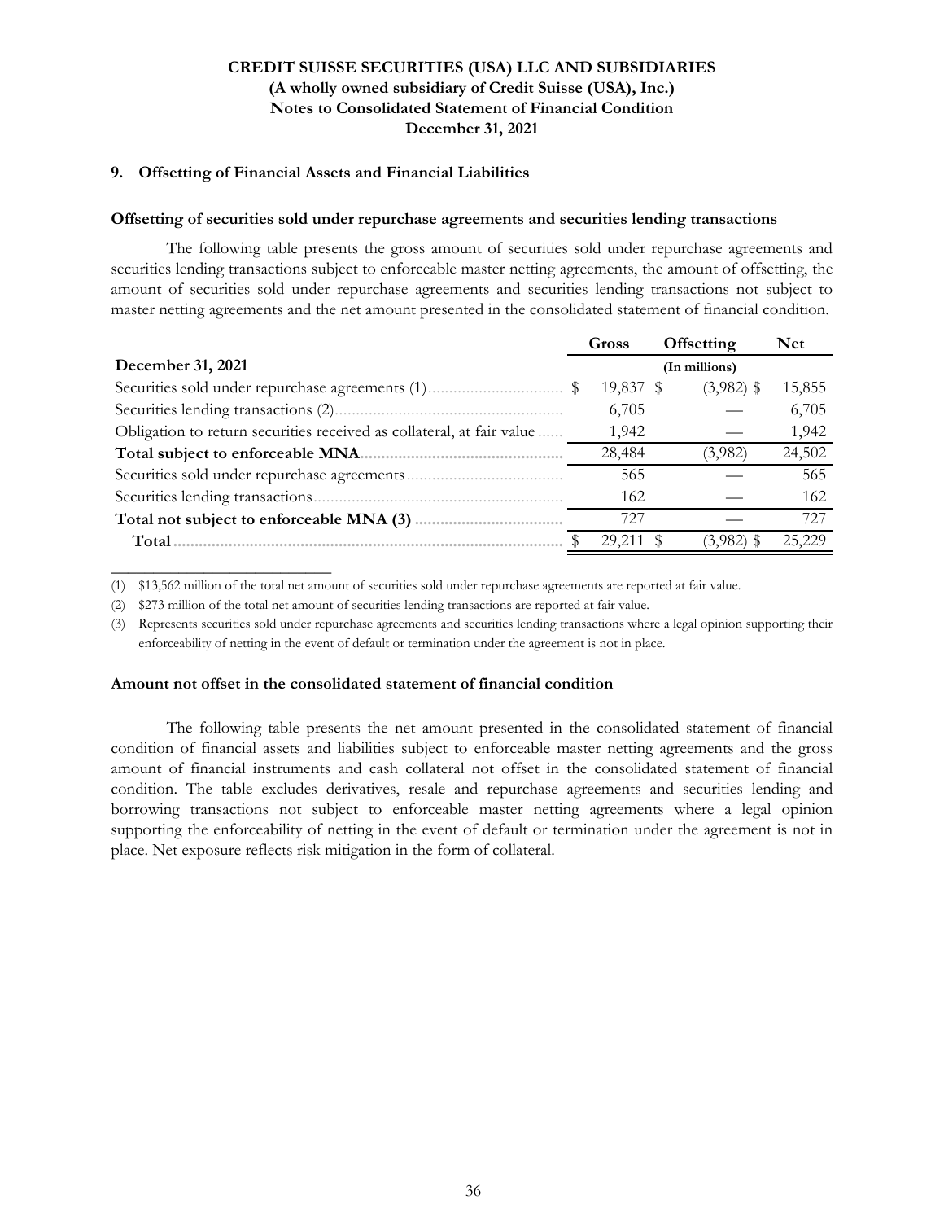**CREDIT SUISSE SECURITIES (USA) LLC AND SUBSIDIARIES**
**(A wholly owned subsidiary of Credit Suisse (USA), Inc.)**
**Notes to Consolidated Statement of Financial Condition**
**December 31, 2021**

## 9. Offsetting of Financial Assets and Financial Liabilities

### Offsetting of securities sold under repurchase agreements and securities lending transactions

The following table presents the gross amount of securities sold under repurchase agreements and securities lending transactions subject to enforceable master netting agreements, the amount of offsetting, the amount of securities sold under repurchase agreements and securities lending transactions not subject to master netting agreements and the net amount presented in the consolidated statement of financial condition.

| | Gross | Offsetting | Net |
|---|---|---|---|
| **December 31, 2021** | | (In millions) | |
| Securities sold under repurchase agreements (1) | $ 19,837 | $ (3,982) | $ 15,855 |
| Securities lending transactions (2) | 6,705 | — | 6,705 |
| Obligation to return securities received as collateral, at fair value | 1,942 | — | 1,942 |
| **Total subject to enforceable MNA** | 28,484 | (3,982) | 24,502 |
| Securities sold under repurchase agreements | 565 | — | 565 |
| Securities lending transactions | 162 | — | 162 |
| **Total not subject to enforceable MNA (3)** | 727 | — | 727 |
| **Total** | $ 29,211 | $ (3,982) | $ 25,229 |

(1) $13,562 million of the total net amount of securities sold under repurchase agreements are reported at fair value.

(2) $273 million of the total net amount of securities lending transactions are reported at fair value.

(3) Represents securities sold under repurchase agreements and securities lending transactions where a legal opinion supporting their enforceability of netting in the event of default or termination under the agreement is not in place.

### Amount not offset in the consolidated statement of financial condition

The following table presents the net amount presented in the consolidated statement of financial condition of financial assets and liabilities subject to enforceable master netting agreements and the gross amount of financial instruments and cash collateral not offset in the consolidated statement of financial condition. The table excludes derivatives, resale and repurchase agreements and securities lending and borrowing transactions not subject to enforceable master netting agreements where a legal opinion supporting the enforceability of netting in the event of default or termination under the agreement is not in place. Net exposure reflects risk mitigation in the form of collateral.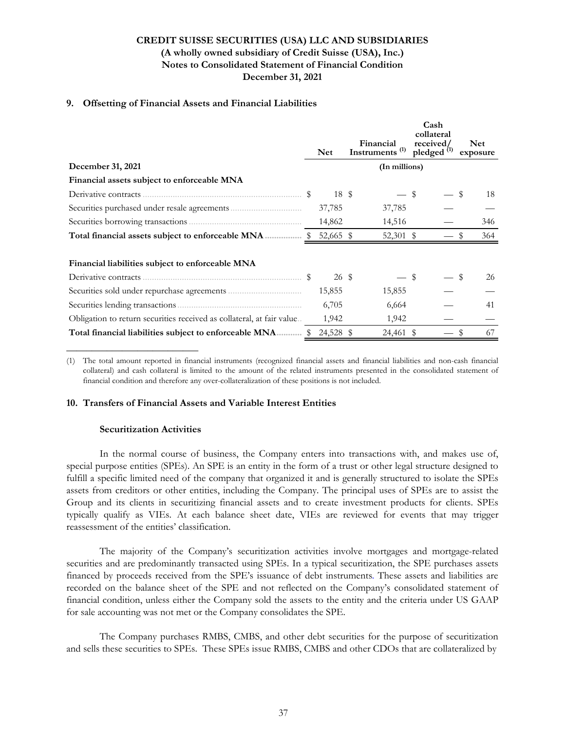**CREDIT SUISSE SECURITIES (USA) LLC AND SUBSIDIARIES**
**(A wholly owned subsidiary of Credit Suisse (USA), Inc.)**
**Notes to Consolidated Statement of Financial Condition**
**December 31, 2021**

## 9. Offsetting of Financial Assets and Financial Liabilities

| | Net | Financial Instruments [(1)] | Cash collateral received/ pledged [(1)] | Net exposure |
|---|---|---|---|---|
| **December 31, 2021** | | (In millions) | | |
| **Financial assets subject to enforceable MNA** | | | | |
| Derivative contracts | $ 18 | $ — | $ — | $ 18 |
| Securities purchased under resale agreements | 37,785 | 37,785 | — | — |
| Securities borrowing transactions | 14,862 | 14,516 | — | 346 |
| **Total financial assets subject to enforceable MNA** | $ 52,665 | $ 52,301 | $ — | $ 364 |
| | | | | |
| **Financial liabilities subject to enforceable MNA** | | | | |
| Derivative contracts | $ 26 | $ — | $ — | $ 26 |
| Securities sold under repurchase agreements | 15,855 | 15,855 | — | — |
| Securities lending transactions | 6,705 | 6,664 | — | 41 |
| Obligation to return securities received as collateral, at fair value | 1,942 | 1,942 | — | — |
| **Total financial liabilities subject to enforceable MNA** | $ 24,528 | $ 24,461 | $ — | $ 67 |

(1) The total amount reported in financial instruments (recognized financial assets and financial liabilities and non-cash financial collateral) and cash collateral is limited to the amount of the related instruments presented in the consolidated statement of financial condition and therefore any over-collateralization of these positions is not included.

## 10. Transfers of Financial Assets and Variable Interest Entities

### Securitization Activities

In the normal course of business, the Company enters into transactions with, and makes use of, special purpose entities (SPEs). An SPE is an entity in the form of a trust or other legal structure designed to fulfill a specific limited need of the company that organized it and is generally structured to isolate the SPEs assets from creditors or other entities, including the Company. The principal uses of SPEs are to assist the Group and its clients in securitizing financial assets and to create investment products for clients. SPEs typically qualify as VIEs. At each balance sheet date, VIEs are reviewed for events that may trigger reassessment of the entities' classification.

The majority of the Company's securitization activities involve mortgages and mortgage-related securities and are predominantly transacted using SPEs. In a typical securitization, the SPE purchases assets financed by proceeds received from the SPE's issuance of debt instruments. These assets and liabilities are recorded on the balance sheet of the SPE and not reflected on the Company's consolidated statement of financial condition, unless either the Company sold the assets to the entity and the criteria under US GAAP for sale accounting was not met or the Company consolidates the SPE.

The Company purchases RMBS, CMBS, and other debt securities for the purpose of securitization and sells these securities to SPEs. These SPEs issue RMBS, CMBS and other CDOs that are collateralized by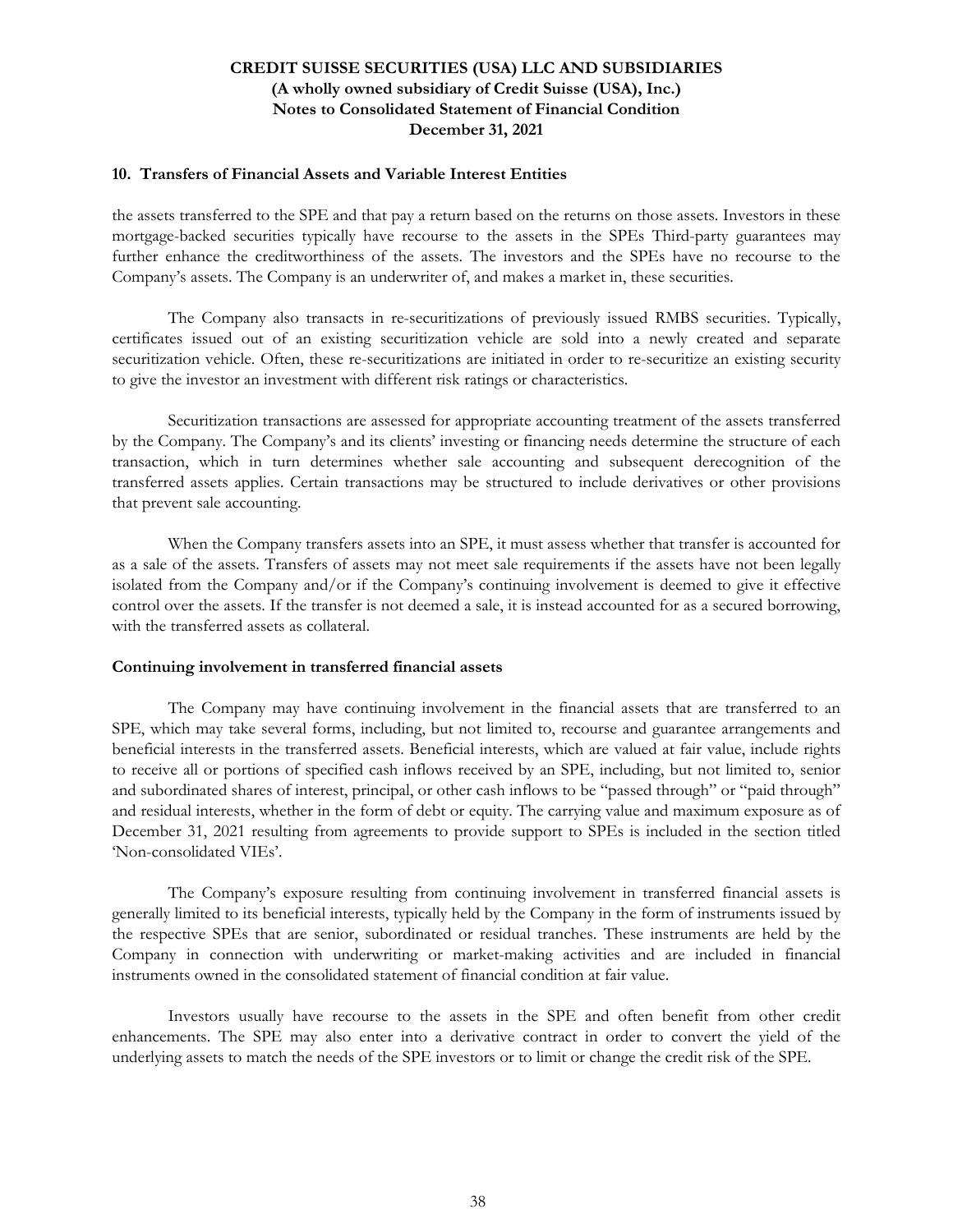## 10. Transfers of Financial Assets and Variable Interest Entities

the assets transferred to the SPE and that pay a return based on the returns on those assets. Investors in these mortgage-backed securities typically have recourse to the assets in the SPEs Third-party guarantees may further enhance the creditworthiness of the assets. The investors and the SPEs have no recourse to the Company's assets. The Company is an underwriter of, and makes a market in, these securities.

The Company also transacts in re-securitizations of previously issued RMBS securities. Typically, certificates issued out of an existing securitization vehicle are sold into a newly created and separate securitization vehicle. Often, these re-securitizations are initiated in order to re-securitize an existing security to give the investor an investment with different risk ratings or characteristics.

Securitization transactions are assessed for appropriate accounting treatment of the assets transferred by the Company. The Company's and its clients' investing or financing needs determine the structure of each transaction, which in turn determines whether sale accounting and subsequent derecognition of the transferred assets applies. Certain transactions may be structured to include derivatives or other provisions that prevent sale accounting.

When the Company transfers assets into an SPE, it must assess whether that transfer is accounted for as a sale of the assets. Transfers of assets may not meet sale requirements if the assets have not been legally isolated from the Company and/or if the Company's continuing involvement is deemed to give it effective control over the assets. If the transfer is not deemed a sale, it is instead accounted for as a secured borrowing, with the transferred assets as collateral.

### Continuing involvement in transferred financial assets

The Company may have continuing involvement in the financial assets that are transferred to an SPE, which may take several forms, including, but not limited to, recourse and guarantee arrangements and beneficial interests in the transferred assets. Beneficial interests, which are valued at fair value, include rights to receive all or portions of specified cash inflows received by an SPE, including, but not limited to, senior and subordinated shares of interest, principal, or other cash inflows to be "passed through" or "paid through" and residual interests, whether in the form of debt or equity. The carrying value and maximum exposure as of December 31, 2021 resulting from agreements to provide support to SPEs is included in the section titled 'Non-consolidated VIEs'.

The Company's exposure resulting from continuing involvement in transferred financial assets is generally limited to its beneficial interests, typically held by the Company in the form of instruments issued by the respective SPEs that are senior, subordinated or residual tranches. These instruments are held by the Company in connection with underwriting or market-making activities and are included in financial instruments owned in the consolidated statement of financial condition at fair value.

Investors usually have recourse to the assets in the SPE and often benefit from other credit enhancements. The SPE may also enter into a derivative contract in order to convert the yield of the underlying assets to match the needs of the SPE investors or to limit or change the credit risk of the SPE.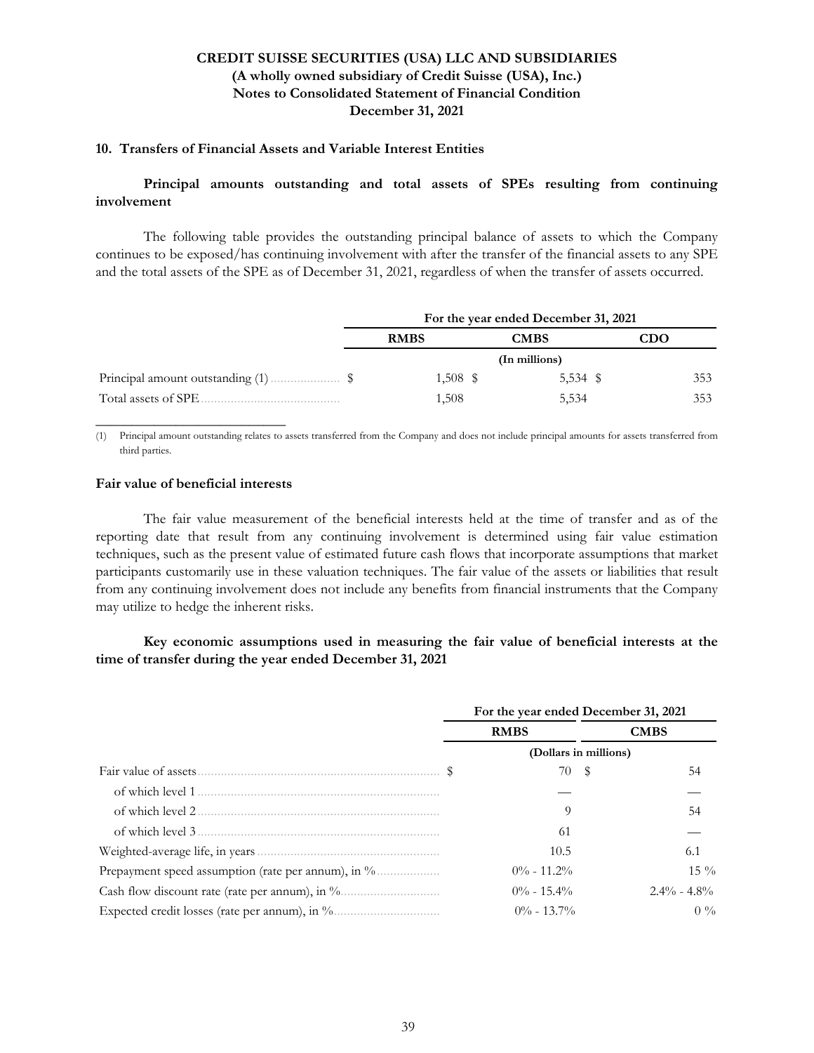**CREDIT SUISSE SECURITIES (USA) LLC AND SUBSIDIARIES**
**(A wholly owned subsidiary of Credit Suisse (USA), Inc.)**
**Notes to Consolidated Statement of Financial Condition**
**December 31, 2021**

**10. Transfers of Financial Assets and Variable Interest Entities**

**Principal amounts outstanding and total assets of SPEs resulting from continuing involvement**

The following table provides the outstanding principal balance of assets to which the Company continues to be exposed/has continuing involvement with after the transfer of the financial assets to any SPE and the total assets of the SPE as of December 31, 2021, regardless of when the transfer of assets occurred.

| | For the year ended December 31, 2021 | | |
|---|---|---|---|
| | RMBS | CMBS | CDO |
| | (In millions) | | |
| Principal amount outstanding (1) | $ 1,508 | $ 5,534 | $ 353 |
| Total assets of SPE | 1,508 | 5,534 | 353 |

(1) Principal amount outstanding relates to assets transferred from the Company and does not include principal amounts for assets transferred from third parties.

**Fair value of beneficial interests**

The fair value measurement of the beneficial interests held at the time of transfer and as of the reporting date that result from any continuing involvement is determined using fair value estimation techniques, such as the present value of estimated future cash flows that incorporate assumptions that market participants customarily use in these valuation techniques. The fair value of the assets or liabilities that result from any continuing involvement does not include any benefits from financial instruments that the Company may utilize to hedge the inherent risks.

**Key economic assumptions used in measuring the fair value of beneficial interests at the time of transfer during the year ended December 31, 2021**

| | For the year ended December 31, 2021 | |
|---|---|---|
| | RMBS | CMBS |
| | (Dollars in millions) | |
| Fair value of assets | $ 70 | $ 54 |
| of which level 1 | — | — |
| of which level 2 | 9 | 54 |
| of which level 3 | 61 | — |
| Weighted-average life, in years | 10.5 | 6.1 |
| Prepayment speed assumption (rate per annum), in % | 0% - 11.2% | 15 % |
| Cash flow discount rate (rate per annum), in % | 0% - 15.4% | 2.4% - 4.8% |
| Expected credit losses (rate per annum), in % | 0% - 13.7% | 0 % |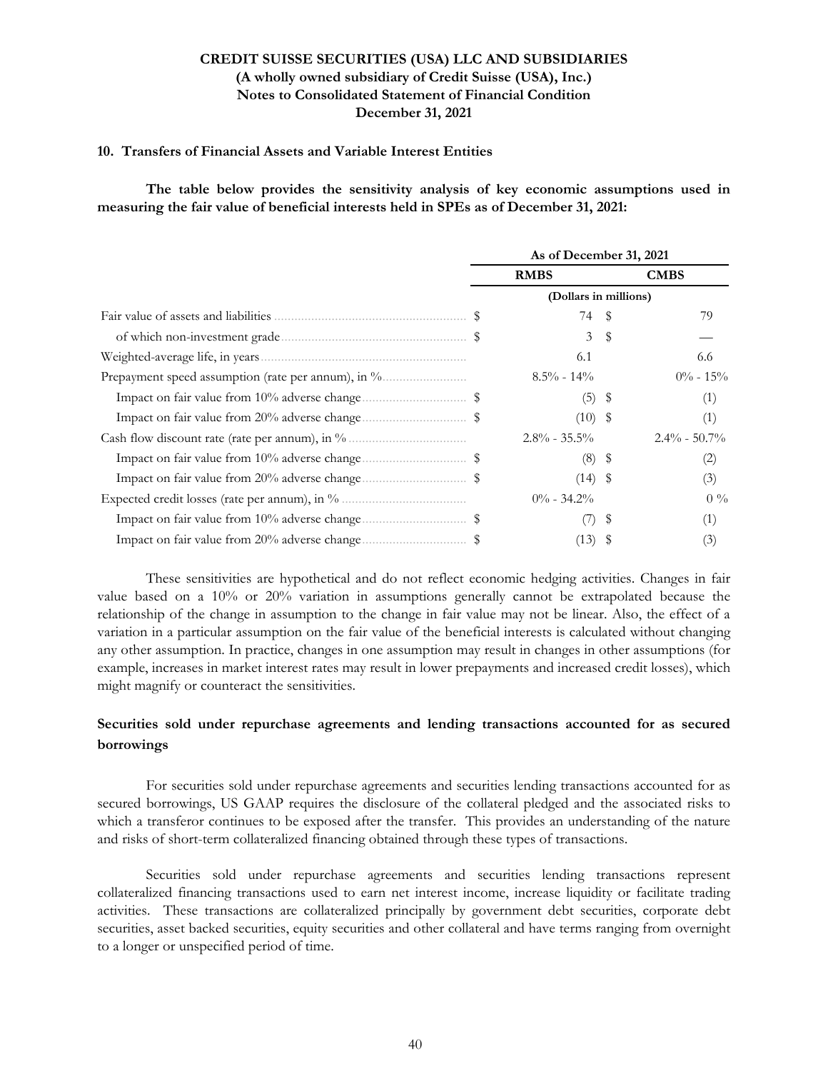**10. Transfers of Financial Assets and Variable Interest Entities**

**The table below provides the sensitivity analysis of key economic assumptions used in measuring the fair value of beneficial interests held in SPEs as of December 31, 2021:**

| | As of December 31, 2021 | |
|---|---|---|
| | RMBS | CMBS |
| | (Dollars in millions) | |
| Fair value of assets and liabilities | $ 74 | $ 79 |
| of which non-investment grade | $ 3 | $ — |
| Weighted-average life, in years | 6.1 | 6.6 |
| Prepayment speed assumption (rate per annum), in % | 8.5% - 14% | 0% - 15% |
| Impact on fair value from 10% adverse change | $ (5) | $ (1) |
| Impact on fair value from 20% adverse change | $ (10) | $ (1) |
| Cash flow discount rate (rate per annum), in % | 2.8% - 35.5% | 2.4% - 50.7% |
| Impact on fair value from 10% adverse change | $ (8) | $ (2) |
| Impact on fair value from 20% adverse change | $ (14) | $ (3) |
| Expected credit losses (rate per annum), in % | 0% - 34.2% | 0 % |
| Impact on fair value from 10% adverse change | $ (7) | $ (1) |
| Impact on fair value from 20% adverse change | $ (13) | $ (3) |

These sensitivities are hypothetical and do not reflect economic hedging activities. Changes in fair value based on a 10% or 20% variation in assumptions generally cannot be extrapolated because the relationship of the change in assumption to the change in fair value may not be linear. Also, the effect of a variation in a particular assumption on the fair value of the beneficial interests is calculated without changing any other assumption. In practice, changes in one assumption may result in changes in other assumptions (for example, increases in market interest rates may result in lower prepayments and increased credit losses), which might magnify or counteract the sensitivities.

### Securities sold under repurchase agreements and lending transactions accounted for as secured borrowings

For securities sold under repurchase agreements and securities lending transactions accounted for as secured borrowings, US GAAP requires the disclosure of the collateral pledged and the associated risks to which a transferor continues to be exposed after the transfer. This provides an understanding of the nature and risks of short-term collateralized financing obtained through these types of transactions.

Securities sold under repurchase agreements and securities lending transactions represent collateralized financing transactions used to earn net interest income, increase liquidity or facilitate trading activities. These transactions are collateralized principally by government debt securities, corporate debt securities, asset backed securities, equity securities and other collateral and have terms ranging from overnight to a longer or unspecified period of time.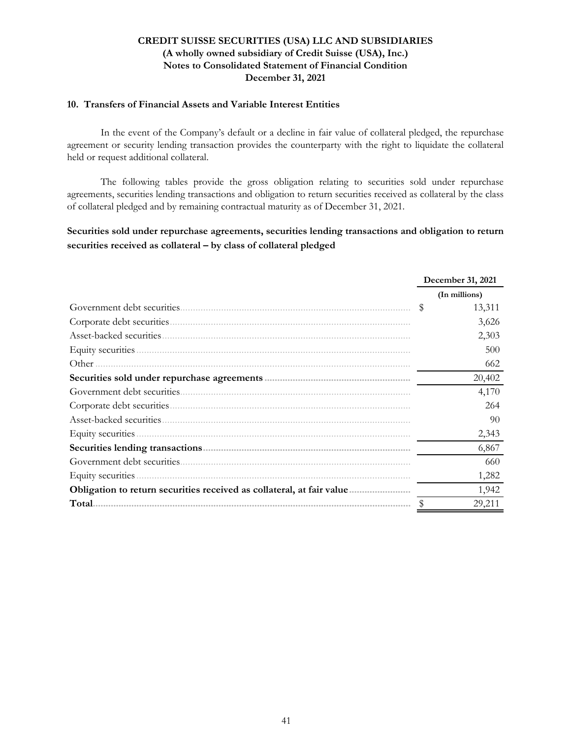### 10. Transfers of Financial Assets and Variable Interest Entities

In the event of the Company's default or a decline in fair value of collateral pledged, the repurchase agreement or security lending transaction provides the counterparty with the right to liquidate the collateral held or request additional collateral.

The following tables provide the gross obligation relating to securities sold under repurchase agreements, securities lending transactions and obligation to return securities received as collateral by the class of collateral pledged and by remaining contractual maturity as of December 31, 2021.

**Securities sold under repurchase agreements, securities lending transactions and obligation to return securities received as collateral – by class of collateral pledged**

| | December 31, 2021 |
|---|---|
| | (In millions) |
| Government debt securities | $ 13,311 |
| Corporate debt securities | 3,626 |
| Asset-backed securities | 2,303 |
| Equity securities | 500 |
| Other | 662 |
| **Securities sold under repurchase agreements** | 20,402 |
| Government debt securities | 4,170 |
| Corporate debt securities | 264 |
| Asset-backed securities | 90 |
| Equity securities | 2,343 |
| **Securities lending transactions** | 6,867 |
| Government debt securities | 660 |
| Equity securities | 1,282 |
| **Obligation to return securities received as collateral, at fair value** | 1,942 |
| **Total** | $ 29,211 |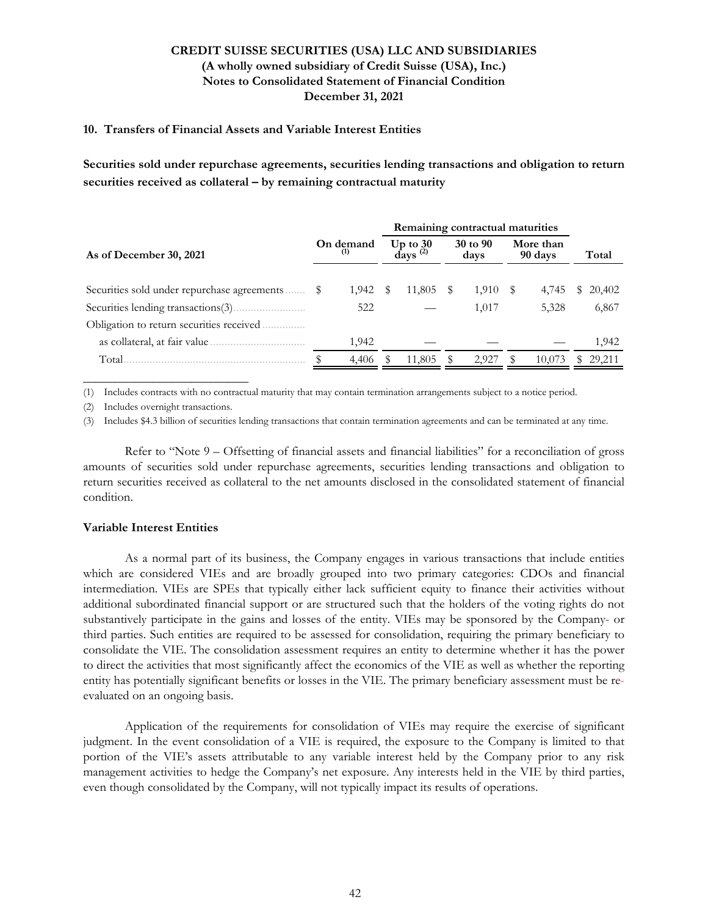## 10. Transfers of Financial Assets and Variable Interest Entities

**Securities sold under repurchase agreements, securities lending transactions and obligation to return securities received as collateral – by remaining contractual maturity**

| | | Remaining contractual maturities | | | |
|---|---|---|---|---|---|
| **As of December 30, 2021** | **On demand (1)** | **Up to 30 days (2)** | **30 to 90 days** | **More than 90 days** | **Total** |
| Securities sold under repurchase agreements | $ 1,942 | $ 11,805 | $ 1,910 | $ 4,745 | $ 20,402 |
| Securities lending transactions(3) | 522 | — | 1,017 | 5,328 | 6,867 |
| Obligation to return securities received as collateral, at fair value | 1,942 | — | — | — | 1,942 |
| Total | $ 4,406 | $ 11,805 | $ 2,927 | $ 10,073 | $ 29,211 |

(1) Includes contracts with no contractual maturity that may contain termination arrangements subject to a notice period.

(2) Includes overnight transactions.

(3) Includes $4.3 billion of securities lending transactions that contain termination agreements and can be terminated at any time.

Refer to "Note 9 – Offsetting of financial assets and financial liabilities" for a reconciliation of gross amounts of securities sold under repurchase agreements, securities lending transactions and obligation to return securities received as collateral to the net amounts disclosed in the consolidated statement of financial condition.

### Variable Interest Entities

As a normal part of its business, the Company engages in various transactions that include entities which are considered VIEs and are broadly grouped into two primary categories: CDOs and financial intermediation. VIEs are SPEs that typically either lack sufficient equity to finance their activities without additional subordinated financial support or are structured such that the holders of the voting rights do not substantively participate in the gains and losses of the entity. VIEs may be sponsored by the Company- or third parties. Such entities are required to be assessed for consolidation, requiring the primary beneficiary to consolidate the VIE. The consolidation assessment requires an entity to determine whether it has the power to direct the activities that most significantly affect the economics of the VIE as well as whether the reporting entity has potentially significant benefits or losses in the VIE. The primary beneficiary assessment must be re-evaluated on an ongoing basis.

Application of the requirements for consolidation of VIEs may require the exercise of significant judgment. In the event consolidation of a VIE is required, the exposure to the Company is limited to that portion of the VIE's assets attributable to any variable interest held by the Company prior to any risk management activities to hedge the Company's net exposure. Any interests held in the VIE by third parties, even though consolidated by the Company, will not typically impact its results of operations.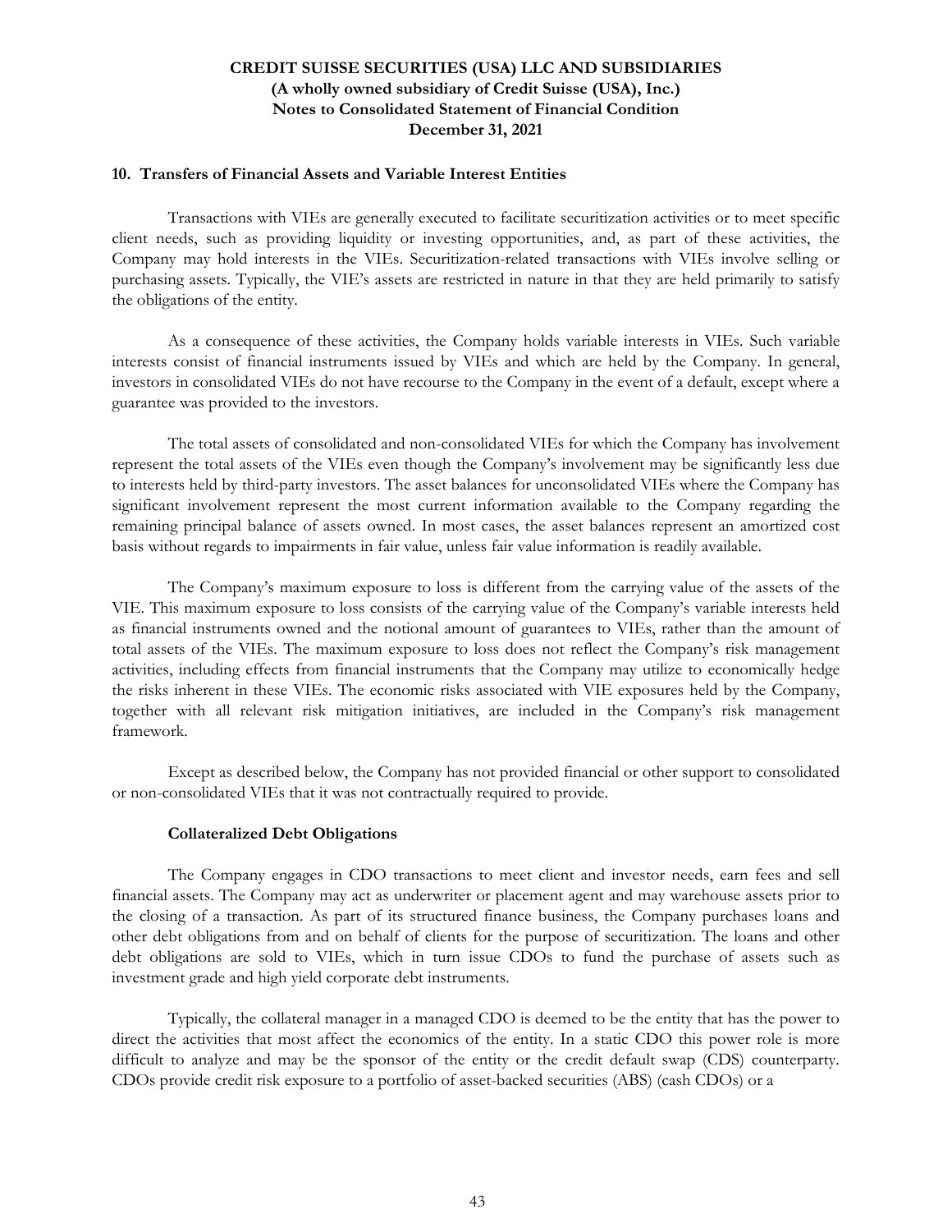## 10. Transfers of Financial Assets and Variable Interest Entities

Transactions with VIEs are generally executed to facilitate securitization activities or to meet specific client needs, such as providing liquidity or investing opportunities, and, as part of these activities, the Company may hold interests in the VIEs. Securitization-related transactions with VIEs involve selling or purchasing assets. Typically, the VIE's assets are restricted in nature in that they are held primarily to satisfy the obligations of the entity.

As a consequence of these activities, the Company holds variable interests in VIEs. Such variable interests consist of financial instruments issued by VIEs and which are held by the Company. In general, investors in consolidated VIEs do not have recourse to the Company in the event of a default, except where a guarantee was provided to the investors.

The total assets of consolidated and non-consolidated VIEs for which the Company has involvement represent the total assets of the VIEs even though the Company's involvement may be significantly less due to interests held by third-party investors. The asset balances for unconsolidated VIEs where the Company has significant involvement represent the most current information available to the Company regarding the remaining principal balance of assets owned. In most cases, the asset balances represent an amortized cost basis without regards to impairments in fair value, unless fair value information is readily available.

The Company's maximum exposure to loss is different from the carrying value of the assets of the VIE. This maximum exposure to loss consists of the carrying value of the Company's variable interests held as financial instruments owned and the notional amount of guarantees to VIEs, rather than the amount of total assets of the VIEs. The maximum exposure to loss does not reflect the Company's risk management activities, including effects from financial instruments that the Company may utilize to economically hedge the risks inherent in these VIEs. The economic risks associated with VIE exposures held by the Company, together with all relevant risk mitigation initiatives, are included in the Company's risk management framework.

Except as described below, the Company has not provided financial or other support to consolidated or non-consolidated VIEs that it was not contractually required to provide.

### Collateralized Debt Obligations

The Company engages in CDO transactions to meet client and investor needs, earn fees and sell financial assets. The Company may act as underwriter or placement agent and may warehouse assets prior to the closing of a transaction. As part of its structured finance business, the Company purchases loans and other debt obligations from and on behalf of clients for the purpose of securitization. The loans and other debt obligations are sold to VIEs, which in turn issue CDOs to fund the purchase of assets such as investment grade and high yield corporate debt instruments.

Typically, the collateral manager in a managed CDO is deemed to be the entity that has the power to direct the activities that most affect the economics of the entity. In a static CDO this power role is more difficult to analyze and may be the sponsor of the entity or the credit default swap (CDS) counterparty. CDOs provide credit risk exposure to a portfolio of asset-backed securities (ABS) (cash CDOs) or a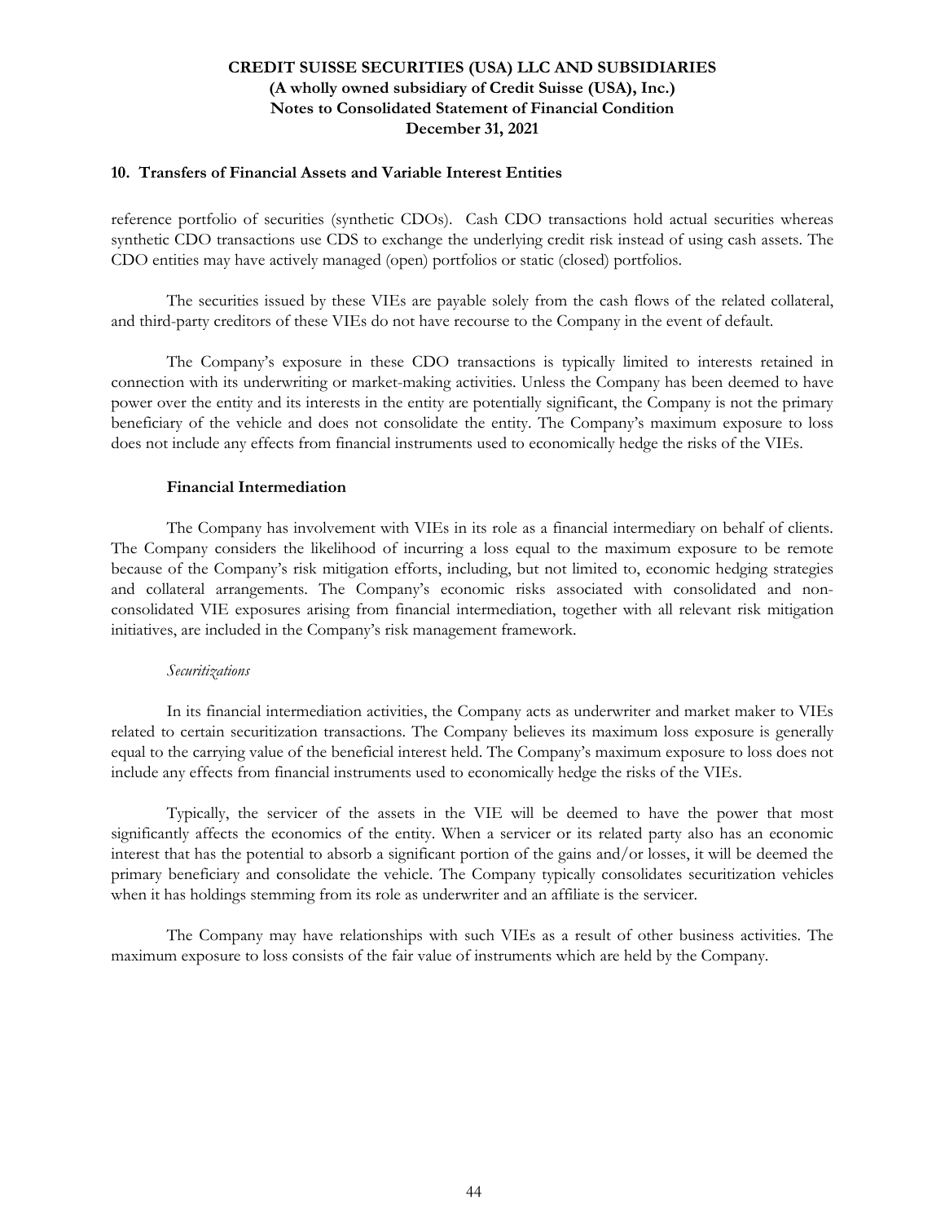## 10. Transfers of Financial Assets and Variable Interest Entities

reference portfolio of securities (synthetic CDOs). Cash CDO transactions hold actual securities whereas synthetic CDO transactions use CDS to exchange the underlying credit risk instead of using cash assets. The CDO entities may have actively managed (open) portfolios or static (closed) portfolios.

The securities issued by these VIEs are payable solely from the cash flows of the related collateral, and third-party creditors of these VIEs do not have recourse to the Company in the event of default.

The Company's exposure in these CDO transactions is typically limited to interests retained in connection with its underwriting or market-making activities. Unless the Company has been deemed to have power over the entity and its interests in the entity are potentially significant, the Company is not the primary beneficiary of the vehicle and does not consolidate the entity. The Company's maximum exposure to loss does not include any effects from financial instruments used to economically hedge the risks of the VIEs.

### Financial Intermediation

The Company has involvement with VIEs in its role as a financial intermediary on behalf of clients. The Company considers the likelihood of incurring a loss equal to the maximum exposure to be remote because of the Company's risk mitigation efforts, including, but not limited to, economic hedging strategies and collateral arrangements. The Company's economic risks associated with consolidated and non-consolidated VIE exposures arising from financial intermediation, together with all relevant risk mitigation initiatives, are included in the Company's risk management framework.

*Securitizations*

In its financial intermediation activities, the Company acts as underwriter and market maker to VIEs related to certain securitization transactions. The Company believes its maximum loss exposure is generally equal to the carrying value of the beneficial interest held. The Company's maximum exposure to loss does not include any effects from financial instruments used to economically hedge the risks of the VIEs.

Typically, the servicer of the assets in the VIE will be deemed to have the power that most significantly affects the economics of the entity. When a servicer or its related party also has an economic interest that has the potential to absorb a significant portion of the gains and/or losses, it will be deemed the primary beneficiary and consolidate the vehicle. The Company typically consolidates securitization vehicles when it has holdings stemming from its role as underwriter and an affiliate is the servicer.

The Company may have relationships with such VIEs as a result of other business activities. The maximum exposure to loss consists of the fair value of instruments which are held by the Company.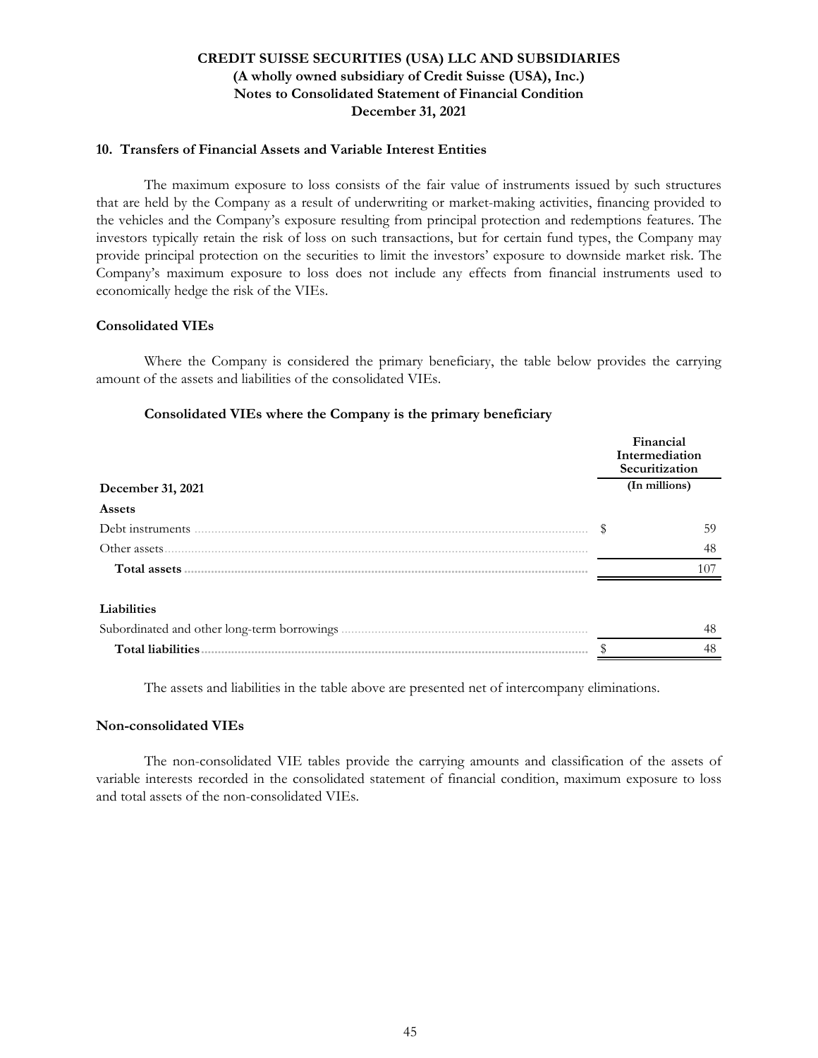CREDIT SUISSE SECURITIES (USA) LLC AND SUBSIDIARIES
(A wholly owned subsidiary of Credit Suisse (USA), Inc.)
Notes to Consolidated Statement of Financial Condition
December 31, 2021

## 10. Transfers of Financial Assets and Variable Interest Entities

The maximum exposure to loss consists of the fair value of instruments issued by such structures that are held by the Company as a result of underwriting or market-making activities, financing provided to the vehicles and the Company's exposure resulting from principal protection and redemptions features. The investors typically retain the risk of loss on such transactions, but for certain fund types, the Company may provide principal protection on the securities to limit the investors' exposure to downside market risk. The Company's maximum exposure to loss does not include any effects from financial instruments used to economically hedge the risk of the VIEs.

### Consolidated VIEs

Where the Company is considered the primary beneficiary, the table below provides the carrying amount of the assets and liabilities of the consolidated VIEs.

**Consolidated VIEs where the Company is the primary beneficiary**

| December 31, 2021 | Financial Intermediation Securitization (In millions) |
|---|---|
| **Assets** | |
| Debt instruments | $ 59 |
| Other assets | 48 |
| **Total assets** | 107 |
| **Liabilities** | |
| Subordinated and other long-term borrowings | 48 |
| **Total liabilities** | $ 48 |

The assets and liabilities in the table above are presented net of intercompany eliminations.

### Non-consolidated VIEs

The non-consolidated VIE tables provide the carrying amounts and classification of the assets of variable interests recorded in the consolidated statement of financial condition, maximum exposure to loss and total assets of the non-consolidated VIEs.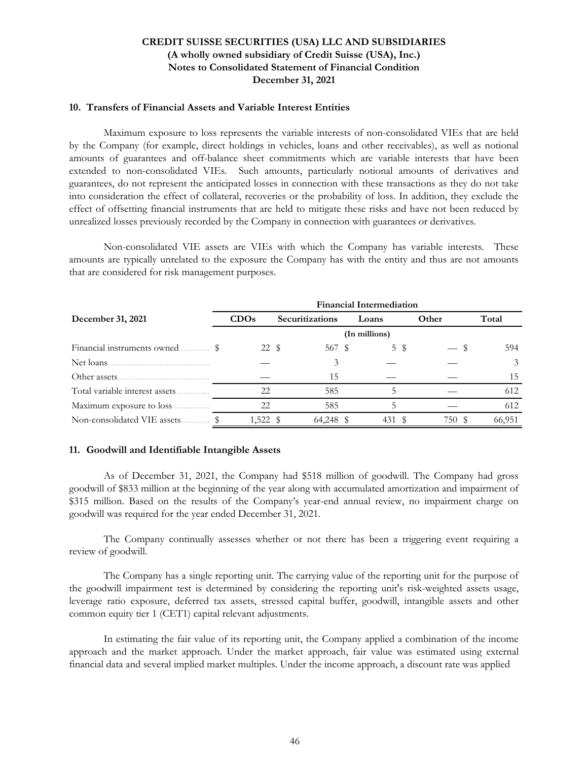## 10. Transfers of Financial Assets and Variable Interest Entities

Maximum exposure to loss represents the variable interests of non-consolidated VIEs that are held by the Company (for example, direct holdings in vehicles, loans and other receivables), as well as notional amounts of guarantees and off-balance sheet commitments which are variable interests that have been extended to non-consolidated VIEs. Such amounts, particularly notional amounts of derivatives and guarantees, do not represent the anticipated losses in connection with these transactions as they do not take into consideration the effect of collateral, recoveries or the probability of loss. In addition, they exclude the effect of offsetting financial instruments that are held to mitigate these risks and have not been reduced by unrealized losses previously recorded by the Company in connection with guarantees or derivatives.

Non-consolidated VIE assets are VIEs with which the Company has variable interests. These amounts are typically unrelated to the exposure the Company has with the entity and thus are not amounts that are considered for risk management purposes.

| | Financial Intermediation | | | | |
|---|---|---|---|---|---|
| **December 31, 2021** | **CDOs** | **Securitizations** | **Loans** | **Other** | **Total** |
| | (In millions) | | | | |
| Financial instruments owned | $ 22 | $ 567 | $ 5 | $ — | $ 594 |
| Net loans | — | 3 | — | — | 3 |
| Other assets | — | 15 | — | — | 15 |
| Total variable interest assets | 22 | 585 | 5 | — | 612 |
| Maximum exposure to loss | 22 | 585 | 5 | — | 612 |
| Non-consolidated VIE assets | $ 1,522 | $ 64,248 | $ 431 | $ 750 | $ 66,951 |

## 11. Goodwill and Identifiable Intangible Assets

As of December 31, 2021, the Company had $518 million of goodwill. The Company had gross goodwill of $833 million at the beginning of the year along with accumulated amortization and impairment of $315 million. Based on the results of the Company's year-end annual review, no impairment charge on goodwill was required for the year ended December 31, 2021.

The Company continually assesses whether or not there has been a triggering event requiring a review of goodwill.

The Company has a single reporting unit. The carrying value of the reporting unit for the purpose of the goodwill impairment test is determined by considering the reporting unit's risk-weighted assets usage, leverage ratio exposure, deferred tax assets, stressed capital buffer, goodwill, intangible assets and other common equity tier 1 (CET1) capital relevant adjustments.

In estimating the fair value of its reporting unit, the Company applied a combination of the income approach and the market approach. Under the market approach, fair value was estimated using external financial data and several implied market multiples. Under the income approach, a discount rate was applied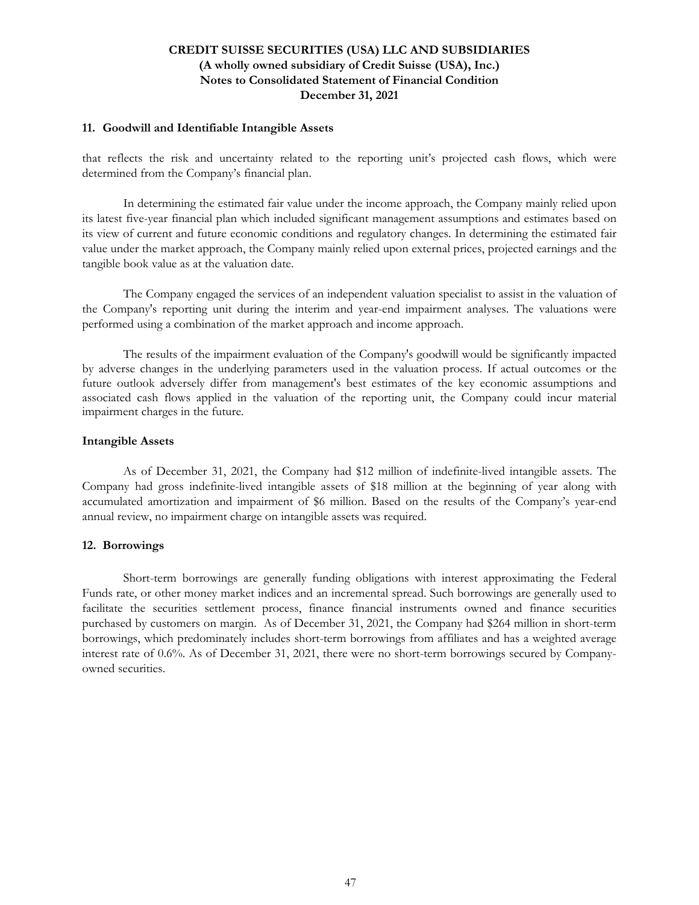## 11. Goodwill and Identifiable Intangible Assets

that reflects the risk and uncertainty related to the reporting unit's projected cash flows, which were determined from the Company's financial plan.

In determining the estimated fair value under the income approach, the Company mainly relied upon its latest five-year financial plan which included significant management assumptions and estimates based on its view of current and future economic conditions and regulatory changes. In determining the estimated fair value under the market approach, the Company mainly relied upon external prices, projected earnings and the tangible book value as at the valuation date.

The Company engaged the services of an independent valuation specialist to assist in the valuation of the Company's reporting unit during the interim and year-end impairment analyses. The valuations were performed using a combination of the market approach and income approach.

The results of the impairment evaluation of the Company's goodwill would be significantly impacted by adverse changes in the underlying parameters used in the valuation process. If actual outcomes or the future outlook adversely differ from management's best estimates of the key economic assumptions and associated cash flows applied in the valuation of the reporting unit, the Company could incur material impairment charges in the future.

### Intangible Assets

As of December 31, 2021, the Company had $12 million of indefinite-lived intangible assets. The Company had gross indefinite-lived intangible assets of $18 million at the beginning of year along with accumulated amortization and impairment of $6 million. Based on the results of the Company's year-end annual review, no impairment charge on intangible assets was required.

## 12. Borrowings

Short-term borrowings are generally funding obligations with interest approximating the Federal Funds rate, or other money market indices and an incremental spread. Such borrowings are generally used to facilitate the securities settlement process, finance financial instruments owned and finance securities purchased by customers on margin. As of December 31, 2021, the Company had $264 million in short-term borrowings, which predominately includes short-term borrowings from affiliates and has a weighted average interest rate of 0.6%. As of December 31, 2021, there were no short-term borrowings secured by Company-owned securities.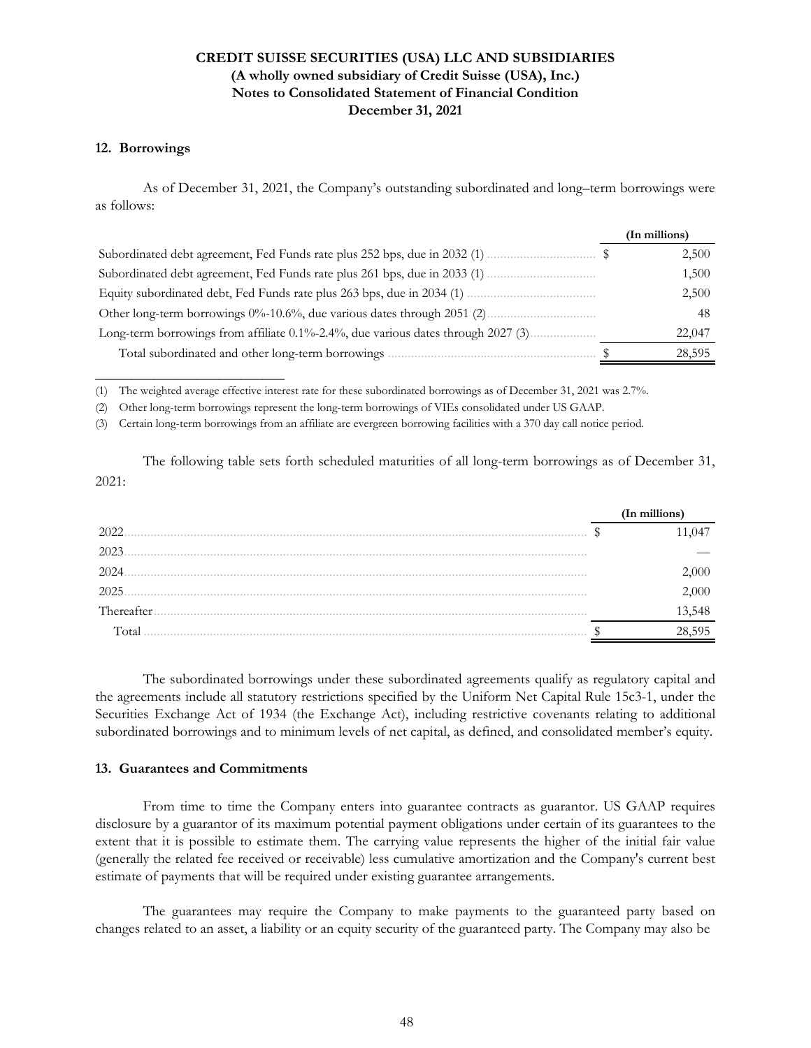**CREDIT SUISSE SECURITIES (USA) LLC AND SUBSIDIARIES**
**(A wholly owned subsidiary of Credit Suisse (USA), Inc.)**
**Notes to Consolidated Statement of Financial Condition**
**December 31, 2021**

## 12. Borrowings

As of December 31, 2021, the Company's outstanding subordinated and long–term borrowings were as follows:

| | | (In millions) |
|---|---|---|
| Subordinated debt agreement, Fed Funds rate plus 252 bps, due in 2032 (1) | $ | 2,500 |
| Subordinated debt agreement, Fed Funds rate plus 261 bps, due in 2033 (1) | | 1,500 |
| Equity subordinated debt, Fed Funds rate plus 263 bps, due in 2034 (1) | | 2,500 |
| Other long-term borrowings 0%-10.6%, due various dates through 2051 (2) | | 48 |
| Long-term borrowings from affiliate 0.1%-2.4%, due various dates through 2027 (3) | | 22,047 |
| Total subordinated and other long-term borrowings | $ | 28,595 |

(1) The weighted average effective interest rate for these subordinated borrowings as of December 31, 2021 was 2.7%.

(2) Other long-term borrowings represent the long-term borrowings of VIEs consolidated under US GAAP.

(3) Certain long-term borrowings from an affiliate are evergreen borrowing facilities with a 370 day call notice period.

The following table sets forth scheduled maturities of all long-term borrowings as of December 31, 2021:

| | | (In millions) |
|---|---|---|
| 2022 | $ | 11,047 |
| 2023 | | — |
| 2024 | | 2,000 |
| 2025 | | 2,000 |
| Thereafter | | 13,548 |
| Total | $ | 28,595 |

The subordinated borrowings under these subordinated agreements qualify as regulatory capital and the agreements include all statutory restrictions specified by the Uniform Net Capital Rule 15c3-1, under the Securities Exchange Act of 1934 (the Exchange Act), including restrictive covenants relating to additional subordinated borrowings and to minimum levels of net capital, as defined, and consolidated member's equity.

## 13. Guarantees and Commitments

From time to time the Company enters into guarantee contracts as guarantor. US GAAP requires disclosure by a guarantor of its maximum potential payment obligations under certain of its guarantees to the extent that it is possible to estimate them. The carrying value represents the higher of the initial fair value (generally the related fee received or receivable) less cumulative amortization and the Company's current best estimate of payments that will be required under existing guarantee arrangements.

The guarantees may require the Company to make payments to the guaranteed party based on changes related to an asset, a liability or an equity security of the guaranteed party. The Company may also be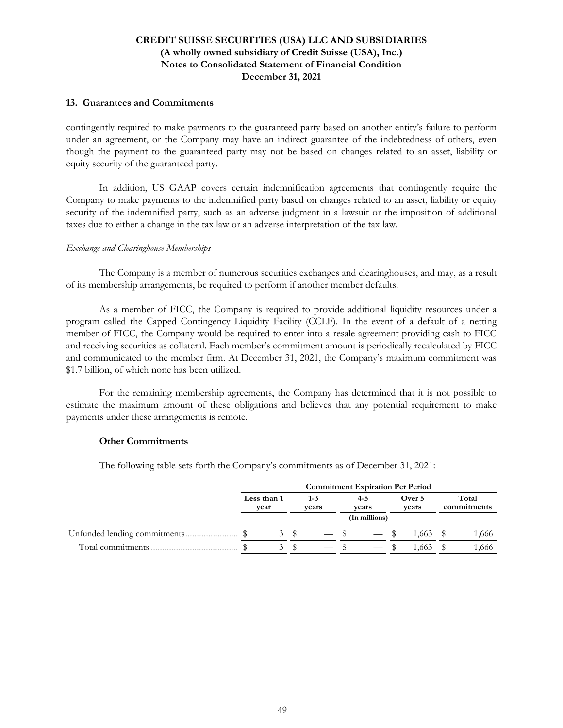## 13. Guarantees and Commitments

contingently required to make payments to the guaranteed party based on another entity's failure to perform under an agreement, or the Company may have an indirect guarantee of the indebtedness of others, even though the payment to the guaranteed party may not be based on changes related to an asset, liability or equity security of the guaranteed party.

In addition, US GAAP covers certain indemnification agreements that contingently require the Company to make payments to the indemnified party based on changes related to an asset, liability or equity security of the indemnified party, such as an adverse judgment in a lawsuit or the imposition of additional taxes due to either a change in the tax law or an adverse interpretation of the tax law.

*Exchange and Clearinghouse Memberships*

The Company is a member of numerous securities exchanges and clearinghouses, and may, as a result of its membership arrangements, be required to perform if another member defaults.

As a member of FICC, the Company is required to provide additional liquidity resources under a program called the Capped Contingency Liquidity Facility (CCLF). In the event of a default of a netting member of FICC, the Company would be required to enter into a resale agreement providing cash to FICC and receiving securities as collateral. Each member's commitment amount is periodically recalculated by FICC and communicated to the member firm. At December 31, 2021, the Company's maximum commitment was $1.7 billion, of which none has been utilized.

For the remaining membership agreements, the Company has determined that it is not possible to estimate the maximum amount of these obligations and believes that any potential requirement to make payments under these arrangements is remote.

### Other Commitments

The following table sets forth the Company's commitments as of December 31, 2021:

| | Commitment Expiration Per Period | | | | |
|---|---|---|---|---|---|
| | Less than 1 year | 1-3 years | 4-5 years | Over 5 years | Total commitments |
| | | | (In millions) | | |
| Unfunded lending commitments | $ 3 | $ — | $ — | $ 1,663 | $ 1,666 |
| Total commitments | $ 3 | $ — | $ — | $ 1,663 | $ 1,666 |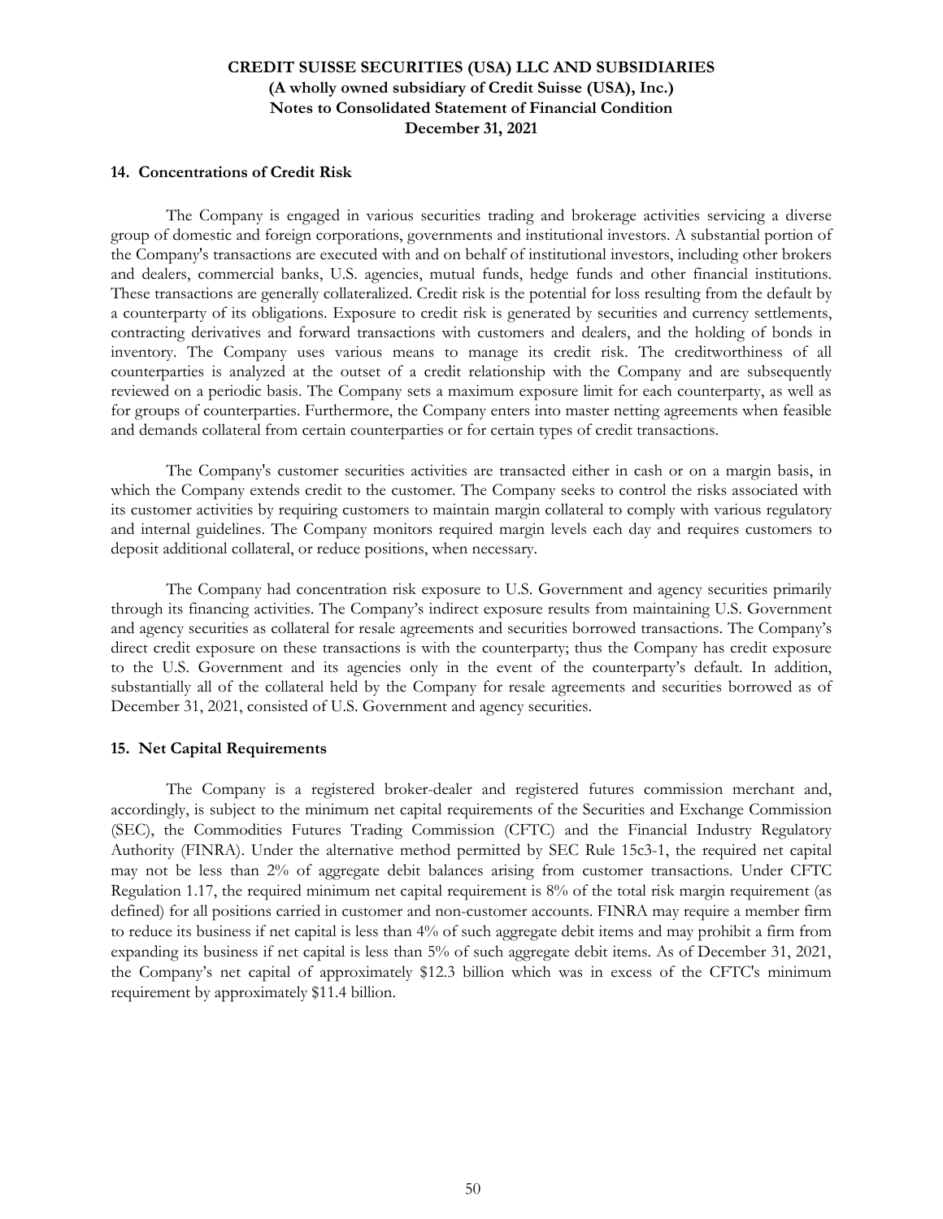#### 14. Concentrations of Credit Risk

The Company is engaged in various securities trading and brokerage activities servicing a diverse group of domestic and foreign corporations, governments and institutional investors. A substantial portion of the Company's transactions are executed with and on behalf of institutional investors, including other brokers and dealers, commercial banks, U.S. agencies, mutual funds, hedge funds and other financial institutions. These transactions are generally collateralized. Credit risk is the potential for loss resulting from the default by a counterparty of its obligations. Exposure to credit risk is generated by securities and currency settlements, contracting derivatives and forward transactions with customers and dealers, and the holding of bonds in inventory. The Company uses various means to manage its credit risk. The creditworthiness of all counterparties is analyzed at the outset of a credit relationship with the Company and are subsequently reviewed on a periodic basis. The Company sets a maximum exposure limit for each counterparty, as well as for groups of counterparties. Furthermore, the Company enters into master netting agreements when feasible and demands collateral from certain counterparties or for certain types of credit transactions.

The Company's customer securities activities are transacted either in cash or on a margin basis, in which the Company extends credit to the customer. The Company seeks to control the risks associated with its customer activities by requiring customers to maintain margin collateral to comply with various regulatory and internal guidelines. The Company monitors required margin levels each day and requires customers to deposit additional collateral, or reduce positions, when necessary.

The Company had concentration risk exposure to U.S. Government and agency securities primarily through its financing activities. The Company's indirect exposure results from maintaining U.S. Government and agency securities as collateral for resale agreements and securities borrowed transactions. The Company's direct credit exposure on these transactions is with the counterparty; thus the Company has credit exposure to the U.S. Government and its agencies only in the event of the counterparty's default. In addition, substantially all of the collateral held by the Company for resale agreements and securities borrowed as of December 31, 2021, consisted of U.S. Government and agency securities.

#### 15. Net Capital Requirements

The Company is a registered broker-dealer and registered futures commission merchant and, accordingly, is subject to the minimum net capital requirements of the Securities and Exchange Commission (SEC), the Commodities Futures Trading Commission (CFTC) and the Financial Industry Regulatory Authority (FINRA). Under the alternative method permitted by SEC Rule 15c3-1, the required net capital may not be less than 2% of aggregate debit balances arising from customer transactions. Under CFTC Regulation 1.17, the required minimum net capital requirement is 8% of the total risk margin requirement (as defined) for all positions carried in customer and non-customer accounts. FINRA may require a member firm to reduce its business if net capital is less than 4% of such aggregate debit items and may prohibit a firm from expanding its business if net capital is less than 5% of such aggregate debit items. As of December 31, 2021, the Company's net capital of approximately $12.3 billion which was in excess of the CFTC's minimum requirement by approximately $11.4 billion.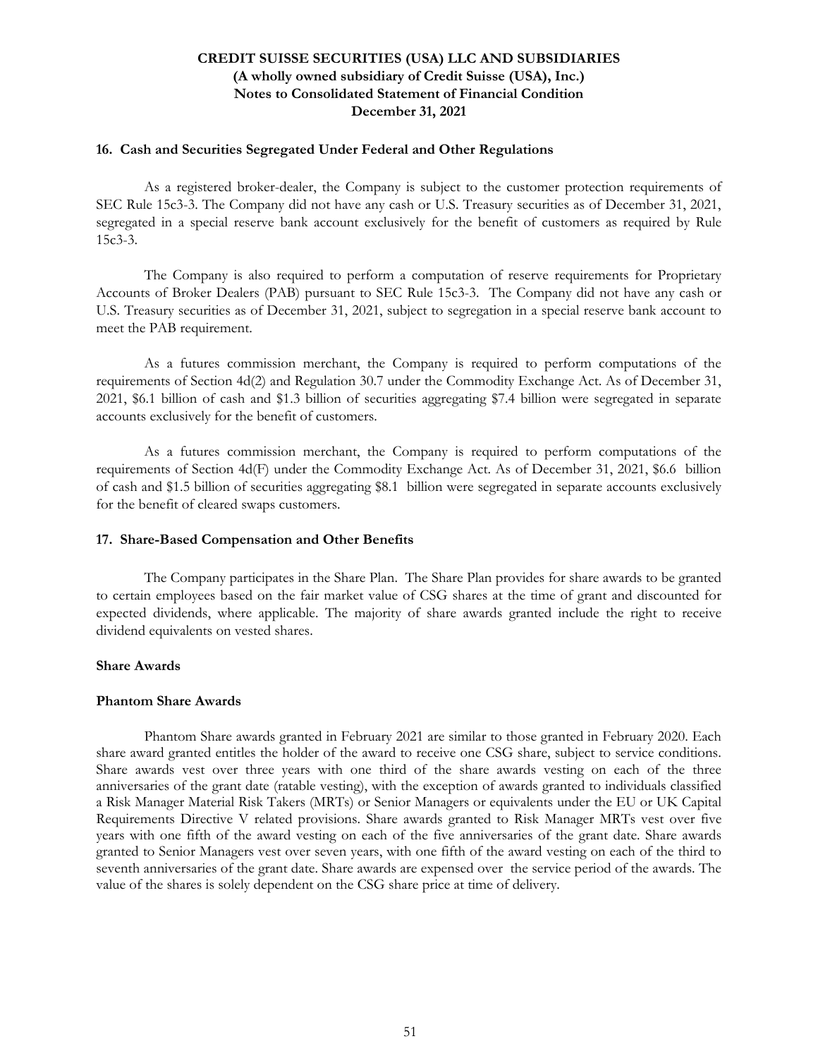## 16. Cash and Securities Segregated Under Federal and Other Regulations

As a registered broker-dealer, the Company is subject to the customer protection requirements of SEC Rule 15c3-3. The Company did not have any cash or U.S. Treasury securities as of December 31, 2021, segregated in a special reserve bank account exclusively for the benefit of customers as required by Rule 15c3-3.

The Company is also required to perform a computation of reserve requirements for Proprietary Accounts of Broker Dealers (PAB) pursuant to SEC Rule 15c3-3. The Company did not have any cash or U.S. Treasury securities as of December 31, 2021, subject to segregation in a special reserve bank account to meet the PAB requirement.

As a futures commission merchant, the Company is required to perform computations of the requirements of Section 4d(2) and Regulation 30.7 under the Commodity Exchange Act. As of December 31, 2021, $6.1 billion of cash and $1.3 billion of securities aggregating $7.4 billion were segregated in separate accounts exclusively for the benefit of customers.

As a futures commission merchant, the Company is required to perform computations of the requirements of Section 4d(F) under the Commodity Exchange Act. As of December 31, 2021, $6.6 billion of cash and $1.5 billion of securities aggregating $8.1 billion were segregated in separate accounts exclusively for the benefit of cleared swaps customers.

## 17. Share-Based Compensation and Other Benefits

The Company participates in the Share Plan. The Share Plan provides for share awards to be granted to certain employees based on the fair market value of CSG shares at the time of grant and discounted for expected dividends, where applicable. The majority of share awards granted include the right to receive dividend equivalents on vested shares.

### Share Awards

### Phantom Share Awards

Phantom Share awards granted in February 2021 are similar to those granted in February 2020. Each share award granted entitles the holder of the award to receive one CSG share, subject to service conditions. Share awards vest over three years with one third of the share awards vesting on each of the three anniversaries of the grant date (ratable vesting), with the exception of awards granted to individuals classified a Risk Manager Material Risk Takers (MRTs) or Senior Managers or equivalents under the EU or UK Capital Requirements Directive V related provisions. Share awards granted to Risk Manager MRTs vest over five years with one fifth of the award vesting on each of the five anniversaries of the grant date. Share awards granted to Senior Managers vest over seven years, with one fifth of the award vesting on each of the third to seventh anniversaries of the grant date. Share awards are expensed over the service period of the awards. The value of the shares is solely dependent on the CSG share price at time of delivery.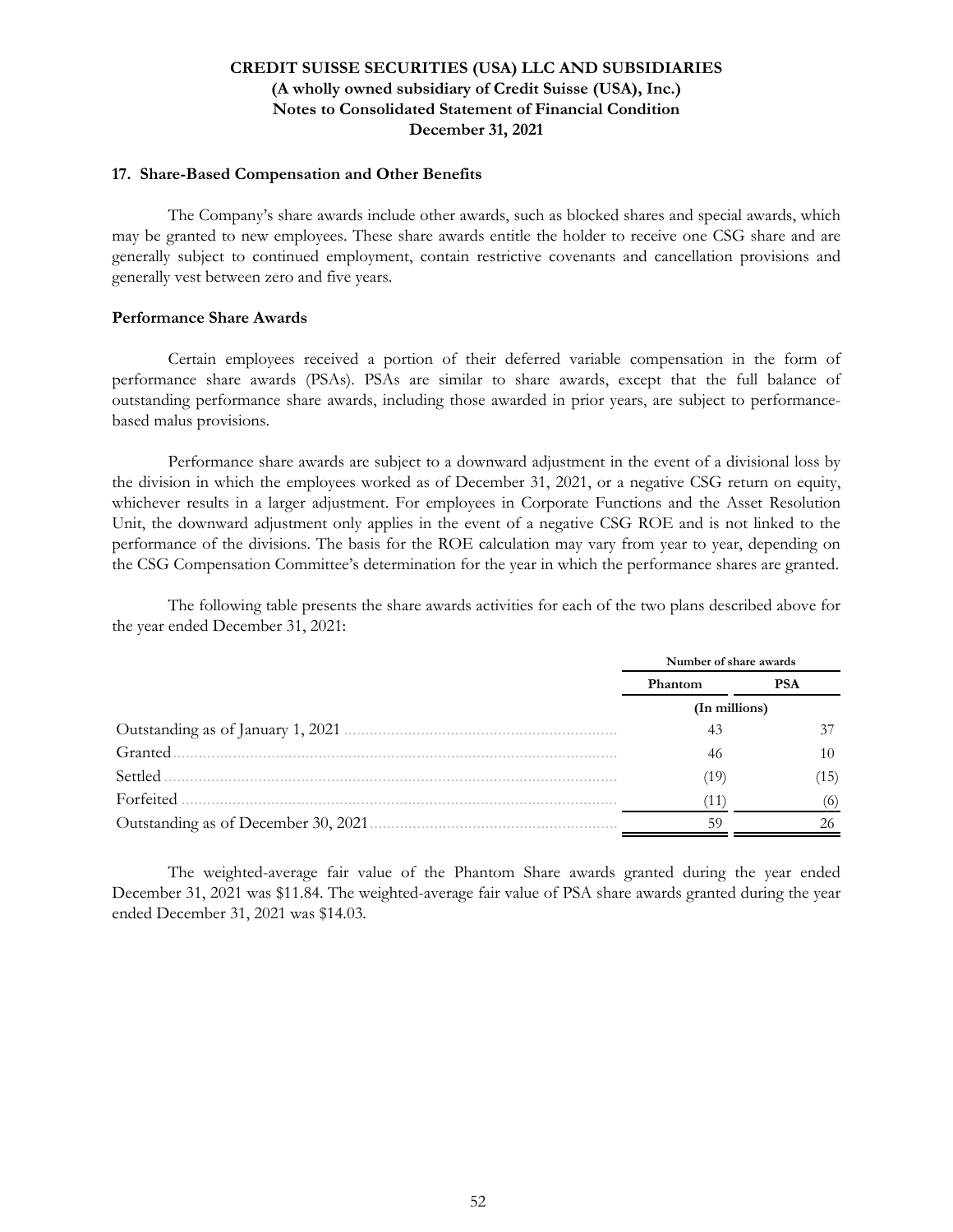## 17. Share-Based Compensation and Other Benefits

The Company's share awards include other awards, such as blocked shares and special awards, which may be granted to new employees. These share awards entitle the holder to receive one CSG share and are generally subject to continued employment, contain restrictive covenants and cancellation provisions and generally vest between zero and five years.

### Performance Share Awards

Certain employees received a portion of their deferred variable compensation in the form of performance share awards (PSAs). PSAs are similar to share awards, except that the full balance of outstanding performance share awards, including those awarded in prior years, are subject to performance-based malus provisions.

Performance share awards are subject to a downward adjustment in the event of a divisional loss by the division in which the employees worked as of December 31, 2021, or a negative CSG return on equity, whichever results in a larger adjustment. For employees in Corporate Functions and the Asset Resolution Unit, the downward adjustment only applies in the event of a negative CSG ROE and is not linked to the performance of the divisions. The basis for the ROE calculation may vary from year to year, depending on the CSG Compensation Committee's determination for the year in which the performance shares are granted.

The following table presents the share awards activities for each of the two plans described above for the year ended December 31, 2021:

| | Number of share awards | |
|---|---|---|
| | Phantom | PSA |
| | (In millions) | |
| Outstanding as of January 1, 2021 | 43 | 37 |
| Granted | 46 | 10 |
| Settled | (19) | (15) |
| Forfeited | (11) | (6) |
| Outstanding as of December 30, 2021 | 59 | 26 |

The weighted-average fair value of the Phantom Share awards granted during the year ended December 31, 2021 was $11.84. The weighted-average fair value of PSA share awards granted during the year ended December 31, 2021 was $14.03.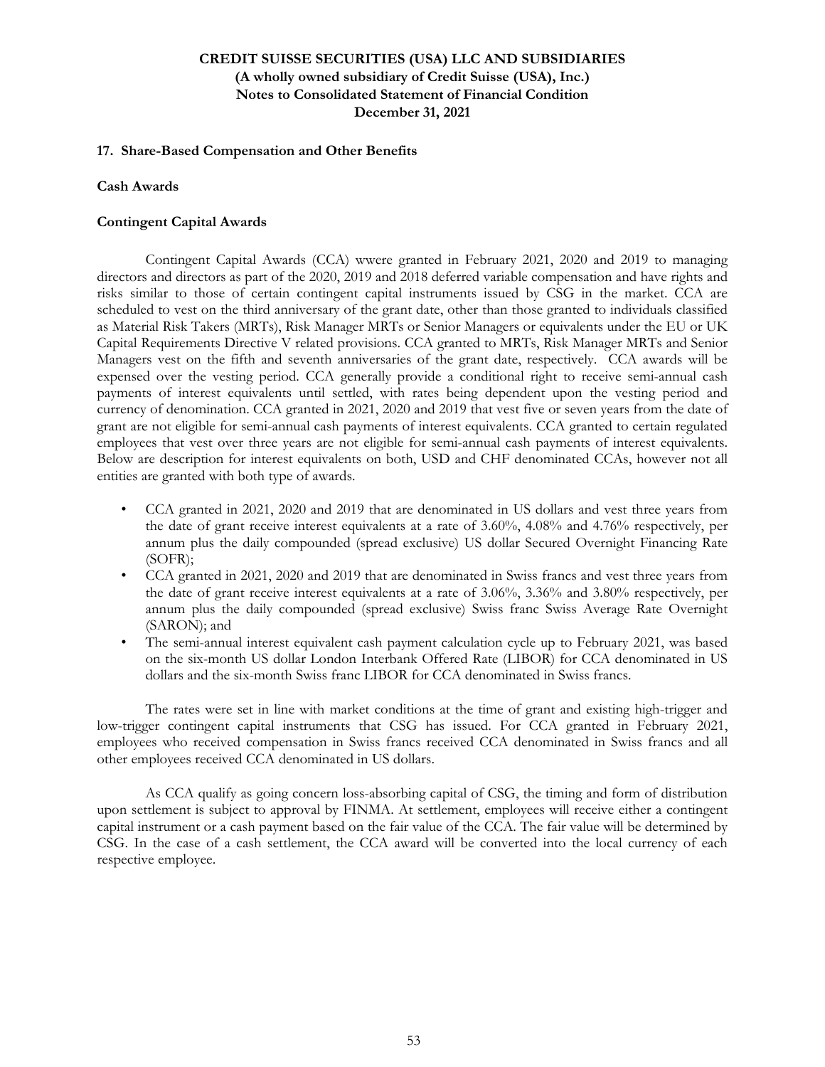## 17. Share-Based Compensation and Other Benefits

### Cash Awards

### Contingent Capital Awards

Contingent Capital Awards (CCA) wwere granted in February 2021, 2020 and 2019 to managing directors and directors as part of the 2020, 2019 and 2018 deferred variable compensation and have rights and risks similar to those of certain contingent capital instruments issued by CSG in the market. CCA are scheduled to vest on the third anniversary of the grant date, other than those granted to individuals classified as Material Risk Takers (MRTs), Risk Manager MRTs or Senior Managers or equivalents under the EU or UK Capital Requirements Directive V related provisions. CCA granted to MRTs, Risk Manager MRTs and Senior Managers vest on the fifth and seventh anniversaries of the grant date, respectively. CCA awards will be expensed over the vesting period. CCA generally provide a conditional right to receive semi-annual cash payments of interest equivalents until settled, with rates being dependent upon the vesting period and currency of denomination. CCA granted in 2021, 2020 and 2019 that vest five or seven years from the date of grant are not eligible for semi-annual cash payments of interest equivalents. CCA granted to certain regulated employees that vest over three years are not eligible for semi-annual cash payments of interest equivalents. Below are description for interest equivalents on both, USD and CHF denominated CCAs, however not all entities are granted with both type of awards.

- CCA granted in 2021, 2020 and 2019 that are denominated in US dollars and vest three years from the date of grant receive interest equivalents at a rate of 3.60%, 4.08% and 4.76% respectively, per annum plus the daily compounded (spread exclusive) US dollar Secured Overnight Financing Rate (SOFR);
- CCA granted in 2021, 2020 and 2019 that are denominated in Swiss francs and vest three years from the date of grant receive interest equivalents at a rate of 3.06%, 3.36% and 3.80% respectively, per annum plus the daily compounded (spread exclusive) Swiss franc Swiss Average Rate Overnight (SARON); and
- The semi-annual interest equivalent cash payment calculation cycle up to February 2021, was based on the six-month US dollar London Interbank Offered Rate (LIBOR) for CCA denominated in US dollars and the six-month Swiss franc LIBOR for CCA denominated in Swiss francs.

The rates were set in line with market conditions at the time of grant and existing high-trigger and low-trigger contingent capital instruments that CSG has issued. For CCA granted in February 2021, employees who received compensation in Swiss francs received CCA denominated in Swiss francs and all other employees received CCA denominated in US dollars.

As CCA qualify as going concern loss-absorbing capital of CSG, the timing and form of distribution upon settlement is subject to approval by FINMA. At settlement, employees will receive either a contingent capital instrument or a cash payment based on the fair value of the CCA. The fair value will be determined by CSG. In the case of a cash settlement, the CCA award will be converted into the local currency of each respective employee.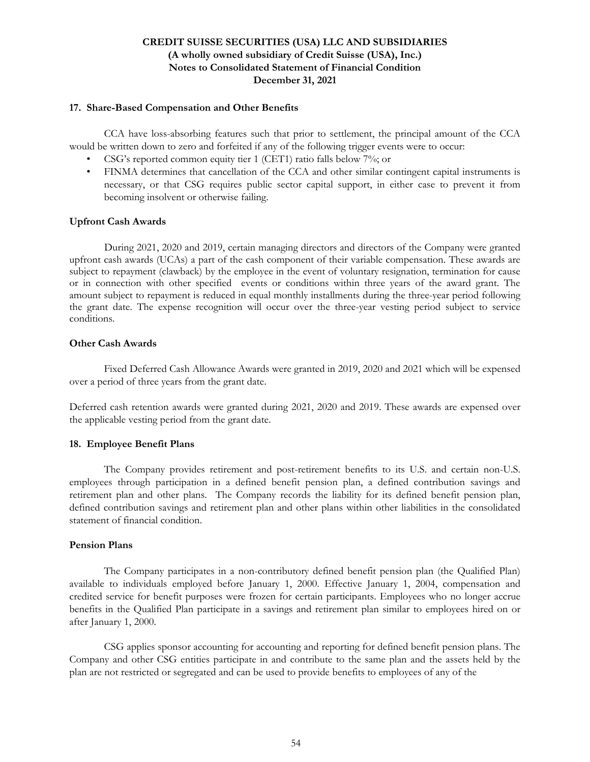### 17. Share-Based Compensation and Other Benefits

CCA have loss-absorbing features such that prior to settlement, the principal amount of the CCA would be written down to zero and forfeited if any of the following trigger events were to occur:

- CSG's reported common equity tier 1 (CET1) ratio falls below 7%; or
- FINMA determines that cancellation of the CCA and other similar contingent capital instruments is necessary, or that CSG requires public sector capital support, in either case to prevent it from becoming insolvent or otherwise failing.

#### Upfront Cash Awards

During 2021, 2020 and 2019, certain managing directors and directors of the Company were granted upfront cash awards (UCAs) a part of the cash component of their variable compensation. These awards are subject to repayment (clawback) by the employee in the event of voluntary resignation, termination for cause or in connection with other specified events or conditions within three years of the award grant. The amount subject to repayment is reduced in equal monthly installments during the three-year period following the grant date. The expense recognition will occur over the three-year vesting period subject to service conditions.

#### Other Cash Awards

Fixed Deferred Cash Allowance Awards were granted in 2019, 2020 and 2021 which will be expensed over a period of three years from the grant date.

Deferred cash retention awards were granted during 2021, 2020 and 2019. These awards are expensed over the applicable vesting period from the grant date.

### 18. Employee Benefit Plans

The Company provides retirement and post-retirement benefits to its U.S. and certain non-U.S. employees through participation in a defined benefit pension plan, a defined contribution savings and retirement plan and other plans. The Company records the liability for its defined benefit pension plan, defined contribution savings and retirement plan and other plans within other liabilities in the consolidated statement of financial condition.

#### Pension Plans

The Company participates in a non-contributory defined benefit pension plan (the Qualified Plan) available to individuals employed before January 1, 2000. Effective January 1, 2004, compensation and credited service for benefit purposes were frozen for certain participants. Employees who no longer accrue benefits in the Qualified Plan participate in a savings and retirement plan similar to employees hired on or after January 1, 2000.

CSG applies sponsor accounting for accounting and reporting for defined benefit pension plans. The Company and other CSG entities participate in and contribute to the same plan and the assets held by the plan are not restricted or segregated and can be used to provide benefits to employees of any of the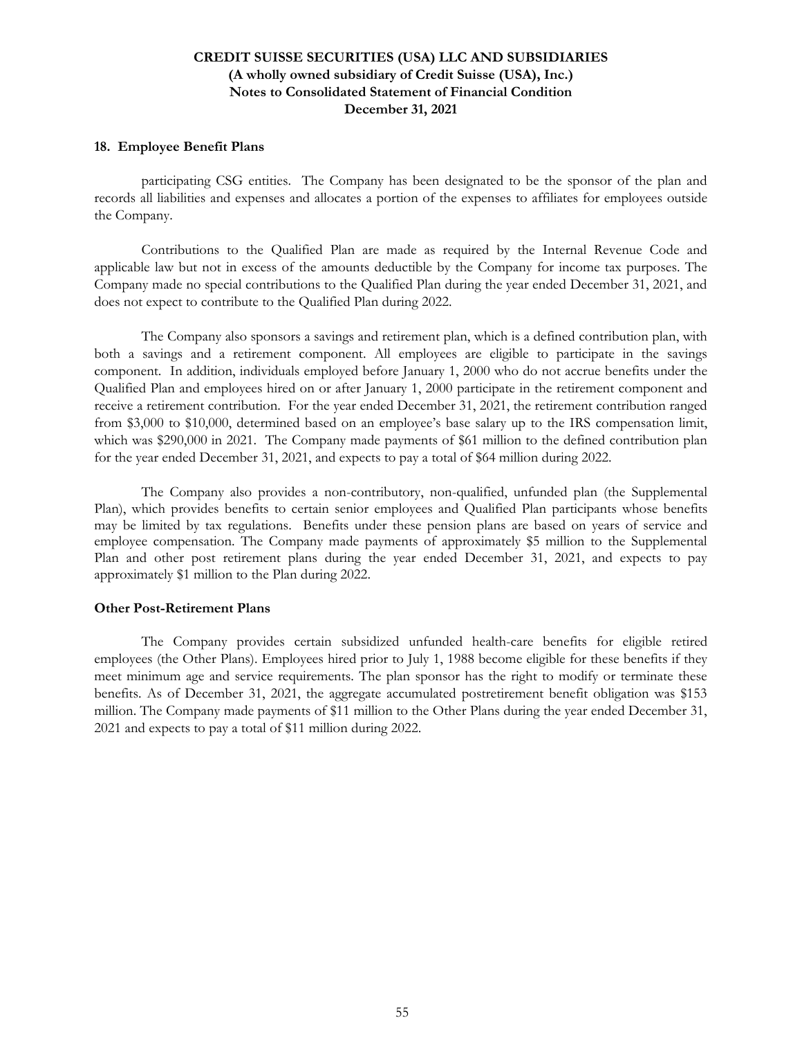## 18. Employee Benefit Plans

participating CSG entities. The Company has been designated to be the sponsor of the plan and records all liabilities and expenses and allocates a portion of the expenses to affiliates for employees outside the Company.

Contributions to the Qualified Plan are made as required by the Internal Revenue Code and applicable law but not in excess of the amounts deductible by the Company for income tax purposes. The Company made no special contributions to the Qualified Plan during the year ended December 31, 2021, and does not expect to contribute to the Qualified Plan during 2022.

The Company also sponsors a savings and retirement plan, which is a defined contribution plan, with both a savings and a retirement component. All employees are eligible to participate in the savings component. In addition, individuals employed before January 1, 2000 who do not accrue benefits under the Qualified Plan and employees hired on or after January 1, 2000 participate in the retirement component and receive a retirement contribution. For the year ended December 31, 2021, the retirement contribution ranged from $3,000 to $10,000, determined based on an employee's base salary up to the IRS compensation limit, which was $290,000 in 2021. The Company made payments of $61 million to the defined contribution plan for the year ended December 31, 2021, and expects to pay a total of $64 million during 2022.

The Company also provides a non-contributory, non-qualified, unfunded plan (the Supplemental Plan), which provides benefits to certain senior employees and Qualified Plan participants whose benefits may be limited by tax regulations. Benefits under these pension plans are based on years of service and employee compensation. The Company made payments of approximately $5 million to the Supplemental Plan and other post retirement plans during the year ended December 31, 2021, and expects to pay approximately $1 million to the Plan during 2022.

### Other Post-Retirement Plans

The Company provides certain subsidized unfunded health-care benefits for eligible retired employees (the Other Plans). Employees hired prior to July 1, 1988 become eligible for these benefits if they meet minimum age and service requirements. The plan sponsor has the right to modify or terminate these benefits. As of December 31, 2021, the aggregate accumulated postretirement benefit obligation was $153 million. The Company made payments of $11 million to the Other Plans during the year ended December 31, 2021 and expects to pay a total of $11 million during 2022.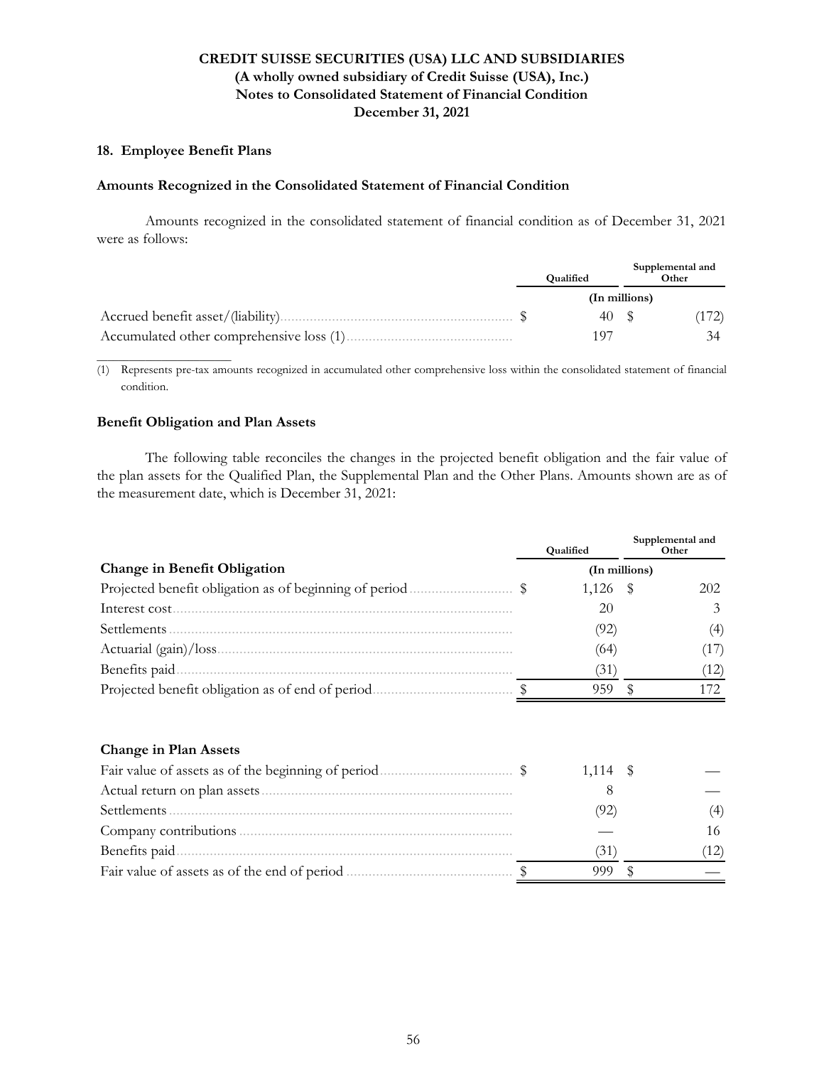CREDIT SUISSE SECURITIES (USA) LLC AND SUBSIDIARIES
(A wholly owned subsidiary of Credit Suisse (USA), Inc.)
Notes to Consolidated Statement of Financial Condition
December 31, 2021

## 18. Employee Benefit Plans

### Amounts Recognized in the Consolidated Statement of Financial Condition

Amounts recognized in the consolidated statement of financial condition as of December 31, 2021 were as follows:

| | Qualified | Supplemental and Other |
|---|---|---|
| | (In millions) | |
| Accrued benefit asset/(liability) | $ 40 | $ (172) |
| Accumulated other comprehensive loss (1) | 197 | 34 |

(1) Represents pre-tax amounts recognized in accumulated other comprehensive loss within the consolidated statement of financial condition.

### Benefit Obligation and Plan Assets

The following table reconciles the changes in the projected benefit obligation and the fair value of the plan assets for the Qualified Plan, the Supplemental Plan and the Other Plans. Amounts shown are as of the measurement date, which is December 31, 2021:

| | Qualified | Supplemental and Other |
|---|---|---|
| **Change in Benefit Obligation** | (In millions) | |
| Projected benefit obligation as of beginning of period | $ 1,126 | $ 202 |
| Interest cost | 20 | 3 |
| Settlements | (92) | (4) |
| Actuarial (gain)/loss | (64) | (17) |
| Benefits paid | (31) | (12) |
| Projected benefit obligation as of end of period | $ 959 | $ 172 |
| | | |
| **Change in Plan Assets** | | |
| Fair value of assets as of the beginning of period | $ 1,114 | $ — |
| Actual return on plan assets | 8 | — |
| Settlements | (92) | (4) |
| Company contributions | — | 16 |
| Benefits paid | (31) | (12) |
| Fair value of assets as of the end of period | $ 999 | $ — |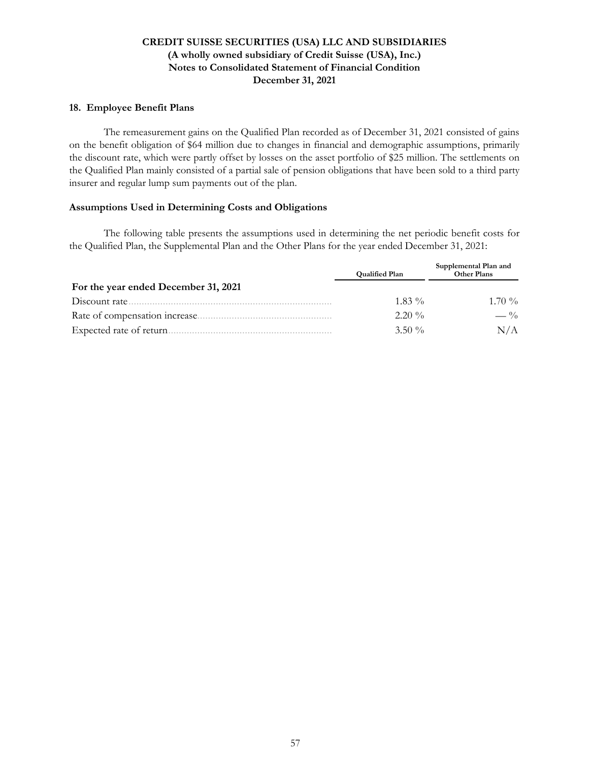## 18. Employee Benefit Plans

The remeasurement gains on the Qualified Plan recorded as of December 31, 2021 consisted of gains on the benefit obligation of $64 million due to changes in financial and demographic assumptions, primarily the discount rate, which were partly offset by losses on the asset portfolio of $25 million. The settlements on the Qualified Plan mainly consisted of a partial sale of pension obligations that have been sold to a third party insurer and regular lump sum payments out of the plan.

### Assumptions Used in Determining Costs and Obligations

The following table presents the assumptions used in determining the net periodic benefit costs for the Qualified Plan, the Supplemental Plan and the Other Plans for the year ended December 31, 2021:

| | Qualified Plan | Supplemental Plan and Other Plans |
|---|---|---|
| **For the year ended December 31, 2021** | | |
| Discount rate | 1.83 % | 1.70 % |
| Rate of compensation increase | 2.20 % | — % |
| Expected rate of return | 3.50 % | N/A |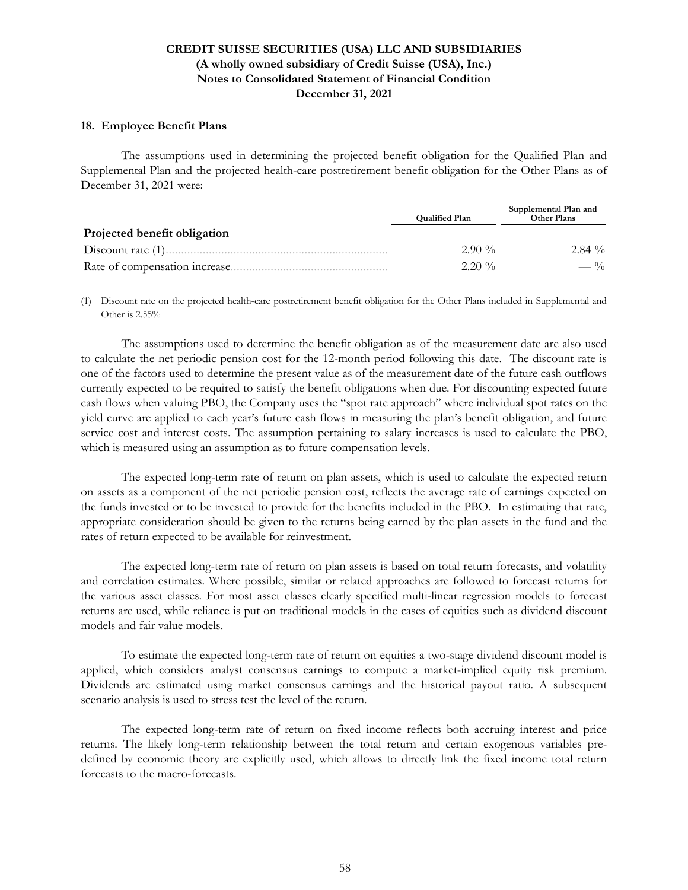## 18. Employee Benefit Plans

The assumptions used in determining the projected benefit obligation for the Qualified Plan and Supplemental Plan and the projected health-care postretirement benefit obligation for the Other Plans as of December 31, 2021 were:

| | Qualified Plan | Supplemental Plan and Other Plans |
|---|---|---|
| **Projected benefit obligation** | | |
| Discount rate (1) | 2.90 % | 2.84 % |
| Rate of compensation increase | 2.20 % | — % |

(1) Discount rate on the projected health-care postretirement benefit obligation for the Other Plans included in Supplemental and Other is 2.55%

The assumptions used to determine the benefit obligation as of the measurement date are also used to calculate the net periodic pension cost for the 12-month period following this date. The discount rate is one of the factors used to determine the present value as of the measurement date of the future cash outflows currently expected to be required to satisfy the benefit obligations when due. For discounting expected future cash flows when valuing PBO, the Company uses the "spot rate approach" where individual spot rates on the yield curve are applied to each year's future cash flows in measuring the plan's benefit obligation, and future service cost and interest costs. The assumption pertaining to salary increases is used to calculate the PBO, which is measured using an assumption as to future compensation levels.

The expected long-term rate of return on plan assets, which is used to calculate the expected return on assets as a component of the net periodic pension cost, reflects the average rate of earnings expected on the funds invested or to be invested to provide for the benefits included in the PBO. In estimating that rate, appropriate consideration should be given to the returns being earned by the plan assets in the fund and the rates of return expected to be available for reinvestment.

The expected long-term rate of return on plan assets is based on total return forecasts, and volatility and correlation estimates. Where possible, similar or related approaches are followed to forecast returns for the various asset classes. For most asset classes clearly specified multi-linear regression models to forecast returns are used, while reliance is put on traditional models in the cases of equities such as dividend discount models and fair value models.

To estimate the expected long-term rate of return on equities a two-stage dividend discount model is applied, which considers analyst consensus earnings to compute a market-implied equity risk premium. Dividends are estimated using market consensus earnings and the historical payout ratio. A subsequent scenario analysis is used to stress test the level of the return.

The expected long-term rate of return on fixed income reflects both accruing interest and price returns. The likely long-term relationship between the total return and certain exogenous variables pre-defined by economic theory are explicitly used, which allows to directly link the fixed income total return forecasts to the macro-forecasts.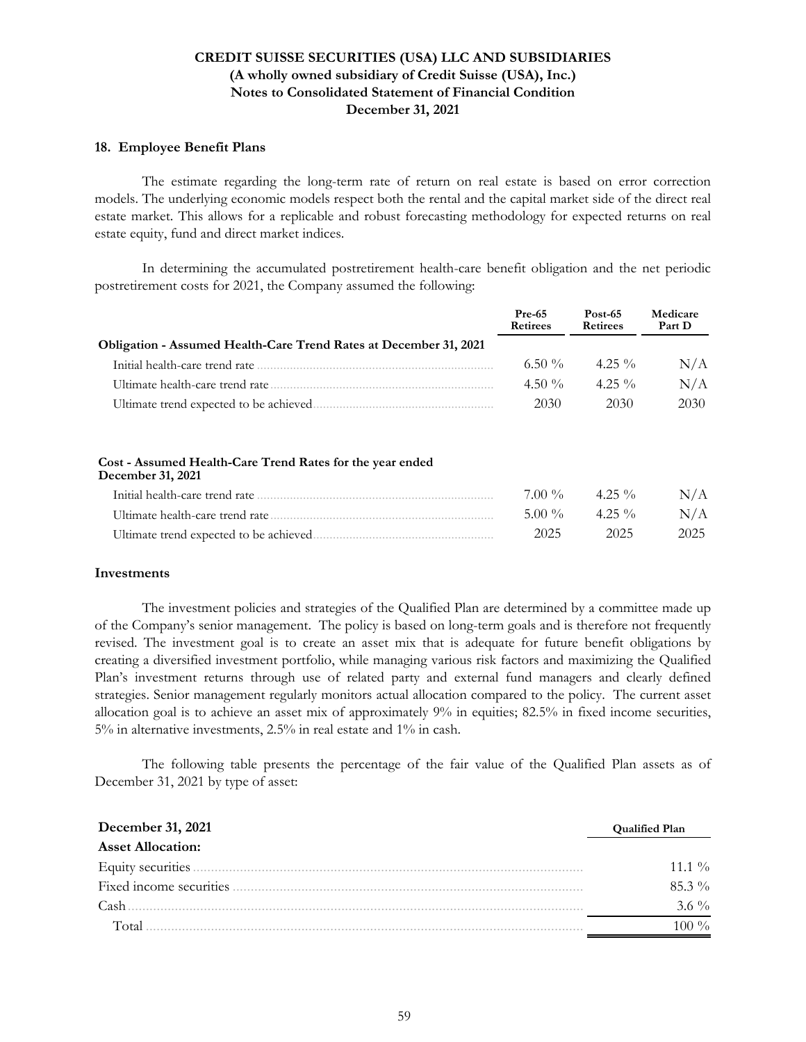**CREDIT SUISSE SECURITIES (USA) LLC AND SUBSIDIARIES**
**(A wholly owned subsidiary of Credit Suisse (USA), Inc.)**
**Notes to Consolidated Statement of Financial Condition**
**December 31, 2021**

**18. Employee Benefit Plans**

The estimate regarding the long-term rate of return on real estate is based on error correction models. The underlying economic models respect both the rental and the capital market side of the direct real estate market. This allows for a replicable and robust forecasting methodology for expected returns on real estate equity, fund and direct market indices.

In determining the accumulated postretirement health-care benefit obligation and the net periodic postretirement costs for 2021, the Company assumed the following:

| | Pre-65 Retirees | Post-65 Retirees | Medicare Part D |
|---|---|---|---|
| **Obligation - Assumed Health-Care Trend Rates at December 31, 2021** | | | |
| Initial health-care trend rate | 6.50 % | 4.25 % | N/A |
| Ultimate health-care trend rate | 4.50 % | 4.25 % | N/A |
| Ultimate trend expected to be achieved | 2030 | 2030 | 2030 |
| **Cost - Assumed Health-Care Trend Rates for the year ended December 31, 2021** | | | |
| Initial health-care trend rate | 7.00 % | 4.25 % | N/A |
| Ultimate health-care trend rate | 5.00 % | 4.25 % | N/A |
| Ultimate trend expected to be achieved | 2025 | 2025 | 2025 |

**Investments**

The investment policies and strategies of the Qualified Plan are determined by a committee made up of the Company's senior management. The policy is based on long-term goals and is therefore not frequently revised. The investment goal is to create an asset mix that is adequate for future benefit obligations by creating a diversified investment portfolio, while managing various risk factors and maximizing the Qualified Plan's investment returns through use of related party and external fund managers and clearly defined strategies. Senior management regularly monitors actual allocation compared to the policy. The current asset allocation goal is to achieve an asset mix of approximately 9% in equities; 82.5% in fixed income securities, 5% in alternative investments, 2.5% in real estate and 1% in cash.

The following table presents the percentage of the fair value of the Qualified Plan assets as of December 31, 2021 by type of asset:

| December 31, 2021 | Qualified Plan |
|---|---|
| **Asset Allocation:** | |
| Equity securities | 11.1 % |
| Fixed income securities | 85.3 % |
| Cash | 3.6 % |
| Total | 100 % |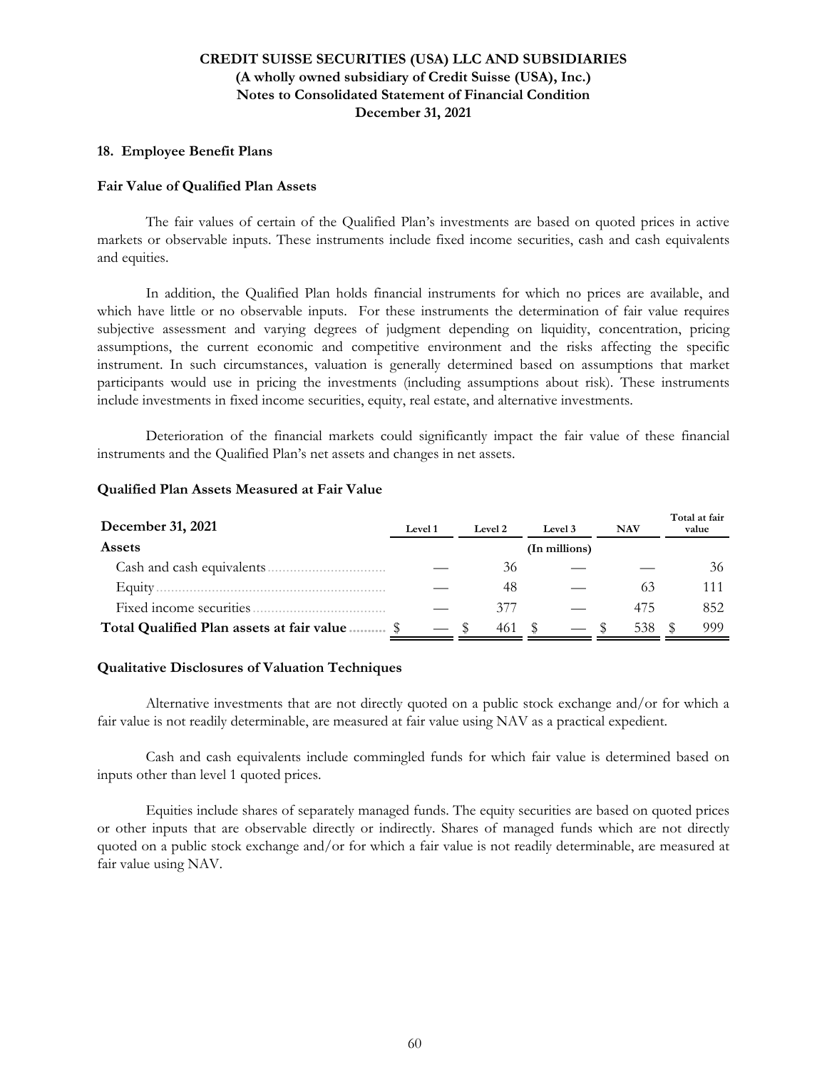# CREDIT SUISSE SECURITIES (USA) LLC AND SUBSIDIARIES
## (A wholly owned subsidiary of Credit Suisse (USA), Inc.)
## Notes to Consolidated Statement of Financial Condition
## December 31, 2021

### 18. Employee Benefit Plans

**Fair Value of Qualified Plan Assets**

The fair values of certain of the Qualified Plan's investments are based on quoted prices in active markets or observable inputs. These instruments include fixed income securities, cash and cash equivalents and equities.

In addition, the Qualified Plan holds financial instruments for which no prices are available, and which have little or no observable inputs. For these instruments the determination of fair value requires subjective assessment and varying degrees of judgment depending on liquidity, concentration, pricing assumptions, the current economic and competitive environment and the risks affecting the specific instrument. In such circumstances, valuation is generally determined based on assumptions that market participants would use in pricing the investments (including assumptions about risk). These instruments include investments in fixed income securities, equity, real estate, and alternative investments.

Deterioration of the financial markets could significantly impact the fair value of these financial instruments and the Qualified Plan's net assets and changes in net assets.

**Qualified Plan Assets Measured at Fair Value**

| December 31, 2021 | Level 1 | Level 2 | Level 3 | NAV | Total at fair value |
|---|---|---|---|---|---|
| **Assets** | | | (In millions) | | |
| Cash and cash equivalents | — | 36 | — | — | 36 |
| Equity | — | 48 | — | 63 | 111 |
| Fixed income securities | — | 377 | — | 475 | 852 |
| **Total Qualified Plan assets at fair value** | $ — | $ 461 | $ — | $ 538 | $ 999 |

**Qualitative Disclosures of Valuation Techniques**

Alternative investments that are not directly quoted on a public stock exchange and/or for which a fair value is not readily determinable, are measured at fair value using NAV as a practical expedient.

Cash and cash equivalents include commingled funds for which fair value is determined based on inputs other than level 1 quoted prices.

Equities include shares of separately managed funds. The equity securities are based on quoted prices or other inputs that are observable directly or indirectly. Shares of managed funds which are not directly quoted on a public stock exchange and/or for which a fair value is not readily determinable, are measured at fair value using NAV.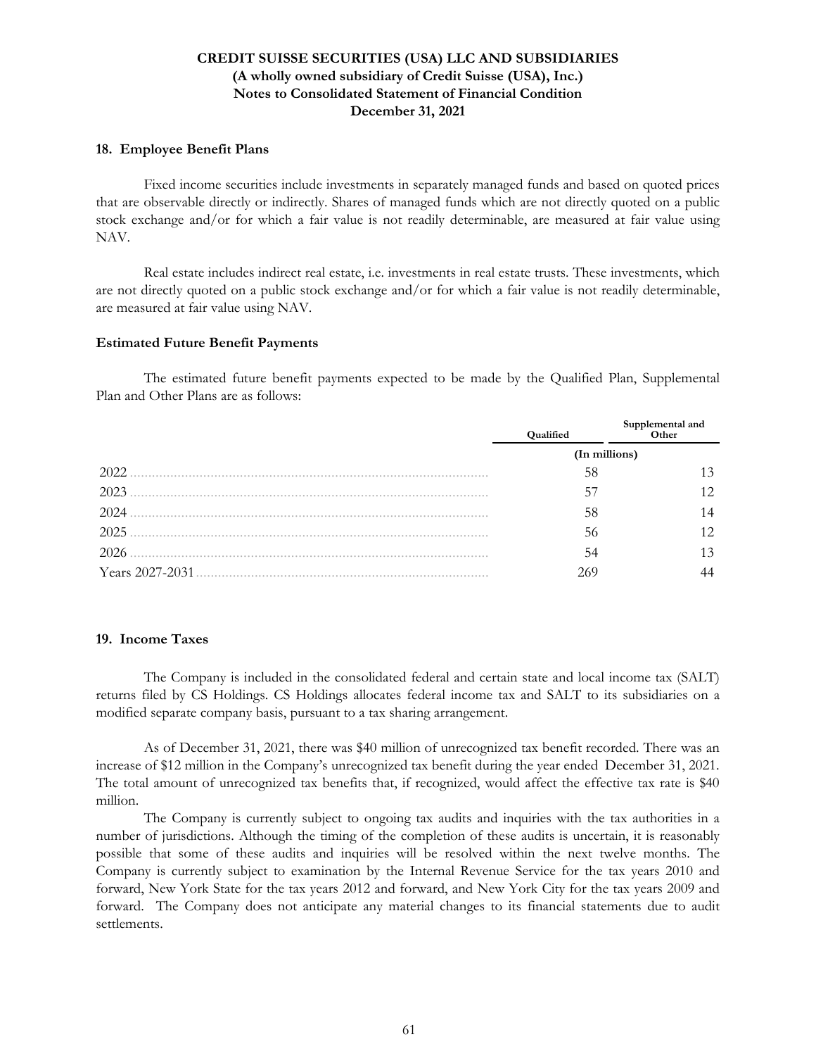## 18. Employee Benefit Plans

Fixed income securities include investments in separately managed funds and based on quoted prices that are observable directly or indirectly. Shares of managed funds which are not directly quoted on a public stock exchange and/or for which a fair value is not readily determinable, are measured at fair value using NAV.

Real estate includes indirect real estate, i.e. investments in real estate trusts. These investments, which are not directly quoted on a public stock exchange and/or for which a fair value is not readily determinable, are measured at fair value using NAV.

### Estimated Future Benefit Payments

The estimated future benefit payments expected to be made by the Qualified Plan, Supplemental Plan and Other Plans are as follows:

| | Qualified | Supplemental and Other |
|---|---|---|
| | (In millions) | |
| 2022 | 58 | 13 |
| 2023 | 57 | 12 |
| 2024 | 58 | 14 |
| 2025 | 56 | 12 |
| 2026 | 54 | 13 |
| Years 2027-2031 | 269 | 44 |

## 19. Income Taxes

The Company is included in the consolidated federal and certain state and local income tax (SALT) returns filed by CS Holdings. CS Holdings allocates federal income tax and SALT to its subsidiaries on a modified separate company basis, pursuant to a tax sharing arrangement.

As of December 31, 2021, there was $40 million of unrecognized tax benefit recorded. There was an increase of $12 million in the Company's unrecognized tax benefit during the year ended December 31, 2021. The total amount of unrecognized tax benefits that, if recognized, would affect the effective tax rate is $40 million.

The Company is currently subject to ongoing tax audits and inquiries with the tax authorities in a number of jurisdictions. Although the timing of the completion of these audits is uncertain, it is reasonably possible that some of these audits and inquiries will be resolved within the next twelve months. The Company is currently subject to examination by the Internal Revenue Service for the tax years 2010 and forward, New York State for the tax years 2012 and forward, and New York City for the tax years 2009 and forward. The Company does not anticipate any material changes to its financial statements due to audit settlements.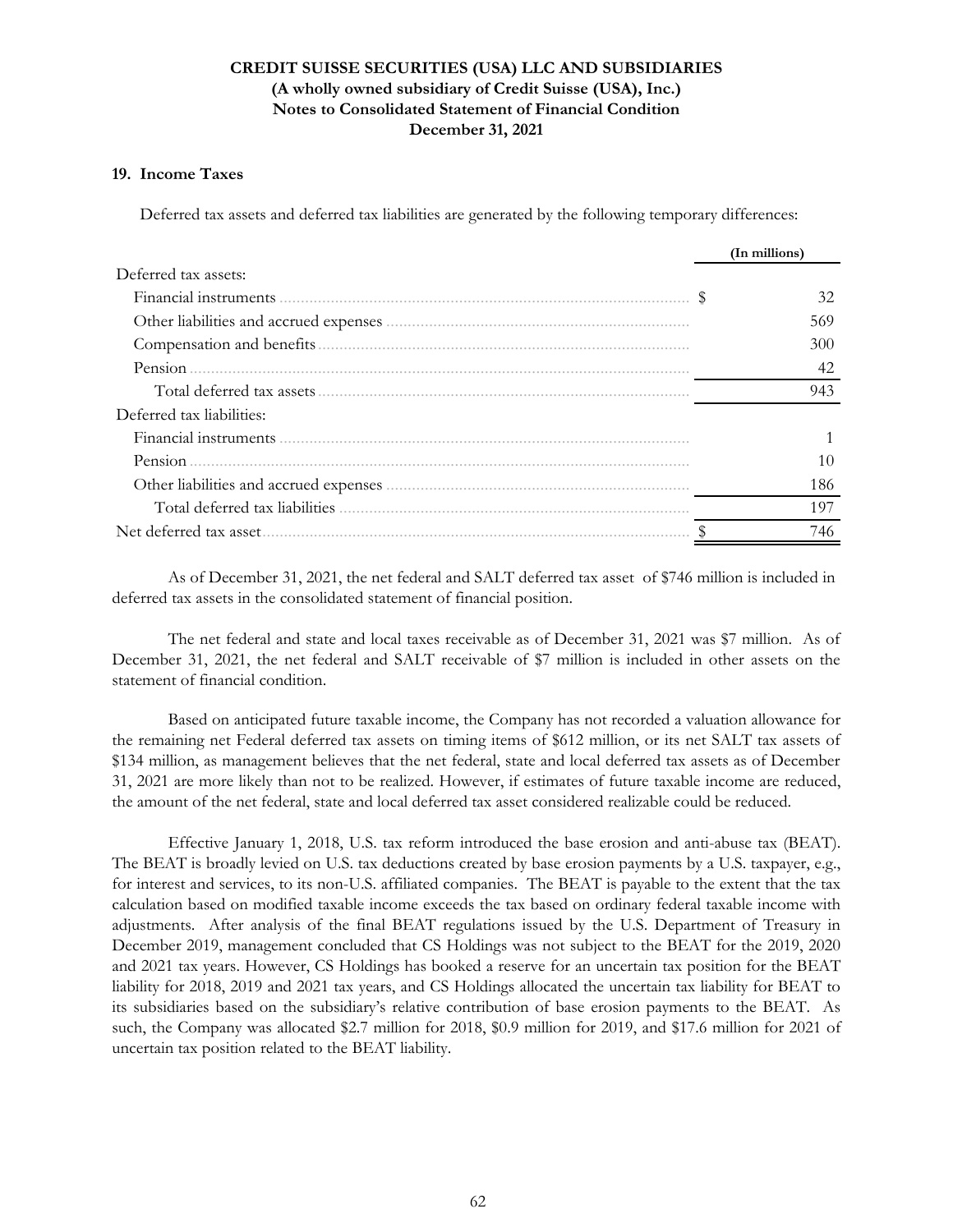**CREDIT SUISSE SECURITIES (USA) LLC AND SUBSIDIARIES**
**(A wholly owned subsidiary of Credit Suisse (USA), Inc.)**
**Notes to Consolidated Statement of Financial Condition**
**December 31, 2021**

## 19. Income Taxes

Deferred tax assets and deferred tax liabilities are generated by the following temporary differences:

| | (In millions) |
|---|---|
| Deferred tax assets: | |
| Financial instruments | $ 32 |
| Other liabilities and accrued expenses | 569 |
| Compensation and benefits | 300 |
| Pension | 42 |
| Total deferred tax assets | 943 |
| Deferred tax liabilities: | |
| Financial instruments | 1 |
| Pension | 10 |
| Other liabilities and accrued expenses | 186 |
| Total deferred tax liabilities | 197 |
| Net deferred tax asset | $ 746 |

As of December 31, 2021, the net federal and SALT deferred tax asset of $746 million is included in deferred tax assets in the consolidated statement of financial position.

The net federal and state and local taxes receivable as of December 31, 2021 was $7 million. As of December 31, 2021, the net federal and SALT receivable of $7 million is included in other assets on the statement of financial condition.

Based on anticipated future taxable income, the Company has not recorded a valuation allowance for the remaining net Federal deferred tax assets on timing items of $612 million, or its net SALT tax assets of $134 million, as management believes that the net federal, state and local deferred tax assets as of December 31, 2021 are more likely than not to be realized. However, if estimates of future taxable income are reduced, the amount of the net federal, state and local deferred tax asset considered realizable could be reduced.

Effective January 1, 2018, U.S. tax reform introduced the base erosion and anti-abuse tax (BEAT). The BEAT is broadly levied on U.S. tax deductions created by base erosion payments by a U.S. taxpayer, e.g., for interest and services, to its non-U.S. affiliated companies. The BEAT is payable to the extent that the tax calculation based on modified taxable income exceeds the tax based on ordinary federal taxable income with adjustments. After analysis of the final BEAT regulations issued by the U.S. Department of Treasury in December 2019, management concluded that CS Holdings was not subject to the BEAT for the 2019, 2020 and 2021 tax years. However, CS Holdings has booked a reserve for an uncertain tax position for the BEAT liability for 2018, 2019 and 2021 tax years, and CS Holdings allocated the uncertain tax liability for BEAT to its subsidiaries based on the subsidiary's relative contribution of base erosion payments to the BEAT. As such, the Company was allocated $2.7 million for 2018, $0.9 million for 2019, and $17.6 million for 2021 of uncertain tax position related to the BEAT liability.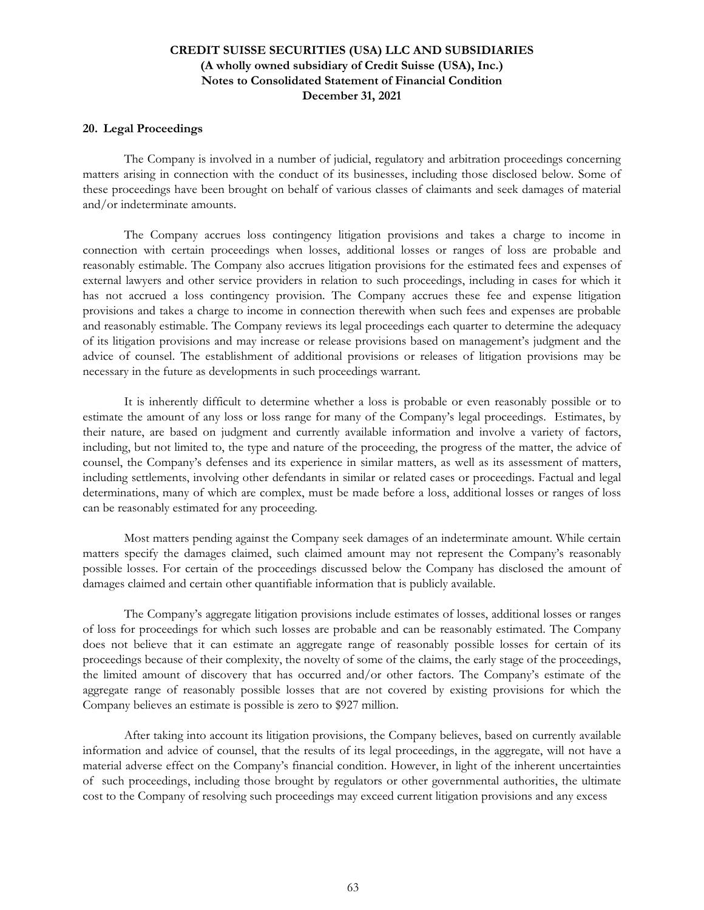## 20. Legal Proceedings

The Company is involved in a number of judicial, regulatory and arbitration proceedings concerning matters arising in connection with the conduct of its businesses, including those disclosed below. Some of these proceedings have been brought on behalf of various classes of claimants and seek damages of material and/or indeterminate amounts.

The Company accrues loss contingency litigation provisions and takes a charge to income in connection with certain proceedings when losses, additional losses or ranges of loss are probable and reasonably estimable. The Company also accrues litigation provisions for the estimated fees and expenses of external lawyers and other service providers in relation to such proceedings, including in cases for which it has not accrued a loss contingency provision. The Company accrues these fee and expense litigation provisions and takes a charge to income in connection therewith when such fees and expenses are probable and reasonably estimable. The Company reviews its legal proceedings each quarter to determine the adequacy of its litigation provisions and may increase or release provisions based on management's judgment and the advice of counsel. The establishment of additional provisions or releases of litigation provisions may be necessary in the future as developments in such proceedings warrant.

It is inherently difficult to determine whether a loss is probable or even reasonably possible or to estimate the amount of any loss or loss range for many of the Company's legal proceedings. Estimates, by their nature, are based on judgment and currently available information and involve a variety of factors, including, but not limited to, the type and nature of the proceeding, the progress of the matter, the advice of counsel, the Company's defenses and its experience in similar matters, as well as its assessment of matters, including settlements, involving other defendants in similar or related cases or proceedings. Factual and legal determinations, many of which are complex, must be made before a loss, additional losses or ranges of loss can be reasonably estimated for any proceeding.

Most matters pending against the Company seek damages of an indeterminate amount. While certain matters specify the damages claimed, such claimed amount may not represent the Company's reasonably possible losses. For certain of the proceedings discussed below the Company has disclosed the amount of damages claimed and certain other quantifiable information that is publicly available.

The Company's aggregate litigation provisions include estimates of losses, additional losses or ranges of loss for proceedings for which such losses are probable and can be reasonably estimated. The Company does not believe that it can estimate an aggregate range of reasonably possible losses for certain of its proceedings because of their complexity, the novelty of some of the claims, the early stage of the proceedings, the limited amount of discovery that has occurred and/or other factors. The Company's estimate of the aggregate range of reasonably possible losses that are not covered by existing provisions for which the Company believes an estimate is possible is zero to $927 million.

After taking into account its litigation provisions, the Company believes, based on currently available information and advice of counsel, that the results of its legal proceedings, in the aggregate, will not have a material adverse effect on the Company's financial condition. However, in light of the inherent uncertainties of such proceedings, including those brought by regulators or other governmental authorities, the ultimate cost to the Company of resolving such proceedings may exceed current litigation provisions and any excess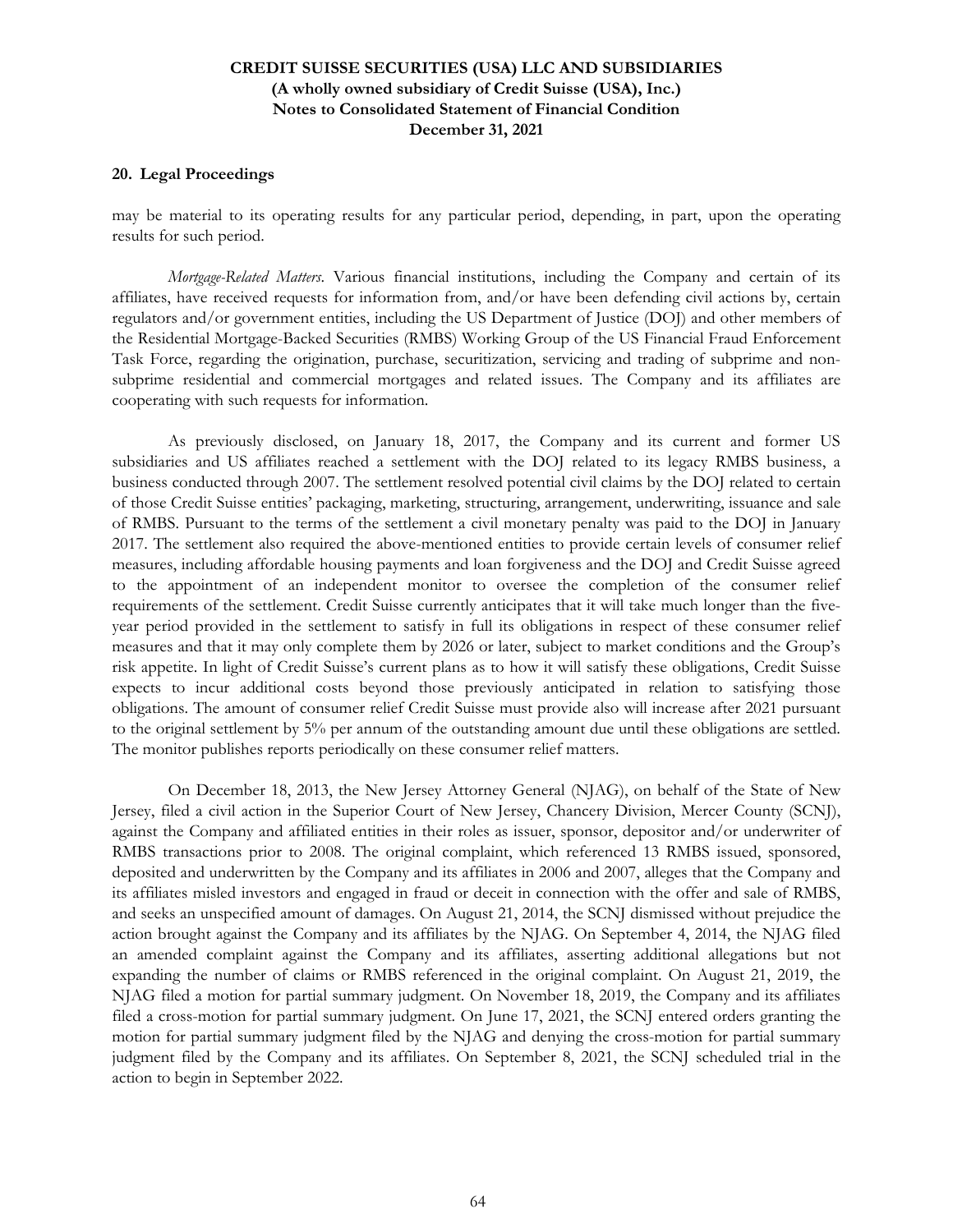## 20. Legal Proceedings

may be material to its operating results for any particular period, depending, in part, upon the operating results for such period.

*Mortgage-Related Matters.* Various financial institutions, including the Company and certain of its affiliates, have received requests for information from, and/or have been defending civil actions by, certain regulators and/or government entities, including the US Department of Justice (DOJ) and other members of the Residential Mortgage-Backed Securities (RMBS) Working Group of the US Financial Fraud Enforcement Task Force, regarding the origination, purchase, securitization, servicing and trading of subprime and non-subprime residential and commercial mortgages and related issues. The Company and its affiliates are cooperating with such requests for information.

As previously disclosed, on January 18, 2017, the Company and its current and former US subsidiaries and US affiliates reached a settlement with the DOJ related to its legacy RMBS business, a business conducted through 2007. The settlement resolved potential civil claims by the DOJ related to certain of those Credit Suisse entities' packaging, marketing, structuring, arrangement, underwriting, issuance and sale of RMBS. Pursuant to the terms of the settlement a civil monetary penalty was paid to the DOJ in January 2017. The settlement also required the above-mentioned entities to provide certain levels of consumer relief measures, including affordable housing payments and loan forgiveness and the DOJ and Credit Suisse agreed to the appointment of an independent monitor to oversee the completion of the consumer relief requirements of the settlement. Credit Suisse currently anticipates that it will take much longer than the five-year period provided in the settlement to satisfy in full its obligations in respect of these consumer relief measures and that it may only complete them by 2026 or later, subject to market conditions and the Group's risk appetite. In light of Credit Suisse's current plans as to how it will satisfy these obligations, Credit Suisse expects to incur additional costs beyond those previously anticipated in relation to satisfying those obligations. The amount of consumer relief Credit Suisse must provide also will increase after 2021 pursuant to the original settlement by 5% per annum of the outstanding amount due until these obligations are settled. The monitor publishes reports periodically on these consumer relief matters.

On December 18, 2013, the New Jersey Attorney General (NJAG), on behalf of the State of New Jersey, filed a civil action in the Superior Court of New Jersey, Chancery Division, Mercer County (SCNJ), against the Company and affiliated entities in their roles as issuer, sponsor, depositor and/or underwriter of RMBS transactions prior to 2008. The original complaint, which referenced 13 RMBS issued, sponsored, deposited and underwritten by the Company and its affiliates in 2006 and 2007, alleges that the Company and its affiliates misled investors and engaged in fraud or deceit in connection with the offer and sale of RMBS, and seeks an unspecified amount of damages. On August 21, 2014, the SCNJ dismissed without prejudice the action brought against the Company and its affiliates by the NJAG. On September 4, 2014, the NJAG filed an amended complaint against the Company and its affiliates, asserting additional allegations but not expanding the number of claims or RMBS referenced in the original complaint. On August 21, 2019, the NJAG filed a motion for partial summary judgment. On November 18, 2019, the Company and its affiliates filed a cross-motion for partial summary judgment. On June 17, 2021, the SCNJ entered orders granting the motion for partial summary judgment filed by the NJAG and denying the cross-motion for partial summary judgment filed by the Company and its affiliates. On September 8, 2021, the SCNJ scheduled trial in the action to begin in September 2022.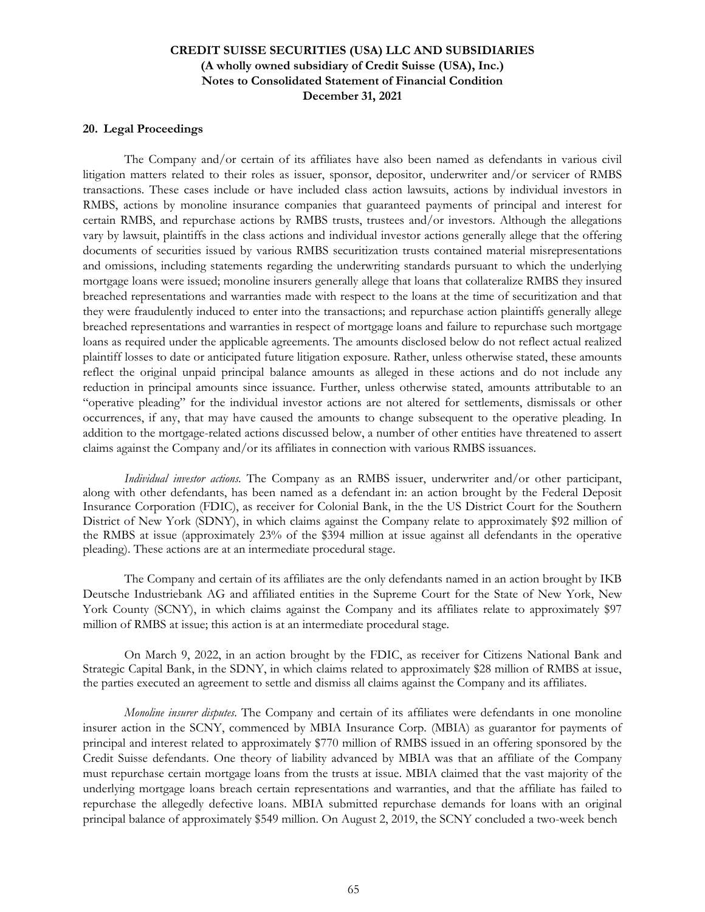## 20. Legal Proceedings

The Company and/or certain of its affiliates have also been named as defendants in various civil litigation matters related to their roles as issuer, sponsor, depositor, underwriter and/or servicer of RMBS transactions. These cases include or have included class action lawsuits, actions by individual investors in RMBS, actions by monoline insurance companies that guaranteed payments of principal and interest for certain RMBS, and repurchase actions by RMBS trusts, trustees and/or investors. Although the allegations vary by lawsuit, plaintiffs in the class actions and individual investor actions generally allege that the offering documents of securities issued by various RMBS securitization trusts contained material misrepresentations and omissions, including statements regarding the underwriting standards pursuant to which the underlying mortgage loans were issued; monoline insurers generally allege that loans that collateralize RMBS they insured breached representations and warranties made with respect to the loans at the time of securitization and that they were fraudulently induced to enter into the transactions; and repurchase action plaintiffs generally allege breached representations and warranties in respect of mortgage loans and failure to repurchase such mortgage loans as required under the applicable agreements. The amounts disclosed below do not reflect actual realized plaintiff losses to date or anticipated future litigation exposure. Rather, unless otherwise stated, these amounts reflect the original unpaid principal balance amounts as alleged in these actions and do not include any reduction in principal amounts since issuance. Further, unless otherwise stated, amounts attributable to an "operative pleading" for the individual investor actions are not altered for settlements, dismissals or other occurrences, if any, that may have caused the amounts to change subsequent to the operative pleading. In addition to the mortgage-related actions discussed below, a number of other entities have threatened to assert claims against the Company and/or its affiliates in connection with various RMBS issuances.

*Individual investor actions.* The Company as an RMBS issuer, underwriter and/or other participant, along with other defendants, has been named as a defendant in: an action brought by the Federal Deposit Insurance Corporation (FDIC), as receiver for Colonial Bank, in the the US District Court for the Southern District of New York (SDNY), in which claims against the Company relate to approximately $92 million of the RMBS at issue (approximately 23% of the $394 million at issue against all defendants in the operative pleading). These actions are at an intermediate procedural stage.

The Company and certain of its affiliates are the only defendants named in an action brought by IKB Deutsche Industriebank AG and affiliated entities in the Supreme Court for the State of New York, New York County (SCNY), in which claims against the Company and its affiliates relate to approximately $97 million of RMBS at issue; this action is at an intermediate procedural stage.

On March 9, 2022, in an action brought by the FDIC, as receiver for Citizens National Bank and Strategic Capital Bank, in the SDNY, in which claims related to approximately $28 million of RMBS at issue, the parties executed an agreement to settle and dismiss all claims against the Company and its affiliates.

*Monoline insurer disputes.* The Company and certain of its affiliates were defendants in one monoline insurer action in the SCNY, commenced by MBIA Insurance Corp. (MBIA) as guarantor for payments of principal and interest related to approximately $770 million of RMBS issued in an offering sponsored by the Credit Suisse defendants. One theory of liability advanced by MBIA was that an affiliate of the Company must repurchase certain mortgage loans from the trusts at issue. MBIA claimed that the vast majority of the underlying mortgage loans breach certain representations and warranties, and that the affiliate has failed to repurchase the allegedly defective loans. MBIA submitted repurchase demands for loans with an original principal balance of approximately $549 million. On August 2, 2019, the SCNY concluded a two-week bench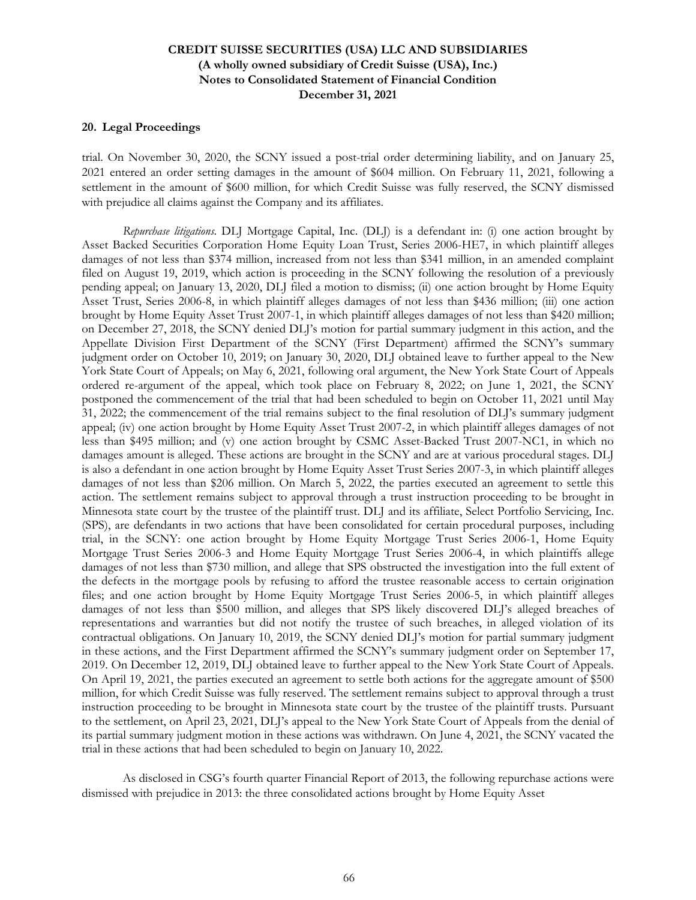## 20. Legal Proceedings

trial. On November 30, 2020, the SCNY issued a post-trial order determining liability, and on January 25, 2021 entered an order setting damages in the amount of $604 million. On February 11, 2021, following a settlement in the amount of $600 million, for which Credit Suisse was fully reserved, the SCNY dismissed with prejudice all claims against the Company and its affiliates.

*Repurchase litigations*. DLJ Mortgage Capital, Inc. (DLJ) is a defendant in: (i) one action brought by Asset Backed Securities Corporation Home Equity Loan Trust, Series 2006-HE7, in which plaintiff alleges damages of not less than $374 million, increased from not less than $341 million, in an amended complaint filed on August 19, 2019, which action is proceeding in the SCNY following the resolution of a previously pending appeal; on January 13, 2020, DLJ filed a motion to dismiss; (ii) one action brought by Home Equity Asset Trust, Series 2006-8, in which plaintiff alleges damages of not less than $436 million; (iii) one action brought by Home Equity Asset Trust 2007-1, in which plaintiff alleges damages of not less than $420 million; on December 27, 2018, the SCNY denied DLJ's motion for partial summary judgment in this action, and the Appellate Division First Department of the SCNY (First Department) affirmed the SCNY's summary judgment order on October 10, 2019; on January 30, 2020, DLJ obtained leave to further appeal to the New York State Court of Appeals; on May 6, 2021, following oral argument, the New York State Court of Appeals ordered re-argument of the appeal, which took place on February 8, 2022; on June 1, 2021, the SCNY postponed the commencement of the trial that had been scheduled to begin on October 11, 2021 until May 31, 2022; the commencement of the trial remains subject to the final resolution of DLJ's summary judgment appeal; (iv) one action brought by Home Equity Asset Trust 2007-2, in which plaintiff alleges damages of not less than $495 million; and (v) one action brought by CSMC Asset-Backed Trust 2007-NC1, in which no damages amount is alleged. These actions are brought in the SCNY and are at various procedural stages. DLJ is also a defendant in one action brought by Home Equity Asset Trust Series 2007-3, in which plaintiff alleges damages of not less than $206 million. On March 5, 2022, the parties executed an agreement to settle this action. The settlement remains subject to approval through a trust instruction proceeding to be brought in Minnesota state court by the trustee of the plaintiff trust. DLJ and its affiliate, Select Portfolio Servicing, Inc. (SPS), are defendants in two actions that have been consolidated for certain procedural purposes, including trial, in the SCNY: one action brought by Home Equity Mortgage Trust Series 2006-1, Home Equity Mortgage Trust Series 2006-3 and Home Equity Mortgage Trust Series 2006-4, in which plaintiffs allege damages of not less than $730 million, and allege that SPS obstructed the investigation into the full extent of the defects in the mortgage pools by refusing to afford the trustee reasonable access to certain origination files; and one action brought by Home Equity Mortgage Trust Series 2006-5, in which plaintiff alleges damages of not less than $500 million, and alleges that SPS likely discovered DLJ's alleged breaches of representations and warranties but did not notify the trustee of such breaches, in alleged violation of its contractual obligations. On January 10, 2019, the SCNY denied DLJ's motion for partial summary judgment in these actions, and the First Department affirmed the SCNY's summary judgment order on September 17, 2019. On December 12, 2019, DLJ obtained leave to further appeal to the New York State Court of Appeals. On April 19, 2021, the parties executed an agreement to settle both actions for the aggregate amount of $500 million, for which Credit Suisse was fully reserved. The settlement remains subject to approval through a trust instruction proceeding to be brought in Minnesota state court by the trustee of the plaintiff trusts. Pursuant to the settlement, on April 23, 2021, DLJ's appeal to the New York State Court of Appeals from the denial of its partial summary judgment motion in these actions was withdrawn. On June 4, 2021, the SCNY vacated the trial in these actions that had been scheduled to begin on January 10, 2022.

As disclosed in CSG's fourth quarter Financial Report of 2013, the following repurchase actions were dismissed with prejudice in 2013: the three consolidated actions brought by Home Equity Asset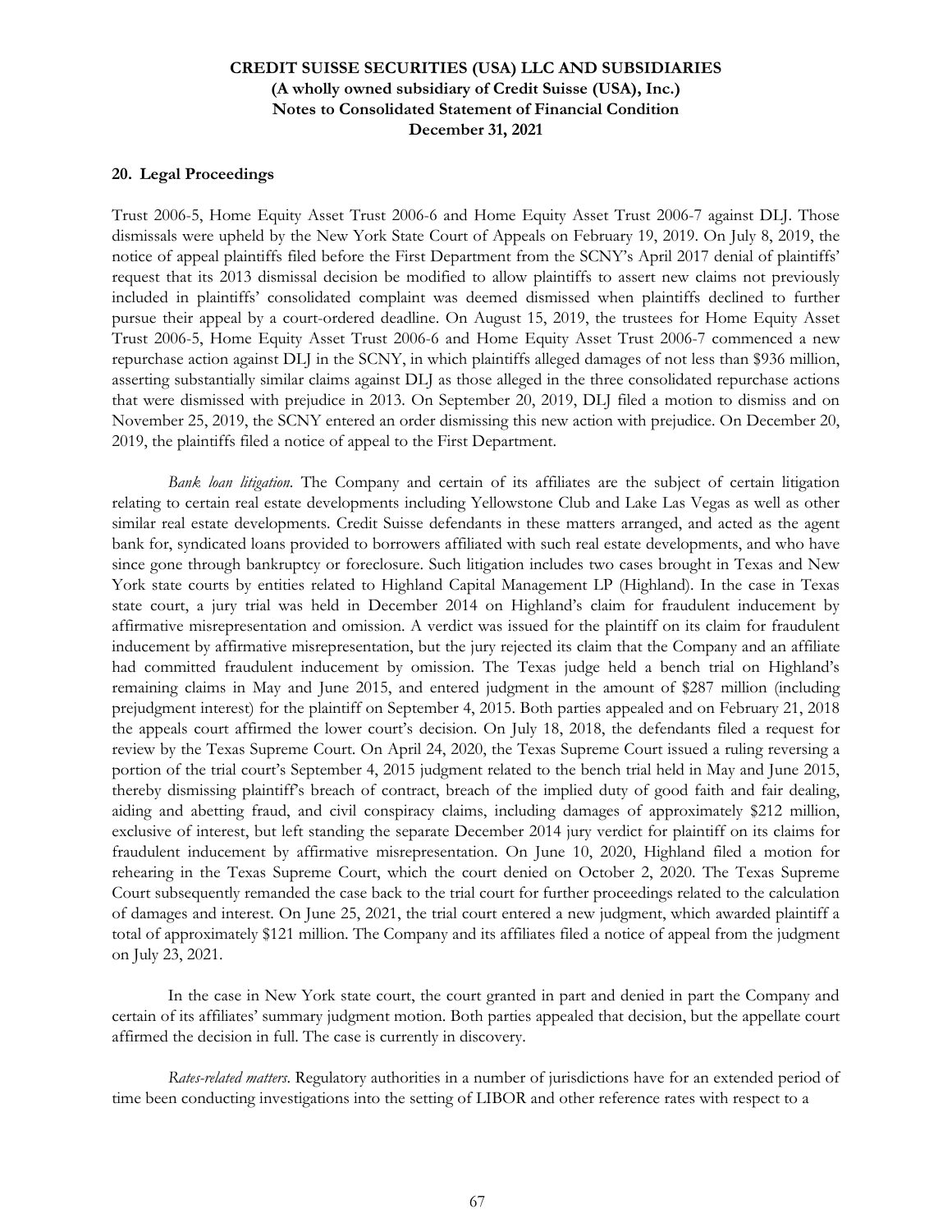## 20. Legal Proceedings

Trust 2006-5, Home Equity Asset Trust 2006-6 and Home Equity Asset Trust 2006-7 against DLJ. Those dismissals were upheld by the New York State Court of Appeals on February 19, 2019. On July 8, 2019, the notice of appeal plaintiffs filed before the First Department from the SCNY's April 2017 denial of plaintiffs' request that its 2013 dismissal decision be modified to allow plaintiffs to assert new claims not previously included in plaintiffs' consolidated complaint was deemed dismissed when plaintiffs declined to further pursue their appeal by a court-ordered deadline. On August 15, 2019, the trustees for Home Equity Asset Trust 2006-5, Home Equity Asset Trust 2006-6 and Home Equity Asset Trust 2006-7 commenced a new repurchase action against DLJ in the SCNY, in which plaintiffs alleged damages of not less than $936 million, asserting substantially similar claims against DLJ as those alleged in the three consolidated repurchase actions that were dismissed with prejudice in 2013. On September 20, 2019, DLJ filed a motion to dismiss and on November 25, 2019, the SCNY entered an order dismissing this new action with prejudice. On December 20, 2019, the plaintiffs filed a notice of appeal to the First Department.

*Bank loan litigation*. The Company and certain of its affiliates are the subject of certain litigation relating to certain real estate developments including Yellowstone Club and Lake Las Vegas as well as other similar real estate developments. Credit Suisse defendants in these matters arranged, and acted as the agent bank for, syndicated loans provided to borrowers affiliated with such real estate developments, and who have since gone through bankruptcy or foreclosure. Such litigation includes two cases brought in Texas and New York state courts by entities related to Highland Capital Management LP (Highland). In the case in Texas state court, a jury trial was held in December 2014 on Highland's claim for fraudulent inducement by affirmative misrepresentation and omission. A verdict was issued for the plaintiff on its claim for fraudulent inducement by affirmative misrepresentation, but the jury rejected its claim that the Company and an affiliate had committed fraudulent inducement by omission. The Texas judge held a bench trial on Highland's remaining claims in May and June 2015, and entered judgment in the amount of $287 million (including prejudgment interest) for the plaintiff on September 4, 2015. Both parties appealed and on February 21, 2018 the appeals court affirmed the lower court's decision. On July 18, 2018, the defendants filed a request for review by the Texas Supreme Court. On April 24, 2020, the Texas Supreme Court issued a ruling reversing a portion of the trial court's September 4, 2015 judgment related to the bench trial held in May and June 2015, thereby dismissing plaintiff's breach of contract, breach of the implied duty of good faith and fair dealing, aiding and abetting fraud, and civil conspiracy claims, including damages of approximately $212 million, exclusive of interest, but left standing the separate December 2014 jury verdict for plaintiff on its claims for fraudulent inducement by affirmative misrepresentation. On June 10, 2020, Highland filed a motion for rehearing in the Texas Supreme Court, which the court denied on October 2, 2020. The Texas Supreme Court subsequently remanded the case back to the trial court for further proceedings related to the calculation of damages and interest. On June 25, 2021, the trial court entered a new judgment, which awarded plaintiff a total of approximately $121 million. The Company and its affiliates filed a notice of appeal from the judgment on July 23, 2021.

In the case in New York state court, the court granted in part and denied in part the Company and certain of its affiliates' summary judgment motion. Both parties appealed that decision, but the appellate court affirmed the decision in full. The case is currently in discovery.

*Rates-related matters*. Regulatory authorities in a number of jurisdictions have for an extended period of time been conducting investigations into the setting of LIBOR and other reference rates with respect to a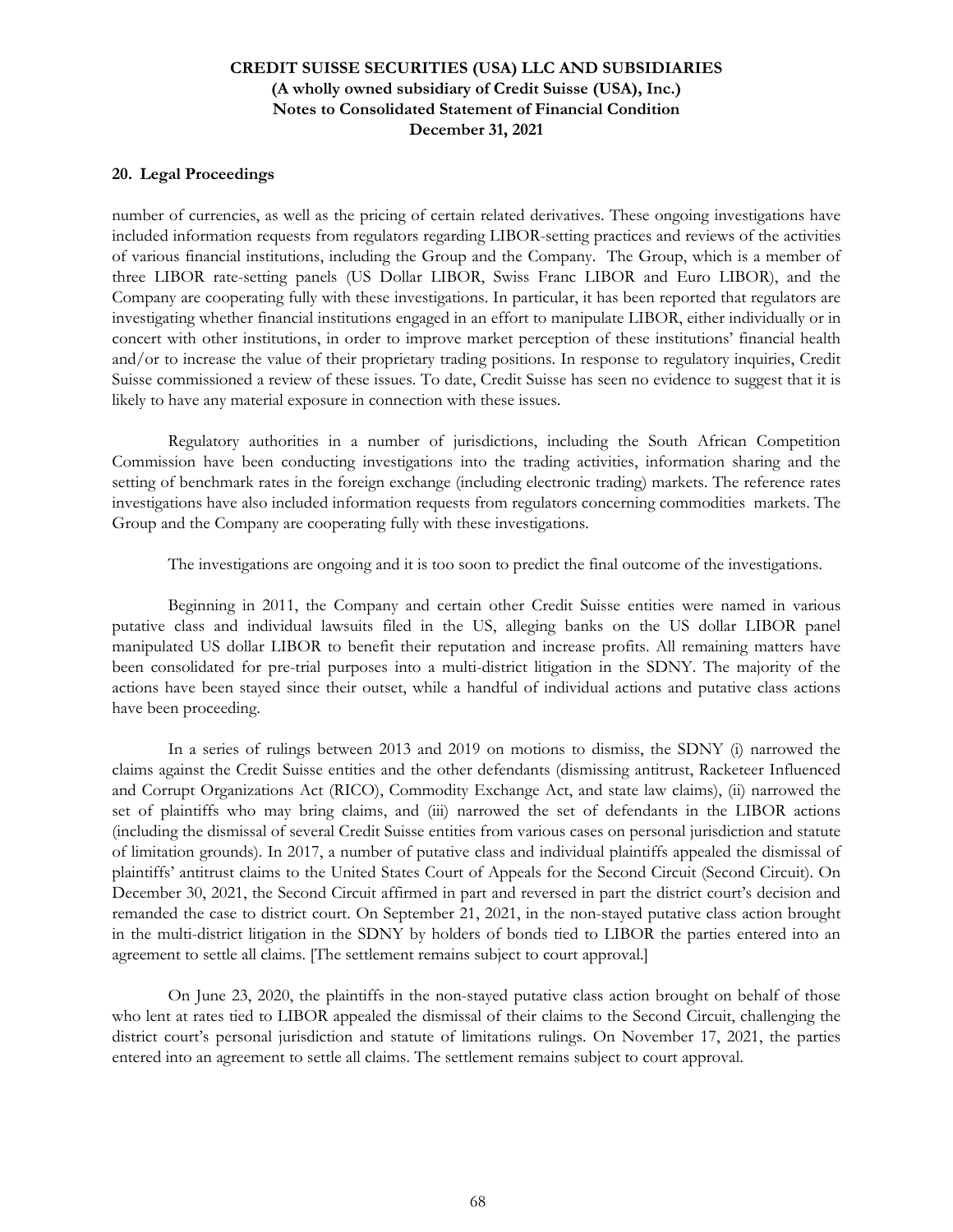## 20. Legal Proceedings

number of currencies, as well as the pricing of certain related derivatives. These ongoing investigations have included information requests from regulators regarding LIBOR-setting practices and reviews of the activities of various financial institutions, including the Group and the Company. The Group, which is a member of three LIBOR rate-setting panels (US Dollar LIBOR, Swiss Franc LIBOR and Euro LIBOR), and the Company are cooperating fully with these investigations. In particular, it has been reported that regulators are investigating whether financial institutions engaged in an effort to manipulate LIBOR, either individually or in concert with other institutions, in order to improve market perception of these institutions' financial health and/or to increase the value of their proprietary trading positions. In response to regulatory inquiries, Credit Suisse commissioned a review of these issues. To date, Credit Suisse has seen no evidence to suggest that it is likely to have any material exposure in connection with these issues.

Regulatory authorities in a number of jurisdictions, including the South African Competition Commission have been conducting investigations into the trading activities, information sharing and the setting of benchmark rates in the foreign exchange (including electronic trading) markets. The reference rates investigations have also included information requests from regulators concerning commodities markets. The Group and the Company are cooperating fully with these investigations.

The investigations are ongoing and it is too soon to predict the final outcome of the investigations.

Beginning in 2011, the Company and certain other Credit Suisse entities were named in various putative class and individual lawsuits filed in the US, alleging banks on the US dollar LIBOR panel manipulated US dollar LIBOR to benefit their reputation and increase profits. All remaining matters have been consolidated for pre-trial purposes into a multi-district litigation in the SDNY. The majority of the actions have been stayed since their outset, while a handful of individual actions and putative class actions have been proceeding.

In a series of rulings between 2013 and 2019 on motions to dismiss, the SDNY (i) narrowed the claims against the Credit Suisse entities and the other defendants (dismissing antitrust, Racketeer Influenced and Corrupt Organizations Act (RICO), Commodity Exchange Act, and state law claims), (ii) narrowed the set of plaintiffs who may bring claims, and (iii) narrowed the set of defendants in the LIBOR actions (including the dismissal of several Credit Suisse entities from various cases on personal jurisdiction and statute of limitation grounds). In 2017, a number of putative class and individual plaintiffs appealed the dismissal of plaintiffs' antitrust claims to the United States Court of Appeals for the Second Circuit (Second Circuit). On December 30, 2021, the Second Circuit affirmed in part and reversed in part the district court's decision and remanded the case to district court. On September 21, 2021, in the non-stayed putative class action brought in the multi-district litigation in the SDNY by holders of bonds tied to LIBOR the parties entered into an agreement to settle all claims. [The settlement remains subject to court approval.]

On June 23, 2020, the plaintiffs in the non-stayed putative class action brought on behalf of those who lent at rates tied to LIBOR appealed the dismissal of their claims to the Second Circuit, challenging the district court's personal jurisdiction and statute of limitations rulings. On November 17, 2021, the parties entered into an agreement to settle all claims. The settlement remains subject to court approval.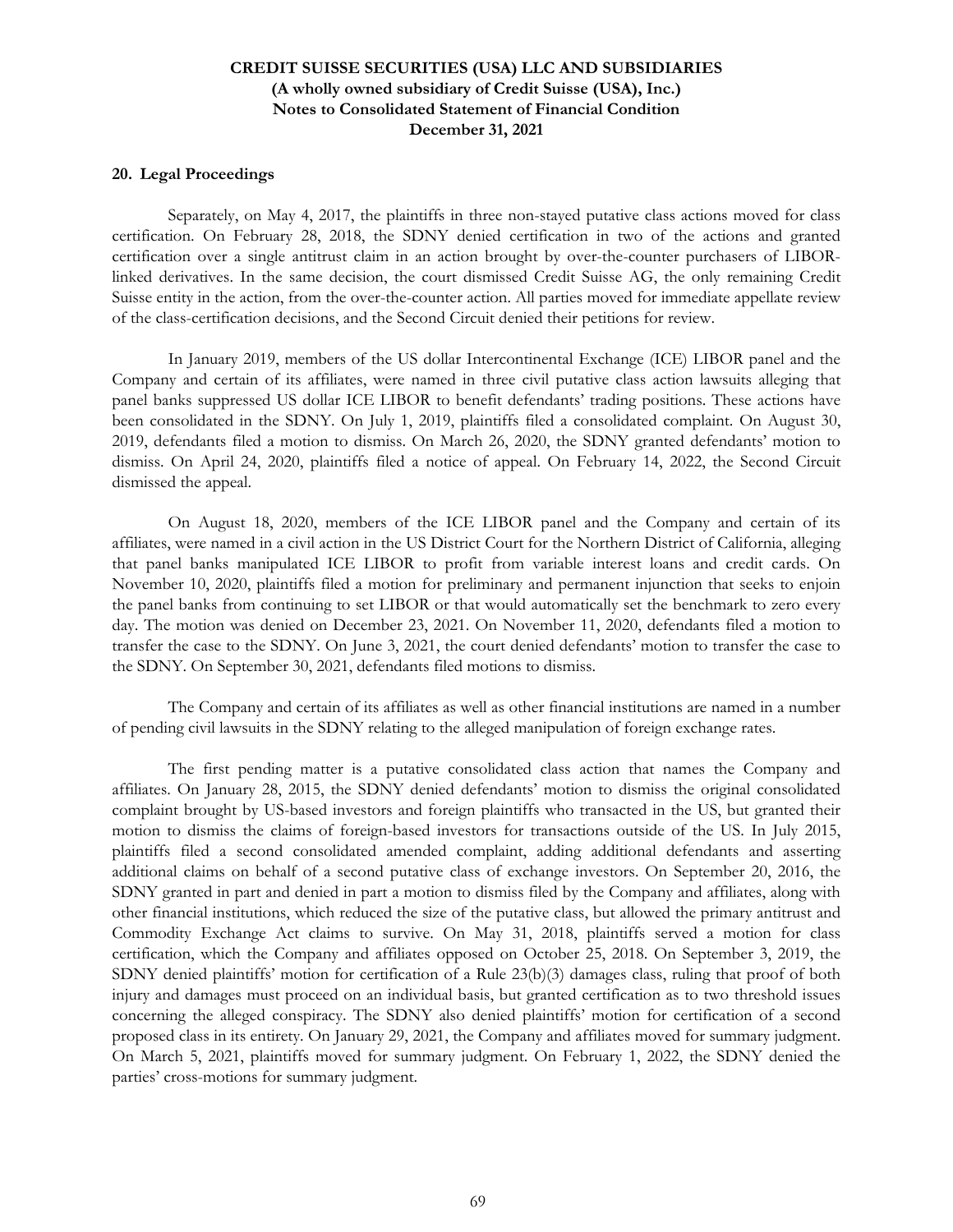## 20. Legal Proceedings

Separately, on May 4, 2017, the plaintiffs in three non-stayed putative class actions moved for class certification. On February 28, 2018, the SDNY denied certification in two of the actions and granted certification over a single antitrust claim in an action brought by over-the-counter purchasers of LIBOR-linked derivatives. In the same decision, the court dismissed Credit Suisse AG, the only remaining Credit Suisse entity in the action, from the over-the-counter action. All parties moved for immediate appellate review of the class-certification decisions, and the Second Circuit denied their petitions for review.

In January 2019, members of the US dollar Intercontinental Exchange (ICE) LIBOR panel and the Company and certain of its affiliates, were named in three civil putative class action lawsuits alleging that panel banks suppressed US dollar ICE LIBOR to benefit defendants' trading positions. These actions have been consolidated in the SDNY. On July 1, 2019, plaintiffs filed a consolidated complaint. On August 30, 2019, defendants filed a motion to dismiss. On March 26, 2020, the SDNY granted defendants' motion to dismiss. On April 24, 2020, plaintiffs filed a notice of appeal. On February 14, 2022, the Second Circuit dismissed the appeal.

On August 18, 2020, members of the ICE LIBOR panel and the Company and certain of its affiliates, were named in a civil action in the US District Court for the Northern District of California, alleging that panel banks manipulated ICE LIBOR to profit from variable interest loans and credit cards. On November 10, 2020, plaintiffs filed a motion for preliminary and permanent injunction that seeks to enjoin the panel banks from continuing to set LIBOR or that would automatically set the benchmark to zero every day. The motion was denied on December 23, 2021. On November 11, 2020, defendants filed a motion to transfer the case to the SDNY. On June 3, 2021, the court denied defendants' motion to transfer the case to the SDNY. On September 30, 2021, defendants filed motions to dismiss.

The Company and certain of its affiliates as well as other financial institutions are named in a number of pending civil lawsuits in the SDNY relating to the alleged manipulation of foreign exchange rates.

The first pending matter is a putative consolidated class action that names the Company and affiliates. On January 28, 2015, the SDNY denied defendants' motion to dismiss the original consolidated complaint brought by US-based investors and foreign plaintiffs who transacted in the US, but granted their motion to dismiss the claims of foreign-based investors for transactions outside of the US. In July 2015, plaintiffs filed a second consolidated amended complaint, adding additional defendants and asserting additional claims on behalf of a second putative class of exchange investors. On September 20, 2016, the SDNY granted in part and denied in part a motion to dismiss filed by the Company and affiliates, along with other financial institutions, which reduced the size of the putative class, but allowed the primary antitrust and Commodity Exchange Act claims to survive. On May 31, 2018, plaintiffs served a motion for class certification, which the Company and affiliates opposed on October 25, 2018. On September 3, 2019, the SDNY denied plaintiffs' motion for certification of a Rule 23(b)(3) damages class, ruling that proof of both injury and damages must proceed on an individual basis, but granted certification as to two threshold issues concerning the alleged conspiracy. The SDNY also denied plaintiffs' motion for certification of a second proposed class in its entirety. On January 29, 2021, the Company and affiliates moved for summary judgment. On March 5, 2021, plaintiffs moved for summary judgment. On February 1, 2022, the SDNY denied the parties' cross-motions for summary judgment.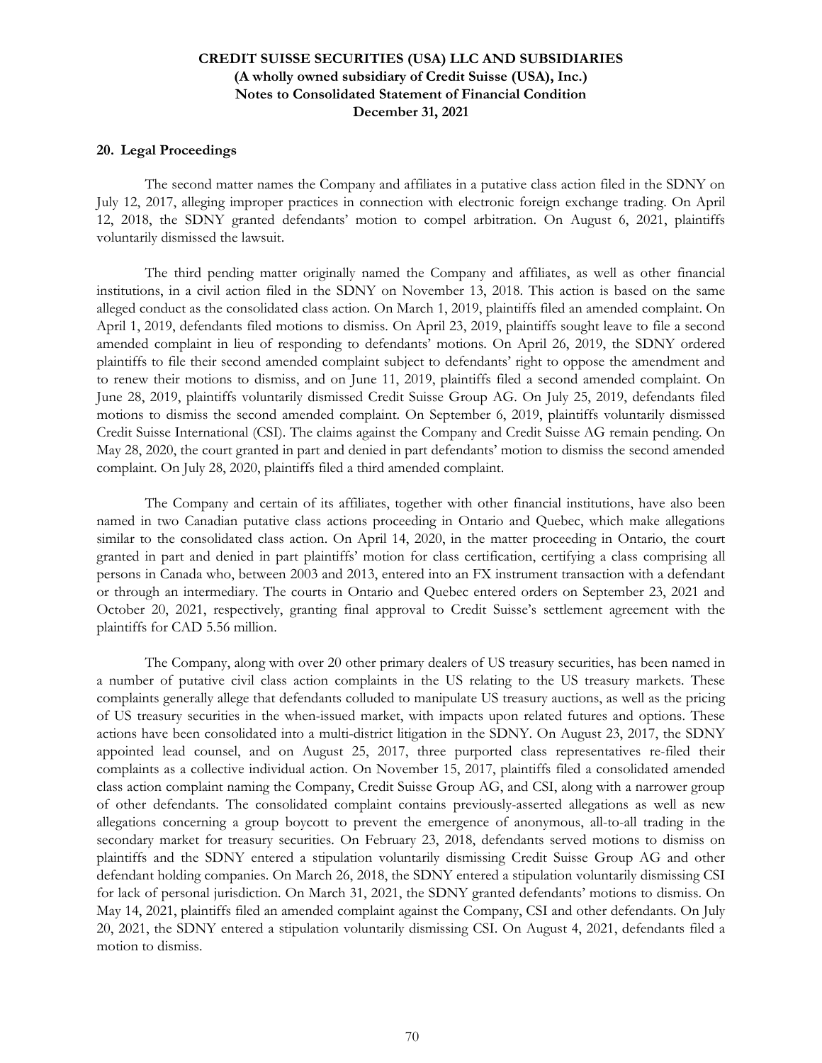## 20. Legal Proceedings

The second matter names the Company and affiliates in a putative class action filed in the SDNY on July 12, 2017, alleging improper practices in connection with electronic foreign exchange trading. On April 12, 2018, the SDNY granted defendants' motion to compel arbitration. On August 6, 2021, plaintiffs voluntarily dismissed the lawsuit.

The third pending matter originally named the Company and affiliates, as well as other financial institutions, in a civil action filed in the SDNY on November 13, 2018. This action is based on the same alleged conduct as the consolidated class action. On March 1, 2019, plaintiffs filed an amended complaint. On April 1, 2019, defendants filed motions to dismiss. On April 23, 2019, plaintiffs sought leave to file a second amended complaint in lieu of responding to defendants' motions. On April 26, 2019, the SDNY ordered plaintiffs to file their second amended complaint subject to defendants' right to oppose the amendment and to renew their motions to dismiss, and on June 11, 2019, plaintiffs filed a second amended complaint. On June 28, 2019, plaintiffs voluntarily dismissed Credit Suisse Group AG. On July 25, 2019, defendants filed motions to dismiss the second amended complaint. On September 6, 2019, plaintiffs voluntarily dismissed Credit Suisse International (CSI). The claims against the Company and Credit Suisse AG remain pending. On May 28, 2020, the court granted in part and denied in part defendants' motion to dismiss the second amended complaint. On July 28, 2020, plaintiffs filed a third amended complaint.

The Company and certain of its affiliates, together with other financial institutions, have also been named in two Canadian putative class actions proceeding in Ontario and Quebec, which make allegations similar to the consolidated class action. On April 14, 2020, in the matter proceeding in Ontario, the court granted in part and denied in part plaintiffs' motion for class certification, certifying a class comprising all persons in Canada who, between 2003 and 2013, entered into an FX instrument transaction with a defendant or through an intermediary. The courts in Ontario and Quebec entered orders on September 23, 2021 and October 20, 2021, respectively, granting final approval to Credit Suisse's settlement agreement with the plaintiffs for CAD 5.56 million.

The Company, along with over 20 other primary dealers of US treasury securities, has been named in a number of putative civil class action complaints in the US relating to the US treasury markets. These complaints generally allege that defendants colluded to manipulate US treasury auctions, as well as the pricing of US treasury securities in the when-issued market, with impacts upon related futures and options. These actions have been consolidated into a multi-district litigation in the SDNY. On August 23, 2017, the SDNY appointed lead counsel, and on August 25, 2017, three purported class representatives re-filed their complaints as a collective individual action. On November 15, 2017, plaintiffs filed a consolidated amended class action complaint naming the Company, Credit Suisse Group AG, and CSI, along with a narrower group of other defendants. The consolidated complaint contains previously-asserted allegations as well as new allegations concerning a group boycott to prevent the emergence of anonymous, all-to-all trading in the secondary market for treasury securities. On February 23, 2018, defendants served motions to dismiss on plaintiffs and the SDNY entered a stipulation voluntarily dismissing Credit Suisse Group AG and other defendant holding companies. On March 26, 2018, the SDNY entered a stipulation voluntarily dismissing CSI for lack of personal jurisdiction. On March 31, 2021, the SDNY granted defendants' motions to dismiss. On May 14, 2021, plaintiffs filed an amended complaint against the Company, CSI and other defendants. On July 20, 2021, the SDNY entered a stipulation voluntarily dismissing CSI. On August 4, 2021, defendants filed a motion to dismiss.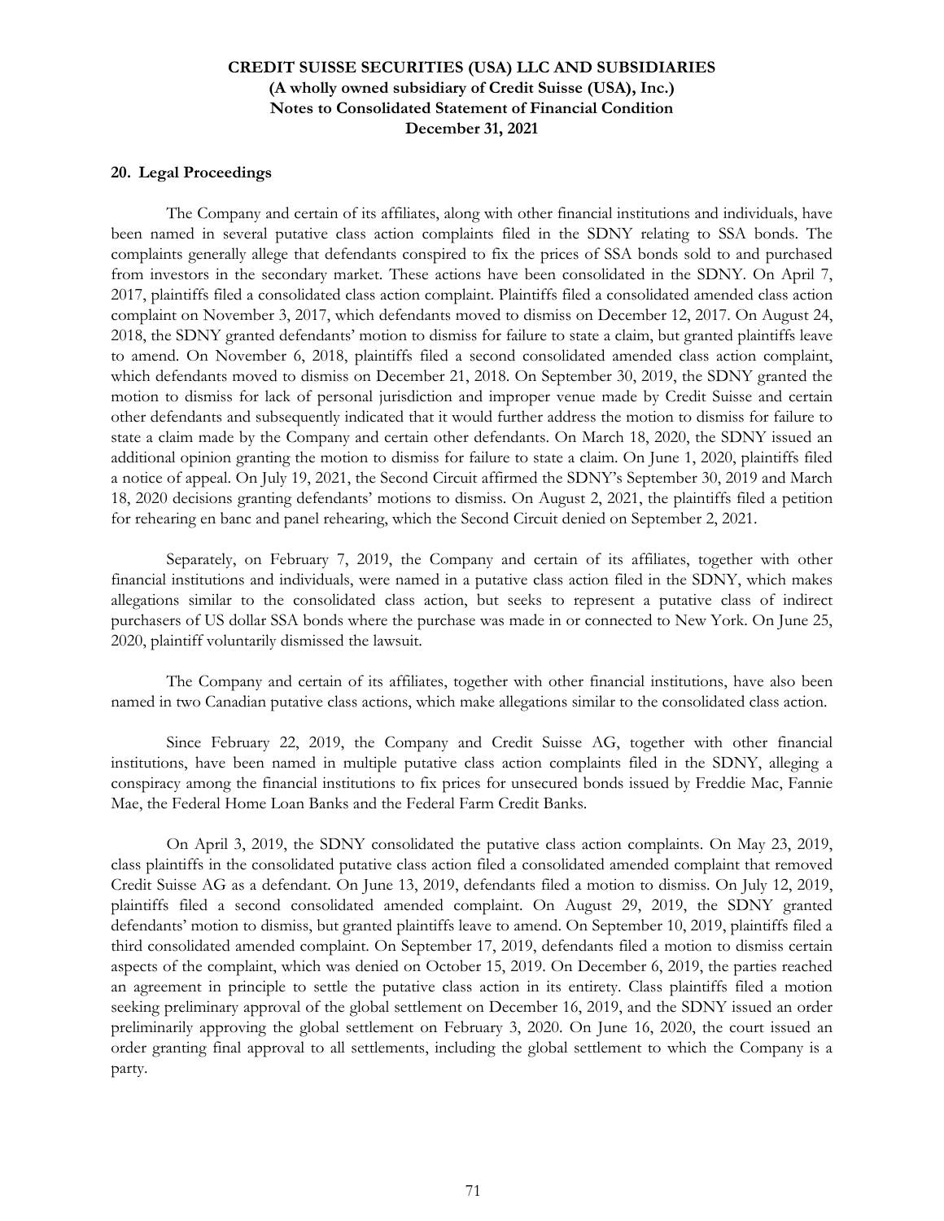## 20. Legal Proceedings

The Company and certain of its affiliates, along with other financial institutions and individuals, have been named in several putative class action complaints filed in the SDNY relating to SSA bonds. The complaints generally allege that defendants conspired to fix the prices of SSA bonds sold to and purchased from investors in the secondary market. These actions have been consolidated in the SDNY. On April 7, 2017, plaintiffs filed a consolidated class action complaint. Plaintiffs filed a consolidated amended class action complaint on November 3, 2017, which defendants moved to dismiss on December 12, 2017. On August 24, 2018, the SDNY granted defendants' motion to dismiss for failure to state a claim, but granted plaintiffs leave to amend. On November 6, 2018, plaintiffs filed a second consolidated amended class action complaint, which defendants moved to dismiss on December 21, 2018. On September 30, 2019, the SDNY granted the motion to dismiss for lack of personal jurisdiction and improper venue made by Credit Suisse and certain other defendants and subsequently indicated that it would further address the motion to dismiss for failure to state a claim made by the Company and certain other defendants. On March 18, 2020, the SDNY issued an additional opinion granting the motion to dismiss for failure to state a claim. On June 1, 2020, plaintiffs filed a notice of appeal. On July 19, 2021, the Second Circuit affirmed the SDNY's September 30, 2019 and March 18, 2020 decisions granting defendants' motions to dismiss. On August 2, 2021, the plaintiffs filed a petition for rehearing en banc and panel rehearing, which the Second Circuit denied on September 2, 2021.

Separately, on February 7, 2019, the Company and certain of its affiliates, together with other financial institutions and individuals, were named in a putative class action filed in the SDNY, which makes allegations similar to the consolidated class action, but seeks to represent a putative class of indirect purchasers of US dollar SSA bonds where the purchase was made in or connected to New York. On June 25, 2020, plaintiff voluntarily dismissed the lawsuit.

The Company and certain of its affiliates, together with other financial institutions, have also been named in two Canadian putative class actions, which make allegations similar to the consolidated class action.

Since February 22, 2019, the Company and Credit Suisse AG, together with other financial institutions, have been named in multiple putative class action complaints filed in the SDNY, alleging a conspiracy among the financial institutions to fix prices for unsecured bonds issued by Freddie Mac, Fannie Mae, the Federal Home Loan Banks and the Federal Farm Credit Banks.

On April 3, 2019, the SDNY consolidated the putative class action complaints. On May 23, 2019, class plaintiffs in the consolidated putative class action filed a consolidated amended complaint that removed Credit Suisse AG as a defendant. On June 13, 2019, defendants filed a motion to dismiss. On July 12, 2019, plaintiffs filed a second consolidated amended complaint. On August 29, 2019, the SDNY granted defendants' motion to dismiss, but granted plaintiffs leave to amend. On September 10, 2019, plaintiffs filed a third consolidated amended complaint. On September 17, 2019, defendants filed a motion to dismiss certain aspects of the complaint, which was denied on October 15, 2019. On December 6, 2019, the parties reached an agreement in principle to settle the putative class action in its entirety. Class plaintiffs filed a motion seeking preliminary approval of the global settlement on December 16, 2019, and the SDNY issued an order preliminarily approving the global settlement on February 3, 2020. On June 16, 2020, the court issued an order granting final approval to all settlements, including the global settlement to which the Company is a party.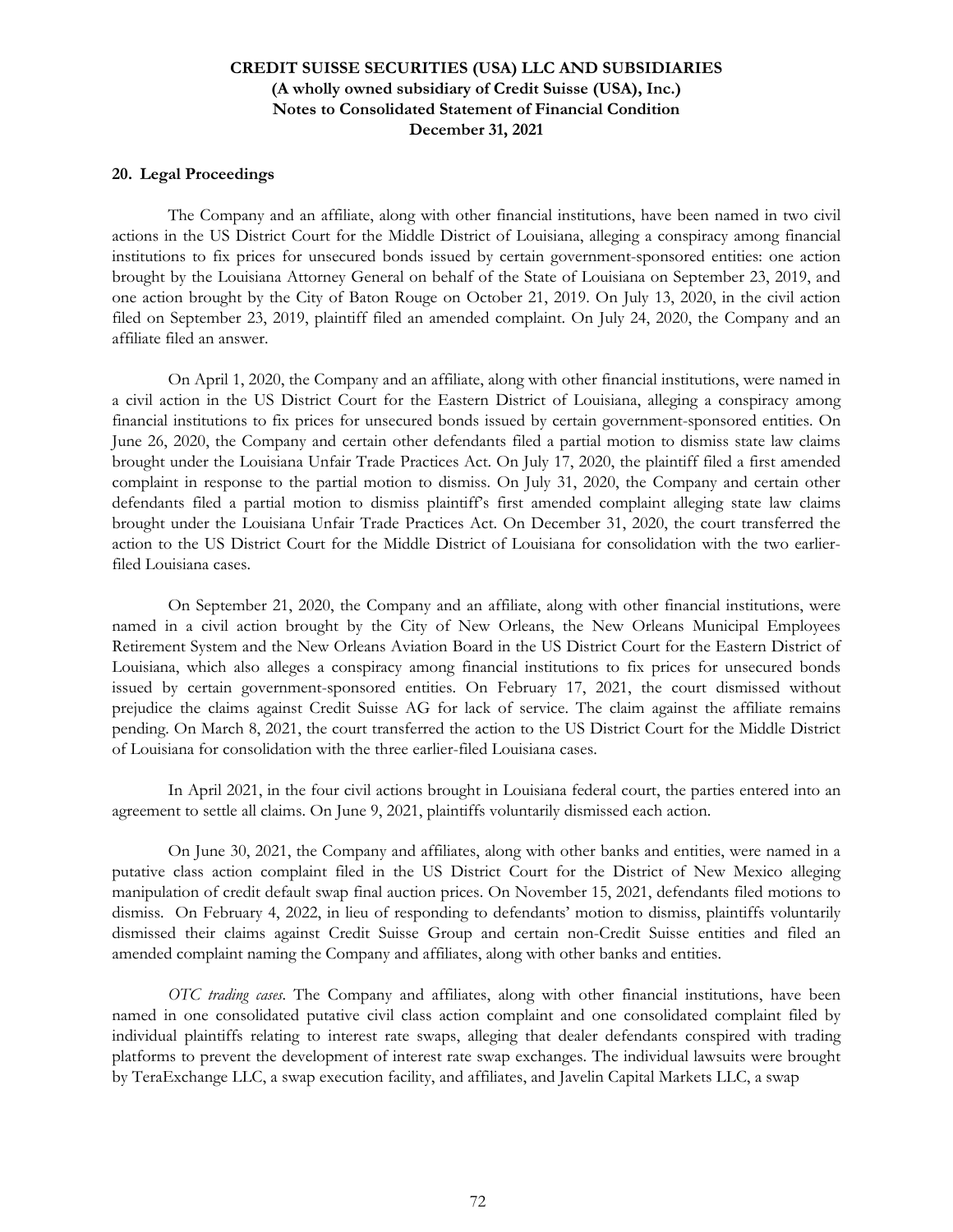## 20. Legal Proceedings

The Company and an affiliate, along with other financial institutions, have been named in two civil actions in the US District Court for the Middle District of Louisiana, alleging a conspiracy among financial institutions to fix prices for unsecured bonds issued by certain government-sponsored entities: one action brought by the Louisiana Attorney General on behalf of the State of Louisiana on September 23, 2019, and one action brought by the City of Baton Rouge on October 21, 2019. On July 13, 2020, in the civil action filed on September 23, 2019, plaintiff filed an amended complaint. On July 24, 2020, the Company and an affiliate filed an answer.

On April 1, 2020, the Company and an affiliate, along with other financial institutions, were named in a civil action in the US District Court for the Eastern District of Louisiana, alleging a conspiracy among financial institutions to fix prices for unsecured bonds issued by certain government-sponsored entities. On June 26, 2020, the Company and certain other defendants filed a partial motion to dismiss state law claims brought under the Louisiana Unfair Trade Practices Act. On July 17, 2020, the plaintiff filed a first amended complaint in response to the partial motion to dismiss. On July 31, 2020, the Company and certain other defendants filed a partial motion to dismiss plaintiff's first amended complaint alleging state law claims brought under the Louisiana Unfair Trade Practices Act. On December 31, 2020, the court transferred the action to the US District Court for the Middle District of Louisiana for consolidation with the two earlier-filed Louisiana cases.

On September 21, 2020, the Company and an affiliate, along with other financial institutions, were named in a civil action brought by the City of New Orleans, the New Orleans Municipal Employees Retirement System and the New Orleans Aviation Board in the US District Court for the Eastern District of Louisiana, which also alleges a conspiracy among financial institutions to fix prices for unsecured bonds issued by certain government-sponsored entities. On February 17, 2021, the court dismissed without prejudice the claims against Credit Suisse AG for lack of service. The claim against the affiliate remains pending. On March 8, 2021, the court transferred the action to the US District Court for the Middle District of Louisiana for consolidation with the three earlier-filed Louisiana cases.

In April 2021, in the four civil actions brought in Louisiana federal court, the parties entered into an agreement to settle all claims. On June 9, 2021, plaintiffs voluntarily dismissed each action.

On June 30, 2021, the Company and affiliates, along with other banks and entities, were named in a putative class action complaint filed in the US District Court for the District of New Mexico alleging manipulation of credit default swap final auction prices. On November 15, 2021, defendants filed motions to dismiss. On February 4, 2022, in lieu of responding to defendants' motion to dismiss, plaintiffs voluntarily dismissed their claims against Credit Suisse Group and certain non-Credit Suisse entities and filed an amended complaint naming the Company and affiliates, along with other banks and entities.

*OTC trading cases*. The Company and affiliates, along with other financial institutions, have been named in one consolidated putative civil class action complaint and one consolidated complaint filed by individual plaintiffs relating to interest rate swaps, alleging that dealer defendants conspired with trading platforms to prevent the development of interest rate swap exchanges. The individual lawsuits were brought by TeraExchange LLC, a swap execution facility, and affiliates, and Javelin Capital Markets LLC, a swap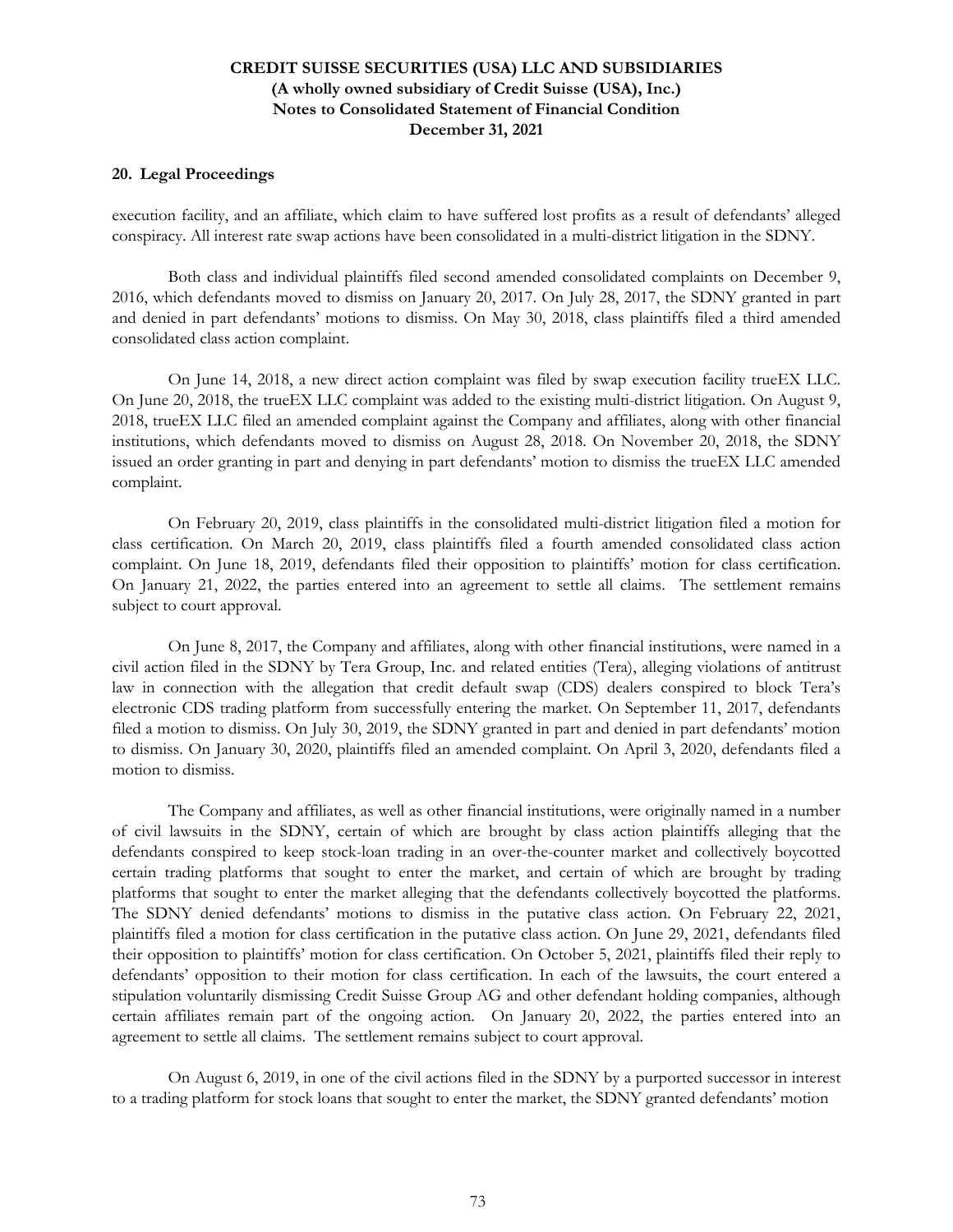## 20. Legal Proceedings

execution facility, and an affiliate, which claim to have suffered lost profits as a result of defendants' alleged conspiracy. All interest rate swap actions have been consolidated in a multi-district litigation in the SDNY.

Both class and individual plaintiffs filed second amended consolidated complaints on December 9, 2016, which defendants moved to dismiss on January 20, 2017. On July 28, 2017, the SDNY granted in part and denied in part defendants' motions to dismiss. On May 30, 2018, class plaintiffs filed a third amended consolidated class action complaint.

On June 14, 2018, a new direct action complaint was filed by swap execution facility trueEX LLC. On June 20, 2018, the trueEX LLC complaint was added to the existing multi-district litigation. On August 9, 2018, trueEX LLC filed an amended complaint against the Company and affiliates, along with other financial institutions, which defendants moved to dismiss on August 28, 2018. On November 20, 2018, the SDNY issued an order granting in part and denying in part defendants' motion to dismiss the trueEX LLC amended complaint.

On February 20, 2019, class plaintiffs in the consolidated multi-district litigation filed a motion for class certification. On March 20, 2019, class plaintiffs filed a fourth amended consolidated class action complaint. On June 18, 2019, defendants filed their opposition to plaintiffs' motion for class certification. On January 21, 2022, the parties entered into an agreement to settle all claims. The settlement remains subject to court approval.

On June 8, 2017, the Company and affiliates, along with other financial institutions, were named in a civil action filed in the SDNY by Tera Group, Inc. and related entities (Tera), alleging violations of antitrust law in connection with the allegation that credit default swap (CDS) dealers conspired to block Tera's electronic CDS trading platform from successfully entering the market. On September 11, 2017, defendants filed a motion to dismiss. On July 30, 2019, the SDNY granted in part and denied in part defendants' motion to dismiss. On January 30, 2020, plaintiffs filed an amended complaint. On April 3, 2020, defendants filed a motion to dismiss.

The Company and affiliates, as well as other financial institutions, were originally named in a number of civil lawsuits in the SDNY, certain of which are brought by class action plaintiffs alleging that the defendants conspired to keep stock-loan trading in an over-the-counter market and collectively boycotted certain trading platforms that sought to enter the market, and certain of which are brought by trading platforms that sought to enter the market alleging that the defendants collectively boycotted the platforms. The SDNY denied defendants' motions to dismiss in the putative class action. On February 22, 2021, plaintiffs filed a motion for class certification in the putative class action. On June 29, 2021, defendants filed their opposition to plaintiffs' motion for class certification. On October 5, 2021, plaintiffs filed their reply to defendants' opposition to their motion for class certification. In each of the lawsuits, the court entered a stipulation voluntarily dismissing Credit Suisse Group AG and other defendant holding companies, although certain affiliates remain part of the ongoing action. On January 20, 2022, the parties entered into an agreement to settle all claims. The settlement remains subject to court approval.

On August 6, 2019, in one of the civil actions filed in the SDNY by a purported successor in interest to a trading platform for stock loans that sought to enter the market, the SDNY granted defendants' motion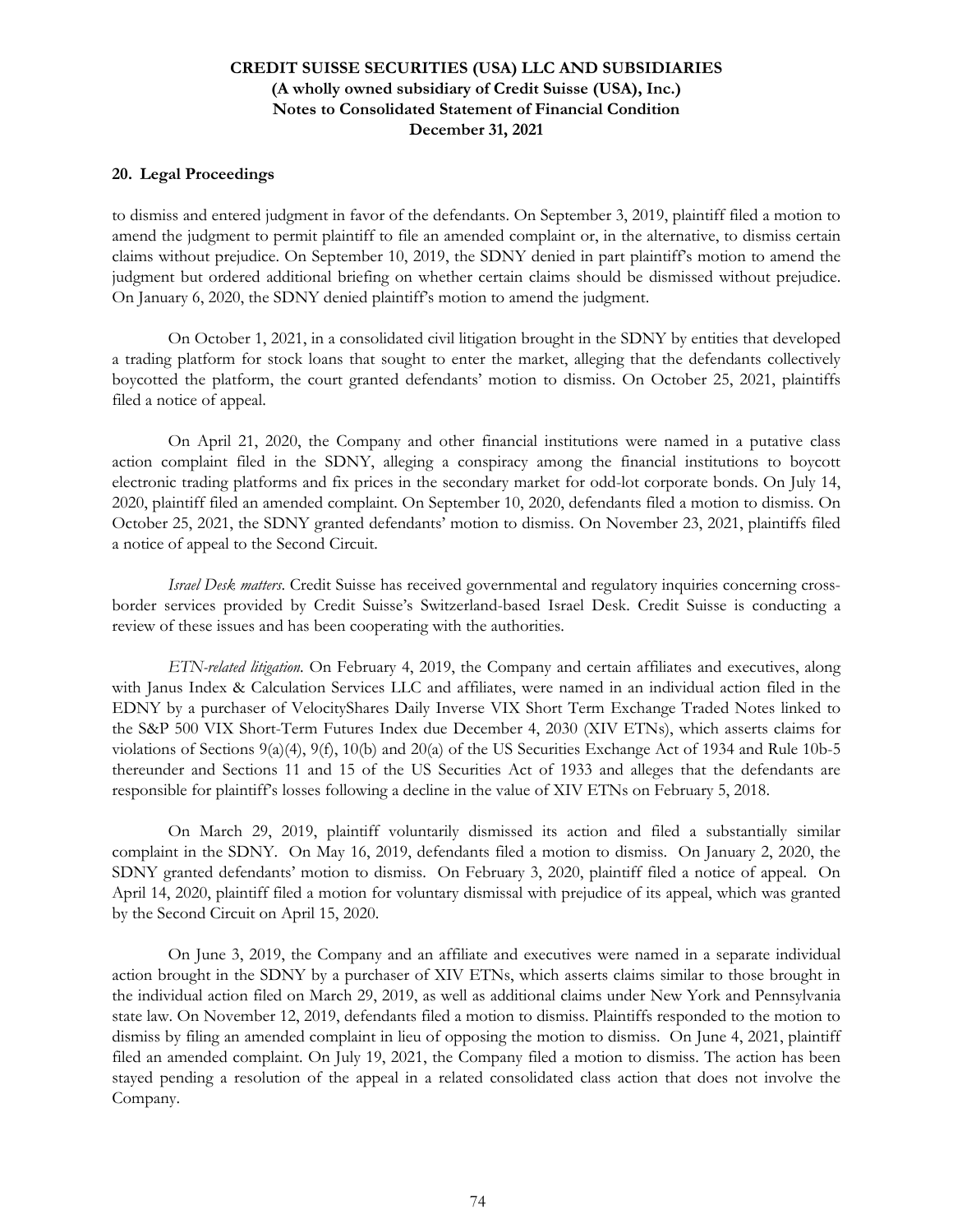## 20. Legal Proceedings

to dismiss and entered judgment in favor of the defendants. On September 3, 2019, plaintiff filed a motion to amend the judgment to permit plaintiff to file an amended complaint or, in the alternative, to dismiss certain claims without prejudice. On September 10, 2019, the SDNY denied in part plaintiff's motion to amend the judgment but ordered additional briefing on whether certain claims should be dismissed without prejudice. On January 6, 2020, the SDNY denied plaintiff's motion to amend the judgment.

On October 1, 2021, in a consolidated civil litigation brought in the SDNY by entities that developed a trading platform for stock loans that sought to enter the market, alleging that the defendants collectively boycotted the platform, the court granted defendants' motion to dismiss. On October 25, 2021, plaintiffs filed a notice of appeal.

On April 21, 2020, the Company and other financial institutions were named in a putative class action complaint filed in the SDNY, alleging a conspiracy among the financial institutions to boycott electronic trading platforms and fix prices in the secondary market for odd-lot corporate bonds. On July 14, 2020, plaintiff filed an amended complaint. On September 10, 2020, defendants filed a motion to dismiss. On October 25, 2021, the SDNY granted defendants' motion to dismiss. On November 23, 2021, plaintiffs filed a notice of appeal to the Second Circuit.

*Israel Desk matters*. Credit Suisse has received governmental and regulatory inquiries concerning cross-border services provided by Credit Suisse's Switzerland-based Israel Desk. Credit Suisse is conducting a review of these issues and has been cooperating with the authorities.

*ETN-related litigation*. On February 4, 2019, the Company and certain affiliates and executives, along with Janus Index & Calculation Services LLC and affiliates, were named in an individual action filed in the EDNY by a purchaser of VelocityShares Daily Inverse VIX Short Term Exchange Traded Notes linked to the S&P 500 VIX Short-Term Futures Index due December 4, 2030 (XIV ETNs), which asserts claims for violations of Sections 9(a)(4), 9(f), 10(b) and 20(a) of the US Securities Exchange Act of 1934 and Rule 10b-5 thereunder and Sections 11 and 15 of the US Securities Act of 1933 and alleges that the defendants are responsible for plaintiff's losses following a decline in the value of XIV ETNs on February 5, 2018.

On March 29, 2019, plaintiff voluntarily dismissed its action and filed a substantially similar complaint in the SDNY. On May 16, 2019, defendants filed a motion to dismiss. On January 2, 2020, the SDNY granted defendants' motion to dismiss. On February 3, 2020, plaintiff filed a notice of appeal. On April 14, 2020, plaintiff filed a motion for voluntary dismissal with prejudice of its appeal, which was granted by the Second Circuit on April 15, 2020.

On June 3, 2019, the Company and an affiliate and executives were named in a separate individual action brought in the SDNY by a purchaser of XIV ETNs, which asserts claims similar to those brought in the individual action filed on March 29, 2019, as well as additional claims under New York and Pennsylvania state law. On November 12, 2019, defendants filed a motion to dismiss. Plaintiffs responded to the motion to dismiss by filing an amended complaint in lieu of opposing the motion to dismiss. On June 4, 2021, plaintiff filed an amended complaint. On July 19, 2021, the Company filed a motion to dismiss. The action has been stayed pending a resolution of the appeal in a related consolidated class action that does not involve the Company.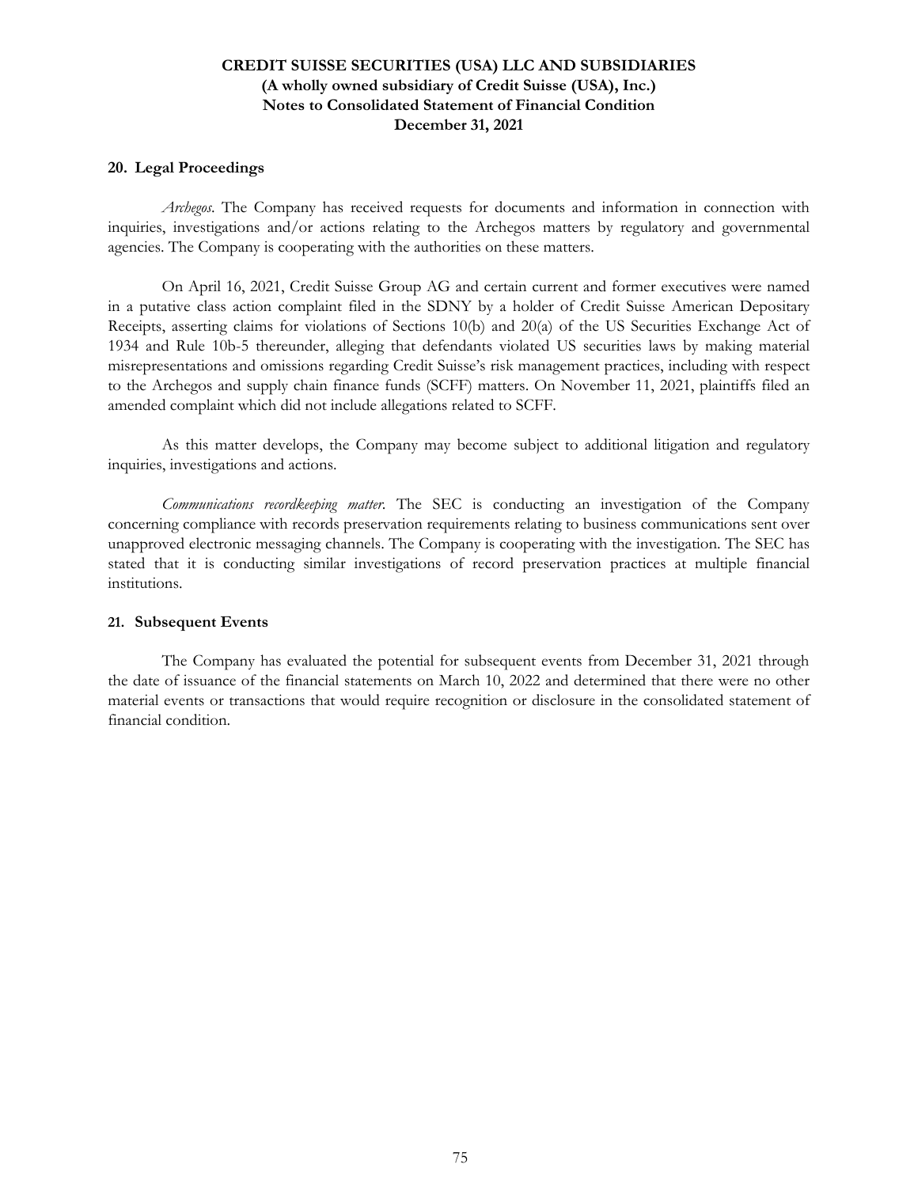## 20. Legal Proceedings

*Archegos.* The Company has received requests for documents and information in connection with inquiries, investigations and/or actions relating to the Archegos matters by regulatory and governmental agencies. The Company is cooperating with the authorities on these matters.

On April 16, 2021, Credit Suisse Group AG and certain current and former executives were named in a putative class action complaint filed in the SDNY by a holder of Credit Suisse American Depositary Receipts, asserting claims for violations of Sections 10(b) and 20(a) of the US Securities Exchange Act of 1934 and Rule 10b-5 thereunder, alleging that defendants violated US securities laws by making material misrepresentations and omissions regarding Credit Suisse's risk management practices, including with respect to the Archegos and supply chain finance funds (SCFF) matters. On November 11, 2021, plaintiffs filed an amended complaint which did not include allegations related to SCFF.

As this matter develops, the Company may become subject to additional litigation and regulatory inquiries, investigations and actions.

*Communications recordkeeping matter.* The SEC is conducting an investigation of the Company concerning compliance with records preservation requirements relating to business communications sent over unapproved electronic messaging channels. The Company is cooperating with the investigation. The SEC has stated that it is conducting similar investigations of record preservation practices at multiple financial institutions.

## 21. Subsequent Events

The Company has evaluated the potential for subsequent events from December 31, 2021 through the date of issuance of the financial statements on March 10, 2022 and determined that there were no other material events or transactions that would require recognition or disclosure in the consolidated statement of financial condition.